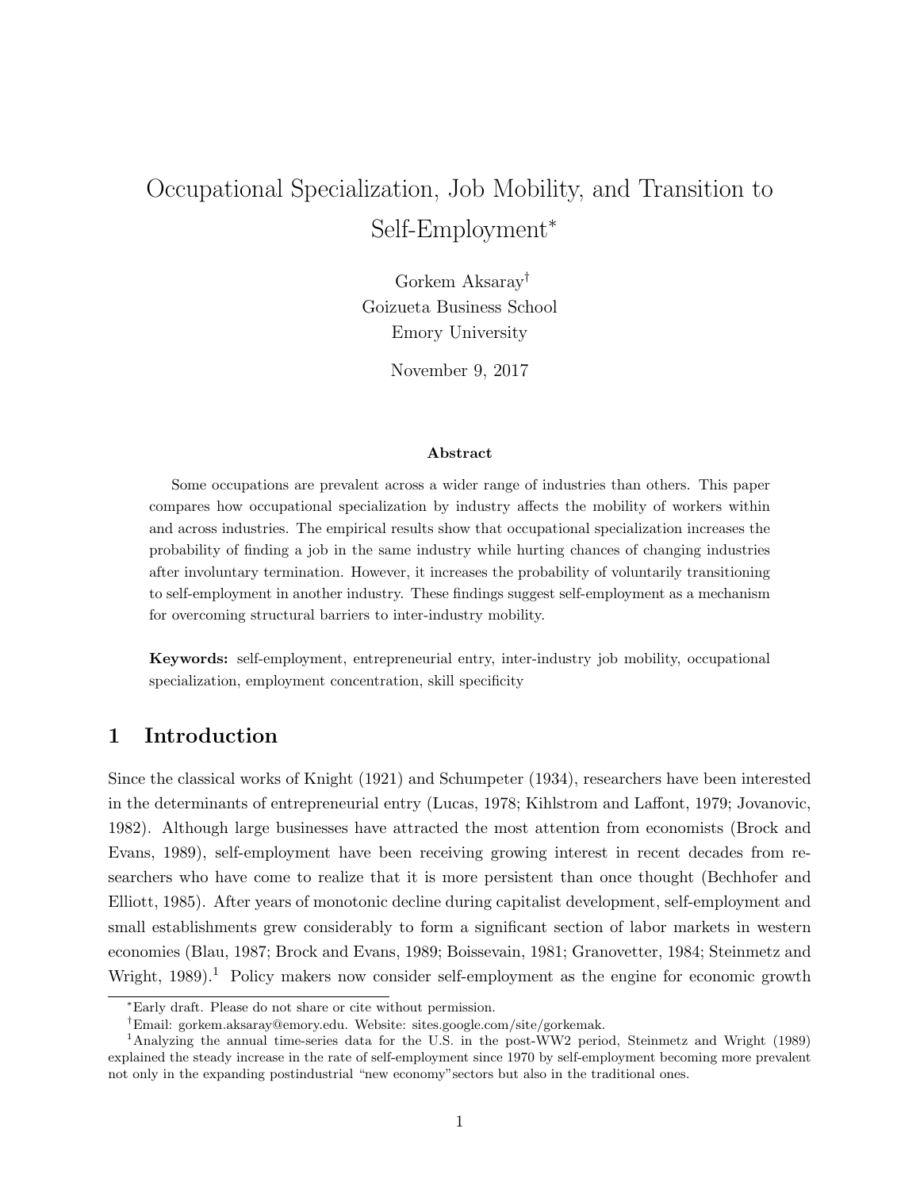# Occupational Specialization, Job Mobility, and Transition to Self-Employment*

Gorkem Aksaray†
Goizueta Business School
Emory University

November 9, 2017

### Abstract

Some occupations are prevalent across a wider range of industries than others. This paper compares how occupational specialization by industry affects the mobility of workers within and across industries. The empirical results show that occupational specialization increases the probability of finding a job in the same industry while hurting chances of changing industries after involuntary termination. However, it increases the probability of voluntarily transitioning to self-employment in another industry. These findings suggest self-employment as a mechanism for overcoming structural barriers to inter-industry mobility.

**Keywords:** self-employment, entrepreneurial entry, inter-industry job mobility, occupational specialization, employment concentration, skill specificity

## 1 Introduction

Since the classical works of Knight (1921) and Schumpeter (1934), researchers have been interested in the determinants of entrepreneurial entry (Lucas, 1978; Kihlstrom and Laffont, 1979; Jovanovic, 1982). Although large businesses have attracted the most attention from economists (Brock and Evans, 1989), self-employment have been receiving growing interest in recent decades from researchers who have come to realize that it is more persistent than once thought (Bechhofer and Elliott, 1985). After years of monotonic decline during capitalist development, self-employment and small establishments grew considerably to form a significant section of labor markets in western economies (Blau, 1987; Brock and Evans, 1989; Boissevain, 1981; Granovetter, 1984; Steinmetz and Wright, 1989).[1] Policy makers now consider self-employment as the engine for economic growth

---

*Early draft. Please do not share or cite without permission.

†Email: gorkem.aksaray@emory.edu. Website: sites.google.com/site/gorkemak.

[1]Analyzing the annual time-series data for the U.S. in the post-WW2 period, Steinmetz and Wright (1989) explained the steady increase in the rate of self-employment since 1970 by self-employment becoming more prevalent not only in the expanding postindustrial "new economy"sectors but also in the traditional ones.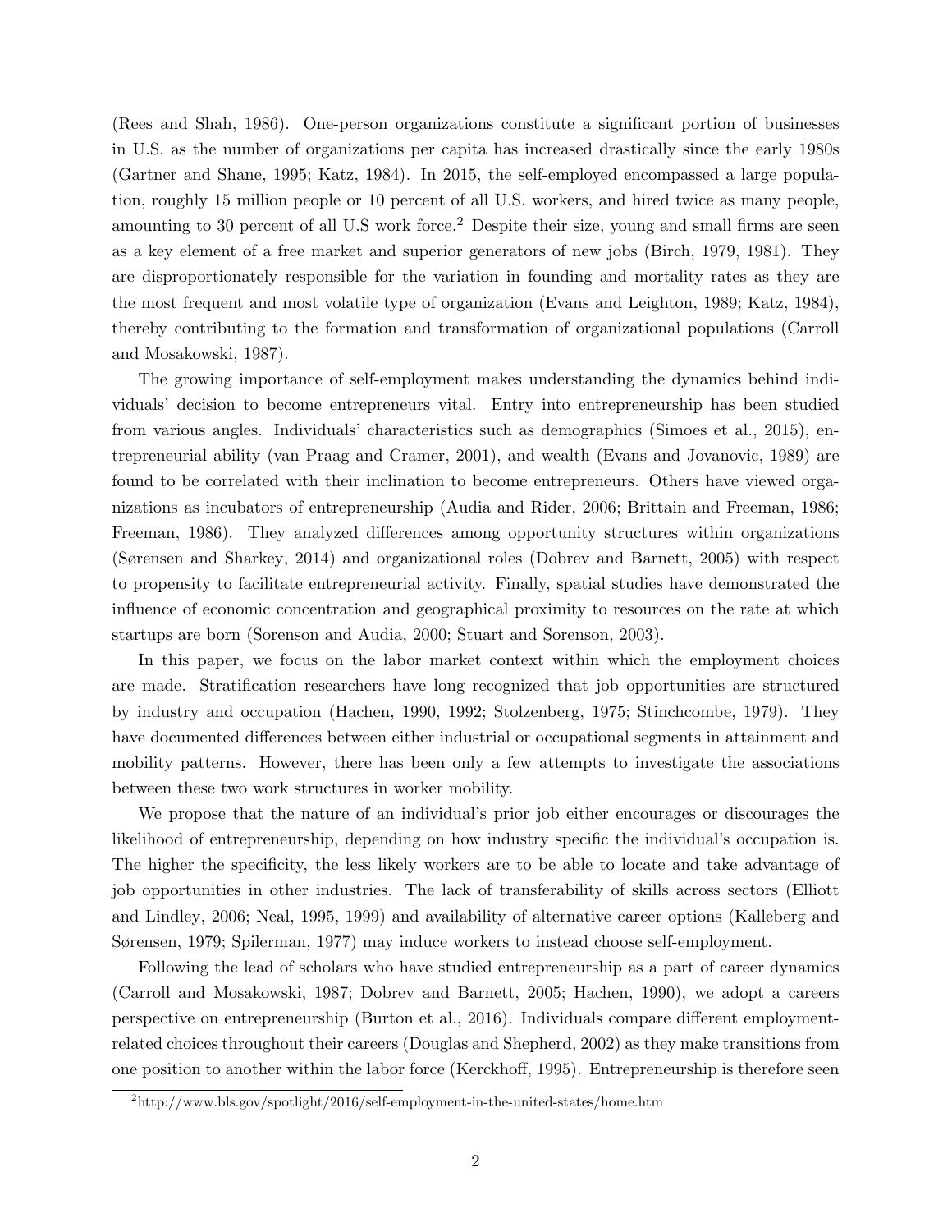(Rees and Shah, 1986). One-person organizations constitute a significant portion of businesses in U.S. as the number of organizations per capita has increased drastically since the early 1980s (Gartner and Shane, 1995; Katz, 1984). In 2015, the self-employed encompassed a large population, roughly 15 million people or 10 percent of all U.S. workers, and hired twice as many people, amounting to 30 percent of all U.S work force.[2] Despite their size, young and small firms are seen as a key element of a free market and superior generators of new jobs (Birch, 1979, 1981). They are disproportionately responsible for the variation in founding and mortality rates as they are the most frequent and most volatile type of organization (Evans and Leighton, 1989; Katz, 1984), thereby contributing to the formation and transformation of organizational populations (Carroll and Mosakowski, 1987).

The growing importance of self-employment makes understanding the dynamics behind individuals' decision to become entrepreneurs vital. Entry into entrepreneurship has been studied from various angles. Individuals' characteristics such as demographics (Simoes et al., 2015), entrepreneurial ability (van Praag and Cramer, 2001), and wealth (Evans and Jovanovic, 1989) are found to be correlated with their inclination to become entrepreneurs. Others have viewed organizations as incubators of entrepreneurship (Audia and Rider, 2006; Brittain and Freeman, 1986; Freeman, 1986). They analyzed differences among opportunity structures within organizations (Sørensen and Sharkey, 2014) and organizational roles (Dobrev and Barnett, 2005) with respect to propensity to facilitate entrepreneurial activity. Finally, spatial studies have demonstrated the influence of economic concentration and geographical proximity to resources on the rate at which startups are born (Sorenson and Audia, 2000; Stuart and Sorenson, 2003).

In this paper, we focus on the labor market context within which the employment choices are made. Stratification researchers have long recognized that job opportunities are structured by industry and occupation (Hachen, 1990, 1992; Stolzenberg, 1975; Stinchcombe, 1979). They have documented differences between either industrial or occupational segments in attainment and mobility patterns. However, there has been only a few attempts to investigate the associations between these two work structures in worker mobility.

We propose that the nature of an individual's prior job either encourages or discourages the likelihood of entrepreneurship, depending on how industry specific the individual's occupation is. The higher the specificity, the less likely workers are to be able to locate and take advantage of job opportunities in other industries. The lack of transferability of skills across sectors (Elliott and Lindley, 2006; Neal, 1995, 1999) and availability of alternative career options (Kalleberg and Sørensen, 1979; Spilerman, 1977) may induce workers to instead choose self-employment.

Following the lead of scholars who have studied entrepreneurship as a part of career dynamics (Carroll and Mosakowski, 1987; Dobrev and Barnett, 2005; Hachen, 1990), we adopt a careers perspective on entrepreneurship (Burton et al., 2016). Individuals compare different employment-related choices throughout their careers (Douglas and Shepherd, 2002) as they make transitions from one position to another within the labor force (Kerckhoff, 1995). Entrepreneurship is therefore seen

[2] http://www.bls.gov/spotlight/2016/self-employment-in-the-united-states/home.htm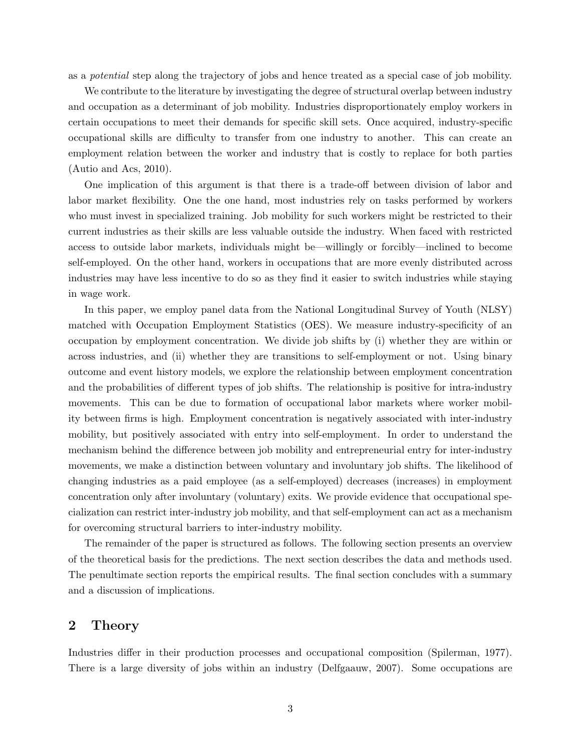as a *potential* step along the trajectory of jobs and hence treated as a special case of job mobility.

We contribute to the literature by investigating the degree of structural overlap between industry and occupation as a determinant of job mobility. Industries disproportionately employ workers in certain occupations to meet their demands for specific skill sets. Once acquired, industry-specific occupational skills are difficulty to transfer from one industry to another. This can create an employment relation between the worker and industry that is costly to replace for both parties (Autio and Acs, 2010).

One implication of this argument is that there is a trade-off between division of labor and labor market flexibility. One the one hand, most industries rely on tasks performed by workers who must invest in specialized training. Job mobility for such workers might be restricted to their current industries as their skills are less valuable outside the industry. When faced with restricted access to outside labor markets, individuals might be—willingly or forcibly—inclined to become self-employed. On the other hand, workers in occupations that are more evenly distributed across industries may have less incentive to do so as they find it easier to switch industries while staying in wage work.

In this paper, we employ panel data from the National Longitudinal Survey of Youth (NLSY) matched with Occupation Employment Statistics (OES). We measure industry-specificity of an occupation by employment concentration. We divide job shifts by (i) whether they are within or across industries, and (ii) whether they are transitions to self-employment or not. Using binary outcome and event history models, we explore the relationship between employment concentration and the probabilities of different types of job shifts. The relationship is positive for intra-industry movements. This can be due to formation of occupational labor markets where worker mobility between firms is high. Employment concentration is negatively associated with inter-industry mobility, but positively associated with entry into self-employment. In order to understand the mechanism behind the difference between job mobility and entrepreneurial entry for inter-industry movements, we make a distinction between voluntary and involuntary job shifts. The likelihood of changing industries as a paid employee (as a self-employed) decreases (increases) in employment concentration only after involuntary (voluntary) exits. We provide evidence that occupational specialization can restrict inter-industry job mobility, and that self-employment can act as a mechanism for overcoming structural barriers to inter-industry mobility.

The remainder of the paper is structured as follows. The following section presents an overview of the theoretical basis for the predictions. The next section describes the data and methods used. The penultimate section reports the empirical results. The final section concludes with a summary and a discussion of implications.

## 2 Theory

Industries differ in their production processes and occupational composition (Spilerman, 1977). There is a large diversity of jobs within an industry (Delfgaauw, 2007). Some occupations are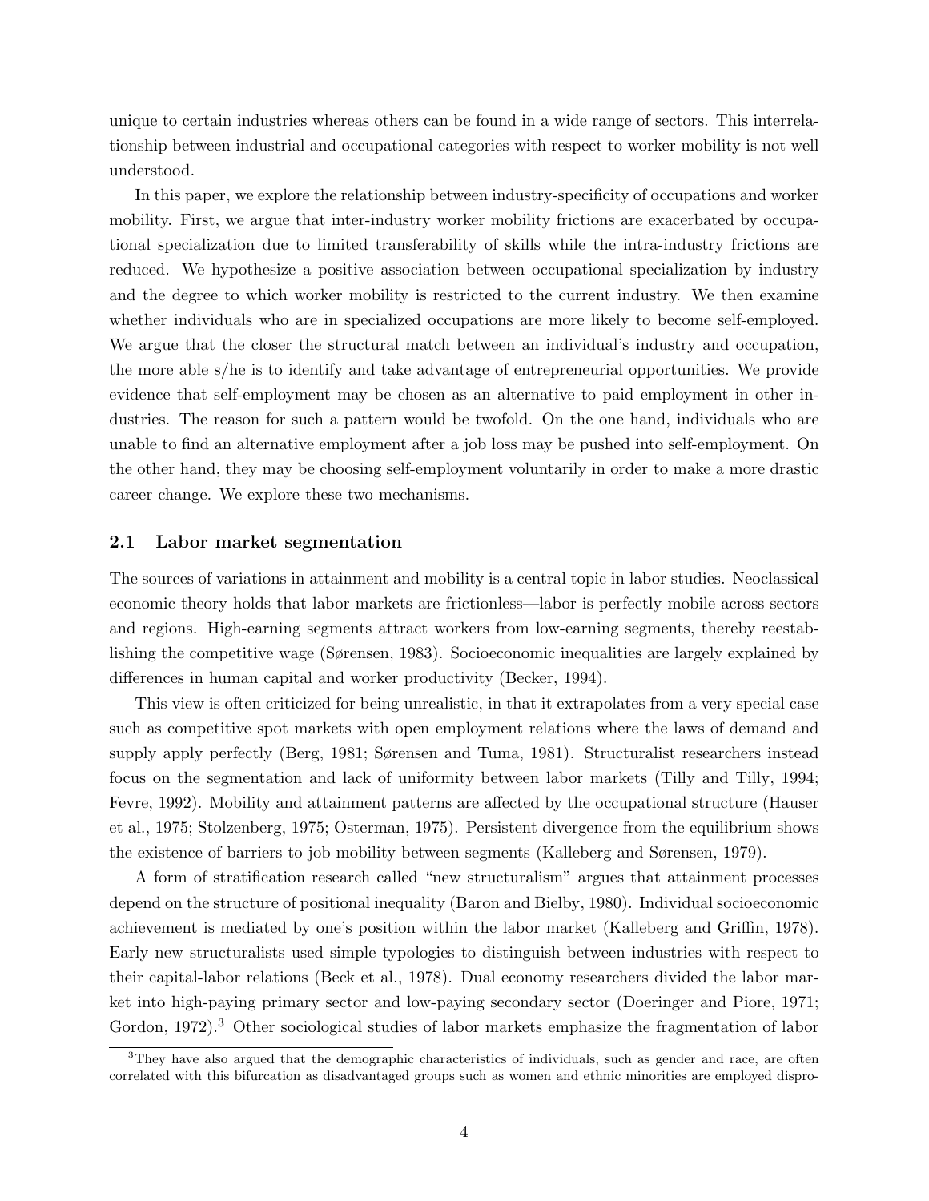unique to certain industries whereas others can be found in a wide range of sectors. This interrelationship between industrial and occupational categories with respect to worker mobility is not well understood.

In this paper, we explore the relationship between industry-specificity of occupations and worker mobility. First, we argue that inter-industry worker mobility frictions are exacerbated by occupational specialization due to limited transferability of skills while the intra-industry frictions are reduced. We hypothesize a positive association between occupational specialization by industry and the degree to which worker mobility is restricted to the current industry. We then examine whether individuals who are in specialized occupations are more likely to become self-employed. We argue that the closer the structural match between an individual's industry and occupation, the more able s/he is to identify and take advantage of entrepreneurial opportunities. We provide evidence that self-employment may be chosen as an alternative to paid employment in other industries. The reason for such a pattern would be twofold. On the one hand, individuals who are unable to find an alternative employment after a job loss may be pushed into self-employment. On the other hand, they may be choosing self-employment voluntarily in order to make a more drastic career change. We explore these two mechanisms.

## 2.1 Labor market segmentation

The sources of variations in attainment and mobility is a central topic in labor studies. Neoclassical economic theory holds that labor markets are frictionless—labor is perfectly mobile across sectors and regions. High-earning segments attract workers from low-earning segments, thereby reestablishing the competitive wage (Sørensen, 1983). Socioeconomic inequalities are largely explained by differences in human capital and worker productivity (Becker, 1994).

This view is often criticized for being unrealistic, in that it extrapolates from a very special case such as competitive spot markets with open employment relations where the laws of demand and supply apply perfectly (Berg, 1981; Sørensen and Tuma, 1981). Structuralist researchers instead focus on the segmentation and lack of uniformity between labor markets (Tilly and Tilly, 1994; Fevre, 1992). Mobility and attainment patterns are affected by the occupational structure (Hauser et al., 1975; Stolzenberg, 1975; Osterman, 1975). Persistent divergence from the equilibrium shows the existence of barriers to job mobility between segments (Kalleberg and Sørensen, 1979).

A form of stratification research called "new structuralism" argues that attainment processes depend on the structure of positional inequality (Baron and Bielby, 1980). Individual socioeconomic achievement is mediated by one's position within the labor market (Kalleberg and Griffin, 1978). Early new structuralists used simple typologies to distinguish between industries with respect to their capital-labor relations (Beck et al., 1978). Dual economy researchers divided the labor market into high-paying primary sector and low-paying secondary sector (Doeringer and Piore, 1971; Gordon, 1972).[3] Other sociological studies of labor markets emphasize the fragmentation of labor

[3] They have also argued that the demographic characteristics of individuals, such as gender and race, are often correlated with this bifurcation as disadvantaged groups such as women and ethnic minorities are employed dispro-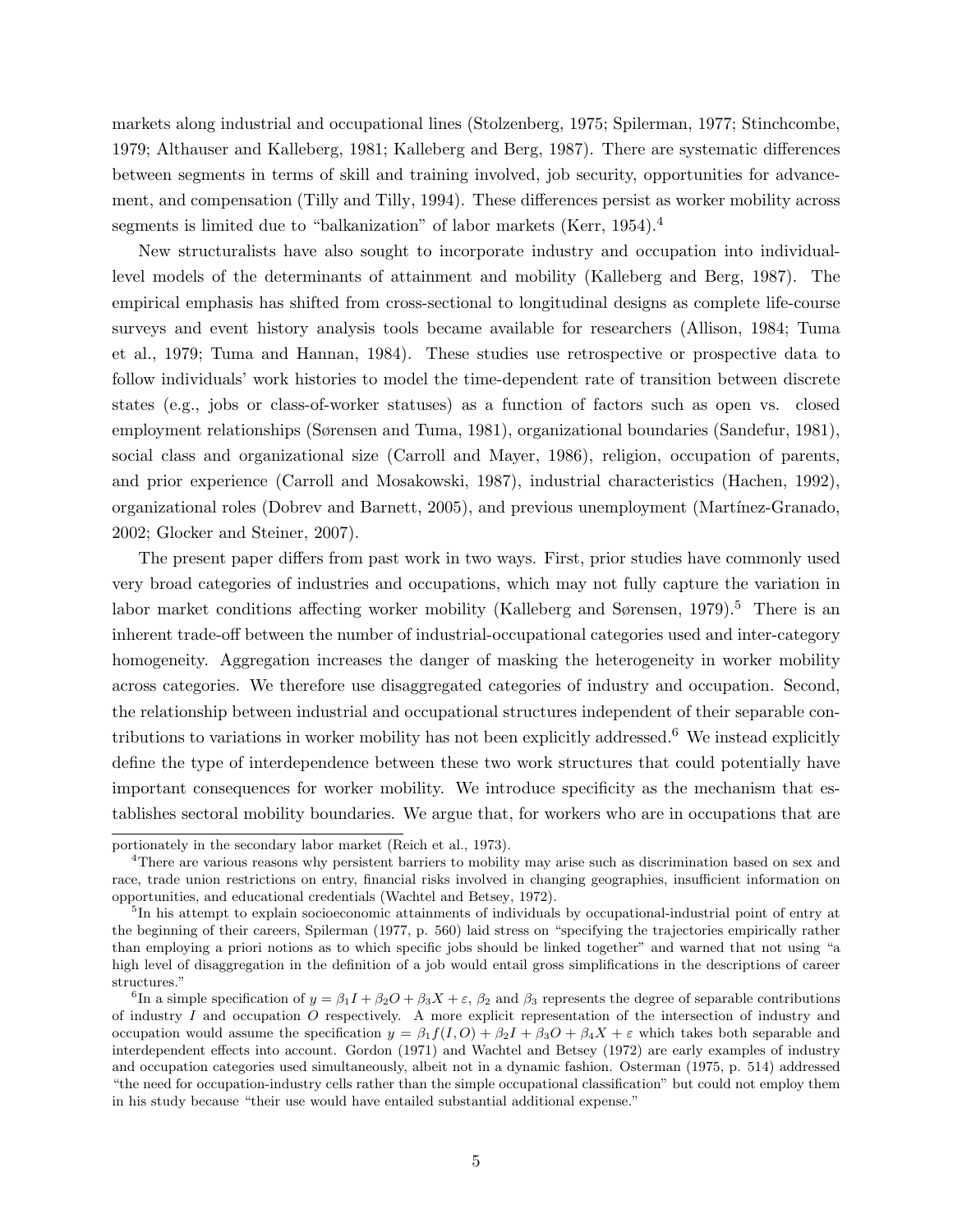markets along industrial and occupational lines (Stolzenberg, 1975; Spilerman, 1977; Stinchcombe, 1979; Althauser and Kalleberg, 1981; Kalleberg and Berg, 1987). There are systematic differences between segments in terms of skill and training involved, job security, opportunities for advancement, and compensation (Tilly and Tilly, 1994). These differences persist as worker mobility across segments is limited due to "balkanization" of labor markets (Kerr, 1954).[4]

New structuralists have also sought to incorporate industry and occupation into individual-level models of the determinants of attainment and mobility (Kalleberg and Berg, 1987). The empirical emphasis has shifted from cross-sectional to longitudinal designs as complete life-course surveys and event history analysis tools became available for researchers (Allison, 1984; Tuma et al., 1979; Tuma and Hannan, 1984). These studies use retrospective or prospective data to follow individuals' work histories to model the time-dependent rate of transition between discrete states (e.g., jobs or class-of-worker statuses) as a function of factors such as open vs. closed employment relationships (Sørensen and Tuma, 1981), organizational boundaries (Sandefur, 1981), social class and organizational size (Carroll and Mayer, 1986), religion, occupation of parents, and prior experience (Carroll and Mosakowski, 1987), industrial characteristics (Hachen, 1992), organizational roles (Dobrev and Barnett, 2005), and previous unemployment (Martínez-Granado, 2002; Glocker and Steiner, 2007).

The present paper differs from past work in two ways. First, prior studies have commonly used very broad categories of industries and occupations, which may not fully capture the variation in labor market conditions affecting worker mobility (Kalleberg and Sørensen, 1979).[5] There is an inherent trade-off between the number of industrial-occupational categories used and inter-category homogeneity. Aggregation increases the danger of masking the heterogeneity in worker mobility across categories. We therefore use disaggregated categories of industry and occupation. Second, the relationship between industrial and occupational structures independent of their separable contributions to variations in worker mobility has not been explicitly addressed.[6] We instead explicitly define the type of interdependence between these two work structures that could potentially have important consequences for worker mobility. We introduce specificity as the mechanism that establishes sectoral mobility boundaries. We argue that, for workers who are in occupations that are

portionately in the secondary labor market (Reich et al., 1973).

[4] There are various reasons why persistent barriers to mobility may arise such as discrimination based on sex and race, trade union restrictions on entry, financial risks involved in changing geographies, insufficient information on opportunities, and educational credentials (Wachtel and Betsey, 1972).

[5] In his attempt to explain socioeconomic attainments of individuals by occupational-industrial point of entry at the beginning of their careers, Spilerman (1977, p. 560) laid stress on "specifying the trajectories empirically rather than employing a priori notions as to which specific jobs should be linked together" and warned that not using "a high level of disaggregation in the definition of a job would entail gross simplifications in the descriptions of career structures."

[6] In a simple specification of $y = \beta_1 I + \beta_2 O + \beta_3 X + \varepsilon$, $\beta_2$ and $\beta_3$ represents the degree of separable contributions of industry $I$ and occupation $O$ respectively. A more explicit representation of the intersection of industry and occupation would assume the specification $y = \beta_1 f(I, O) + \beta_2 I + \beta_3 O + \beta_4 X + \varepsilon$ which takes both separable and interdependent effects into account. Gordon (1971) and Wachtel and Betsey (1972) are early examples of industry and occupation categories used simultaneously, albeit not in a dynamic fashion. Osterman (1975, p. 514) addressed "the need for occupation-industry cells rather than the simple occupational classification" but could not employ them in his study because "their use would have entailed substantial additional expense."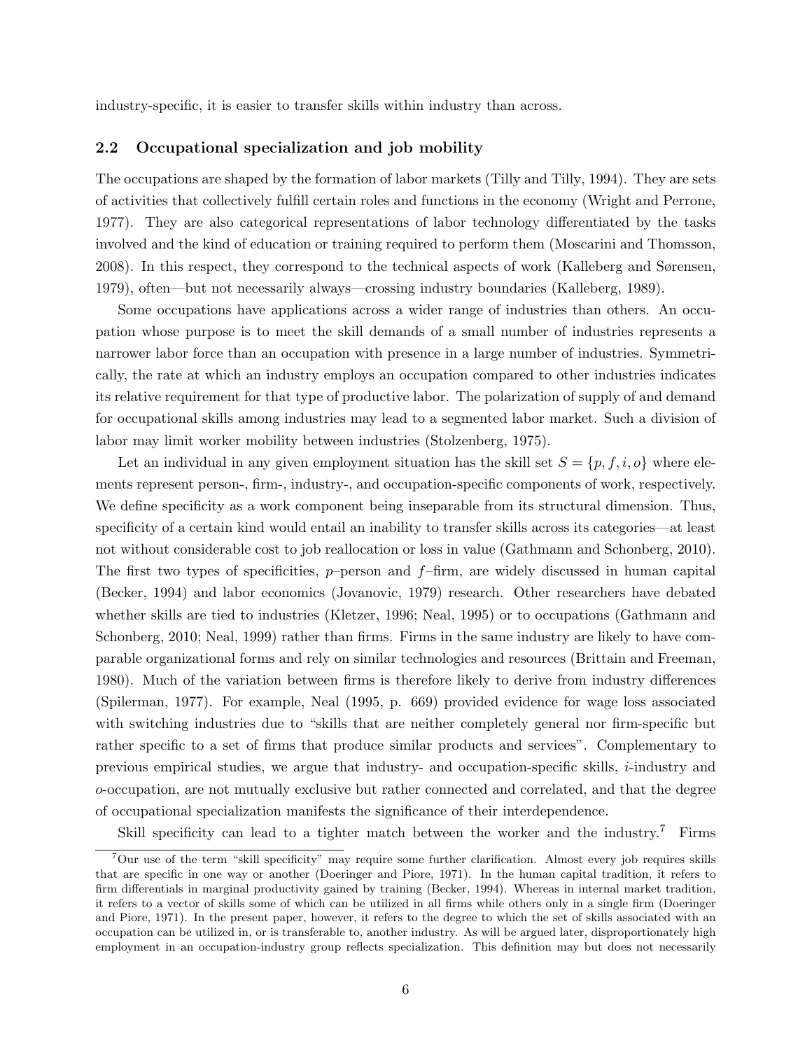industry-specific, it is easier to transfer skills within industry than across.

### 2.2 Occupational specialization and job mobility

The occupations are shaped by the formation of labor markets (Tilly and Tilly, 1994). They are sets of activities that collectively fulfill certain roles and functions in the economy (Wright and Perrone, 1977). They are also categorical representations of labor technology differentiated by the tasks involved and the kind of education or training required to perform them (Moscarini and Thomsson, 2008). In this respect, they correspond to the technical aspects of work (Kalleberg and Sørensen, 1979), often—but not necessarily always—crossing industry boundaries (Kalleberg, 1989).

Some occupations have applications across a wider range of industries than others. An occupation whose purpose is to meet the skill demands of a small number of industries represents a narrower labor force than an occupation with presence in a large number of industries. Symmetrically, the rate at which an industry employs an occupation compared to other industries indicates its relative requirement for that type of productive labor. The polarization of supply of and demand for occupational skills among industries may lead to a segmented labor market. Such a division of labor may limit worker mobility between industries (Stolzenberg, 1975).

Let an individual in any given employment situation has the skill set $S = \{p, f, i, o\}$ where elements represent person-, firm-, industry-, and occupation-specific components of work, respectively. We define specificity as a work component being inseparable from its structural dimension. Thus, specificity of a certain kind would entail an inability to transfer skills across its categories—at least not without considerable cost to job reallocation or loss in value (Gathmann and Schonberg, 2010). The first two types of specificities, $p$–person and $f$–firm, are widely discussed in human capital (Becker, 1994) and labor economics (Jovanovic, 1979) research. Other researchers have debated whether skills are tied to industries (Kletzer, 1996; Neal, 1995) or to occupations (Gathmann and Schonberg, 2010; Neal, 1999) rather than firms. Firms in the same industry are likely to have comparable organizational forms and rely on similar technologies and resources (Brittain and Freeman, 1980). Much of the variation between firms is therefore likely to derive from industry differences (Spilerman, 1977). For example, Neal (1995, p. 669) provided evidence for wage loss associated with switching industries due to "skills that are neither completely general nor firm-specific but rather specific to a set of firms that produce similar products and services". Complementary to previous empirical studies, we argue that industry- and occupation-specific skills, $i$-industry and $o$-occupation, are not mutually exclusive but rather connected and correlated, and that the degree of occupational specialization manifests the significance of their interdependence.

Skill specificity can lead to a tighter match between the worker and the industry.[7] Firms

[7] Our use of the term "skill specificity" may require some further clarification. Almost every job requires skills that are specific in one way or another (Doeringer and Piore, 1971). In the human capital tradition, it refers to firm differentials in marginal productivity gained by training (Becker, 1994). Whereas in internal market tradition, it refers to a vector of skills some of which can be utilized in all firms while others only in a single firm (Doeringer and Piore, 1971). In the present paper, however, it refers to the degree to which the set of skills associated with an occupation can be utilized in, or is transferable to, another industry. As will be argued later, disproportionately high employment in an occupation-industry group reflects specialization. This definition may but does not necessarily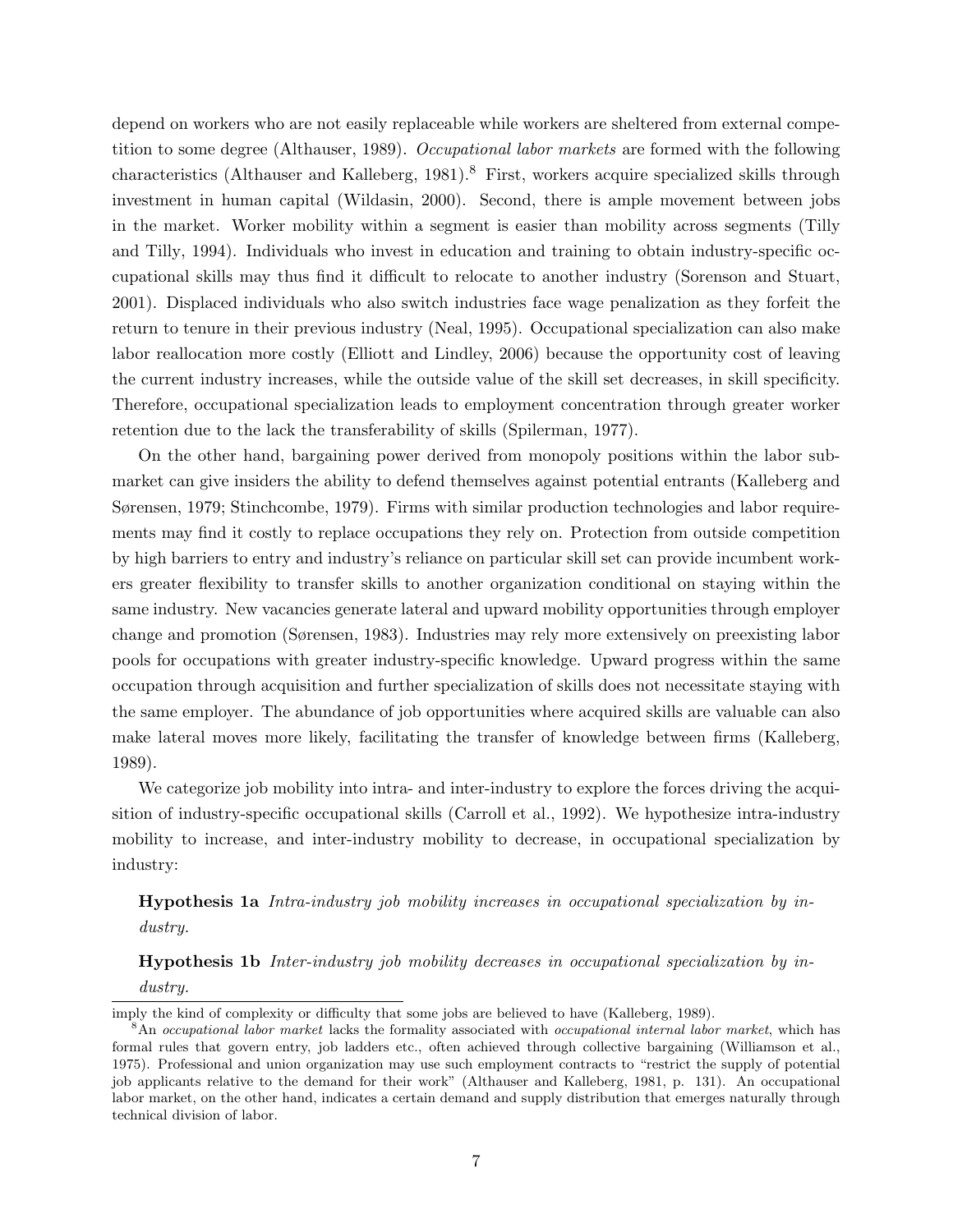depend on workers who are not easily replaceable while workers are sheltered from external competition to some degree (Althauser, 1989). *Occupational labor markets* are formed with the following characteristics (Althauser and Kalleberg, 1981).[8] First, workers acquire specialized skills through investment in human capital (Wildasin, 2000). Second, there is ample movement between jobs in the market. Worker mobility within a segment is easier than mobility across segments (Tilly and Tilly, 1994). Individuals who invest in education and training to obtain industry-specific occupational skills may thus find it difficult to relocate to another industry (Sorenson and Stuart, 2001). Displaced individuals who also switch industries face wage penalization as they forfeit the return to tenure in their previous industry (Neal, 1995). Occupational specialization can also make labor reallocation more costly (Elliott and Lindley, 2006) because the opportunity cost of leaving the current industry increases, while the outside value of the skill set decreases, in skill specificity. Therefore, occupational specialization leads to employment concentration through greater worker retention due to the lack the transferability of skills (Spilerman, 1977).

On the other hand, bargaining power derived from monopoly positions within the labor submarket can give insiders the ability to defend themselves against potential entrants (Kalleberg and Sørensen, 1979; Stinchcombe, 1979). Firms with similar production technologies and labor requirements may find it costly to replace occupations they rely on. Protection from outside competition by high barriers to entry and industry's reliance on particular skill set can provide incumbent workers greater flexibility to transfer skills to another organization conditional on staying within the same industry. New vacancies generate lateral and upward mobility opportunities through employer change and promotion (Sørensen, 1983). Industries may rely more extensively on preexisting labor pools for occupations with greater industry-specific knowledge. Upward progress within the same occupation through acquisition and further specialization of skills does not necessitate staying with the same employer. The abundance of job opportunities where acquired skills are valuable can also make lateral moves more likely, facilitating the transfer of knowledge between firms (Kalleberg, 1989).

We categorize job mobility into intra- and inter-industry to explore the forces driving the acquisition of industry-specific occupational skills (Carroll et al., 1992). We hypothesize intra-industry mobility to increase, and inter-industry mobility to decrease, in occupational specialization by industry:

**Hypothesis 1a** *Intra-industry job mobility increases in occupational specialization by industry.*

**Hypothesis 1b** *Inter-industry job mobility decreases in occupational specialization by industry.*

---

imply the kind of complexity or difficulty that some jobs are believed to have (Kalleberg, 1989).

[8] An *occupational labor market* lacks the formality associated with *occupational internal labor market*, which has formal rules that govern entry, job ladders etc., often achieved through collective bargaining (Williamson et al., 1975). Professional and union organization may use such employment contracts to "restrict the supply of potential job applicants relative to the demand for their work" (Althauser and Kalleberg, 1981, p. 131). An occupational labor market, on the other hand, indicates a certain demand and supply distribution that emerges naturally through technical division of labor.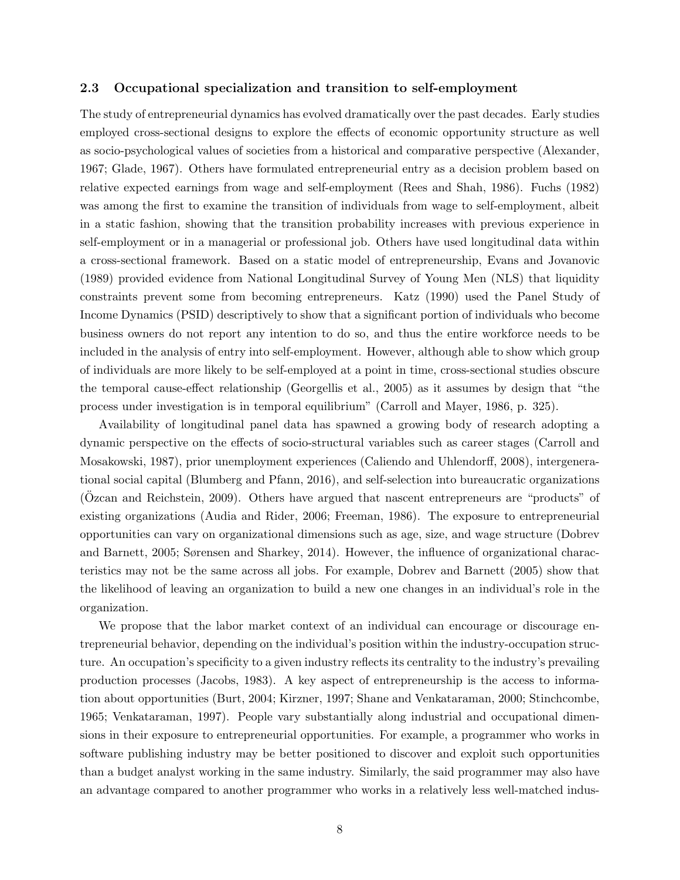### 2.3 Occupational specialization and transition to self-employment

The study of entrepreneurial dynamics has evolved dramatically over the past decades. Early studies employed cross-sectional designs to explore the effects of economic opportunity structure as well as socio-psychological values of societies from a historical and comparative perspective (Alexander, 1967; Glade, 1967). Others have formulated entrepreneurial entry as a decision problem based on relative expected earnings from wage and self-employment (Rees and Shah, 1986). Fuchs (1982) was among the first to examine the transition of individuals from wage to self-employment, albeit in a static fashion, showing that the transition probability increases with previous experience in self-employment or in a managerial or professional job. Others have used longitudinal data within a cross-sectional framework. Based on a static model of entrepreneurship, Evans and Jovanovic (1989) provided evidence from National Longitudinal Survey of Young Men (NLS) that liquidity constraints prevent some from becoming entrepreneurs. Katz (1990) used the Panel Study of Income Dynamics (PSID) descriptively to show that a significant portion of individuals who become business owners do not report any intention to do so, and thus the entire workforce needs to be included in the analysis of entry into self-employment. However, although able to show which group of individuals are more likely to be self-employed at a point in time, cross-sectional studies obscure the temporal cause-effect relationship (Georgellis et al., 2005) as it assumes by design that "the process under investigation is in temporal equilibrium" (Carroll and Mayer, 1986, p. 325).

Availability of longitudinal panel data has spawned a growing body of research adopting a dynamic perspective on the effects of socio-structural variables such as career stages (Carroll and Mosakowski, 1987), prior unemployment experiences (Caliendo and Uhlendorff, 2008), intergenerational social capital (Blumberg and Pfann, 2016), and self-selection into bureaucratic organizations (Özcan and Reichstein, 2009). Others have argued that nascent entrepreneurs are "products" of existing organizations (Audia and Rider, 2006; Freeman, 1986). The exposure to entrepreneurial opportunities can vary on organizational dimensions such as age, size, and wage structure (Dobrev and Barnett, 2005; Sørensen and Sharkey, 2014). However, the influence of organizational characteristics may not be the same across all jobs. For example, Dobrev and Barnett (2005) show that the likelihood of leaving an organization to build a new one changes in an individual's role in the organization.

We propose that the labor market context of an individual can encourage or discourage entrepreneurial behavior, depending on the individual's position within the industry-occupation structure. An occupation's specificity to a given industry reflects its centrality to the industry's prevailing production processes (Jacobs, 1983). A key aspect of entrepreneurship is the access to information about opportunities (Burt, 2004; Kirzner, 1997; Shane and Venkataraman, 2000; Stinchcombe, 1965; Venkataraman, 1997). People vary substantially along industrial and occupational dimensions in their exposure to entrepreneurial opportunities. For example, a programmer who works in software publishing industry may be better positioned to discover and exploit such opportunities than a budget analyst working in the same industry. Similarly, the said programmer may also have an advantage compared to another programmer who works in a relatively less well-matched indus-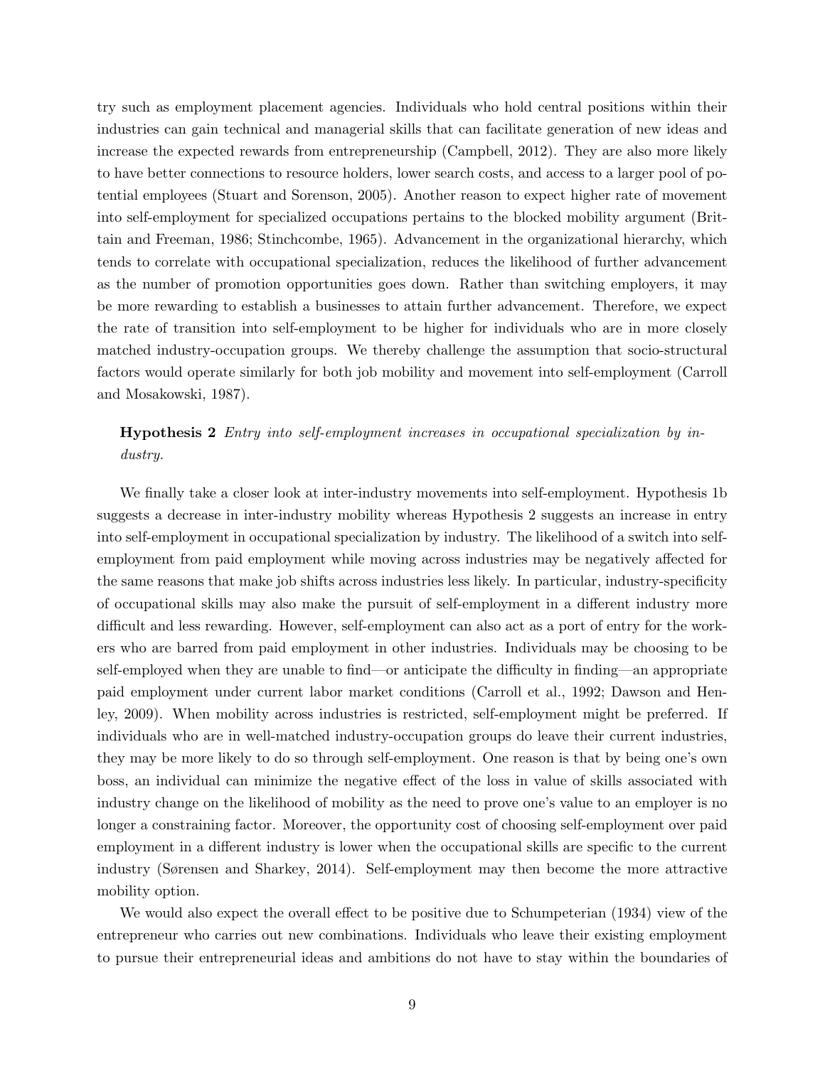try such as employment placement agencies. Individuals who hold central positions within their industries can gain technical and managerial skills that can facilitate generation of new ideas and increase the expected rewards from entrepreneurship (Campbell, 2012). They are also more likely to have better connections to resource holders, lower search costs, and access to a larger pool of potential employees (Stuart and Sorenson, 2005). Another reason to expect higher rate of movement into self-employment for specialized occupations pertains to the blocked mobility argument (Brittain and Freeman, 1986; Stinchcombe, 1965). Advancement in the organizational hierarchy, which tends to correlate with occupational specialization, reduces the likelihood of further advancement as the number of promotion opportunities goes down. Rather than switching employers, it may be more rewarding to establish a businesses to attain further advancement. Therefore, we expect the rate of transition into self-employment to be higher for individuals who are in more closely matched industry-occupation groups. We thereby challenge the assumption that socio-structural factors would operate similarly for both job mobility and movement into self-employment (Carroll and Mosakowski, 1987).

**Hypothesis 2** *Entry into self-employment increases in occupational specialization by industry.*

We finally take a closer look at inter-industry movements into self-employment. Hypothesis 1b suggests a decrease in inter-industry mobility whereas Hypothesis 2 suggests an increase in entry into self-employment in occupational specialization by industry. The likelihood of a switch into self-employment from paid employment while moving across industries may be negatively affected for the same reasons that make job shifts across industries less likely. In particular, industry-specificity of occupational skills may also make the pursuit of self-employment in a different industry more difficult and less rewarding. However, self-employment can also act as a port of entry for the workers who are barred from paid employment in other industries. Individuals may be choosing to be self-employed when they are unable to find—or anticipate the difficulty in finding—an appropriate paid employment under current labor market conditions (Carroll et al., 1992; Dawson and Henley, 2009). When mobility across industries is restricted, self-employment might be preferred. If individuals who are in well-matched industry-occupation groups do leave their current industries, they may be more likely to do so through self-employment. One reason is that by being one's own boss, an individual can minimize the negative effect of the loss in value of skills associated with industry change on the likelihood of mobility as the need to prove one's value to an employer is no longer a constraining factor. Moreover, the opportunity cost of choosing self-employment over paid employment in a different industry is lower when the occupational skills are specific to the current industry (Sørensen and Sharkey, 2014). Self-employment may then become the more attractive mobility option.

We would also expect the overall effect to be positive due to Schumpeterian (1934) view of the entrepreneur who carries out new combinations. Individuals who leave their existing employment to pursue their entrepreneurial ideas and ambitions do not have to stay within the boundaries of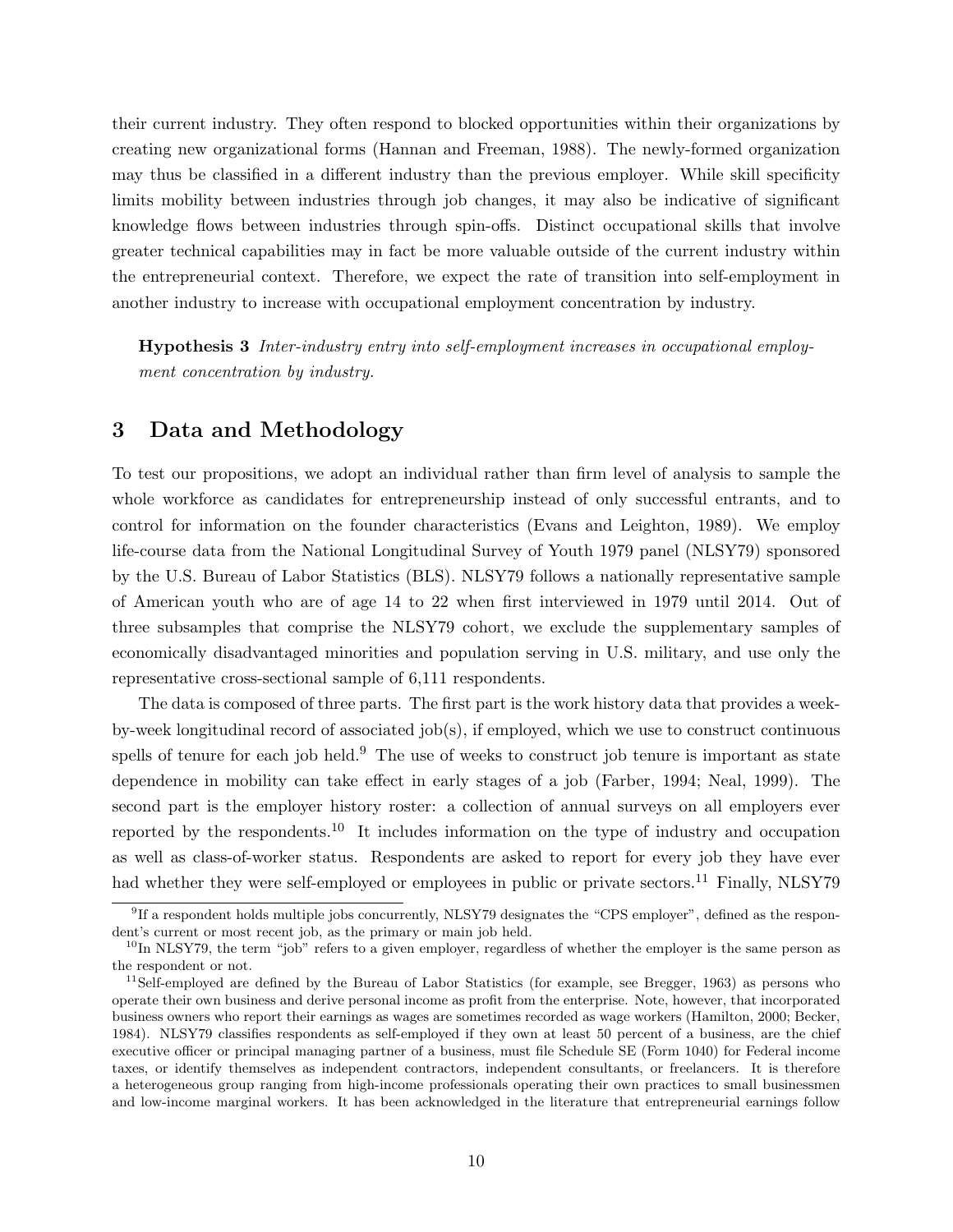their current industry. They often respond to blocked opportunities within their organizations by creating new organizational forms (Hannan and Freeman, 1988). The newly-formed organization may thus be classified in a different industry than the previous employer. While skill specificity limits mobility between industries through job changes, it may also be indicative of significant knowledge flows between industries through spin-offs. Distinct occupational skills that involve greater technical capabilities may in fact be more valuable outside of the current industry within the entrepreneurial context. Therefore, we expect the rate of transition into self-employment in another industry to increase with occupational employment concentration by industry.

**Hypothesis 3** *Inter-industry entry into self-employment increases in occupational employment concentration by industry.*

## 3 Data and Methodology

To test our propositions, we adopt an individual rather than firm level of analysis to sample the whole workforce as candidates for entrepreneurship instead of only successful entrants, and to control for information on the founder characteristics (Evans and Leighton, 1989). We employ life-course data from the National Longitudinal Survey of Youth 1979 panel (NLSY79) sponsored by the U.S. Bureau of Labor Statistics (BLS). NLSY79 follows a nationally representative sample of American youth who are of age 14 to 22 when first interviewed in 1979 until 2014. Out of three subsamples that comprise the NLSY79 cohort, we exclude the supplementary samples of economically disadvantaged minorities and population serving in U.S. military, and use only the representative cross-sectional sample of 6,111 respondents.

The data is composed of three parts. The first part is the work history data that provides a week-by-week longitudinal record of associated job(s), if employed, which we use to construct continuous spells of tenure for each job held.[9] The use of weeks to construct job tenure is important as state dependence in mobility can take effect in early stages of a job (Farber, 1994; Neal, 1999). The second part is the employer history roster: a collection of annual surveys on all employers ever reported by the respondents.[10] It includes information on the type of industry and occupation as well as class-of-worker status. Respondents are asked to report for every job they have ever had whether they were self-employed or employees in public or private sectors.[11] Finally, NLSY79

[9] If a respondent holds multiple jobs concurrently, NLSY79 designates the "CPS employer", defined as the respondent's current or most recent job, as the primary or main job held.

[10] In NLSY79, the term "job" refers to a given employer, regardless of whether the employer is the same person as the respondent or not.

[11] Self-employed are defined by the Bureau of Labor Statistics (for example, see Bregger, 1963) as persons who operate their own business and derive personal income as profit from the enterprise. Note, however, that incorporated business owners who report their earnings as wages are sometimes recorded as wage workers (Hamilton, 2000; Becker, 1984). NLSY79 classifies respondents as self-employed if they own at least 50 percent of a business, are the chief executive officer or principal managing partner of a business, must file Schedule SE (Form 1040) for Federal income taxes, or identify themselves as independent contractors, independent consultants, or freelancers. It is therefore a heterogeneous group ranging from high-income professionals operating their own practices to small businessmen and low-income marginal workers. It has been acknowledged in the literature that entrepreneurial earnings follow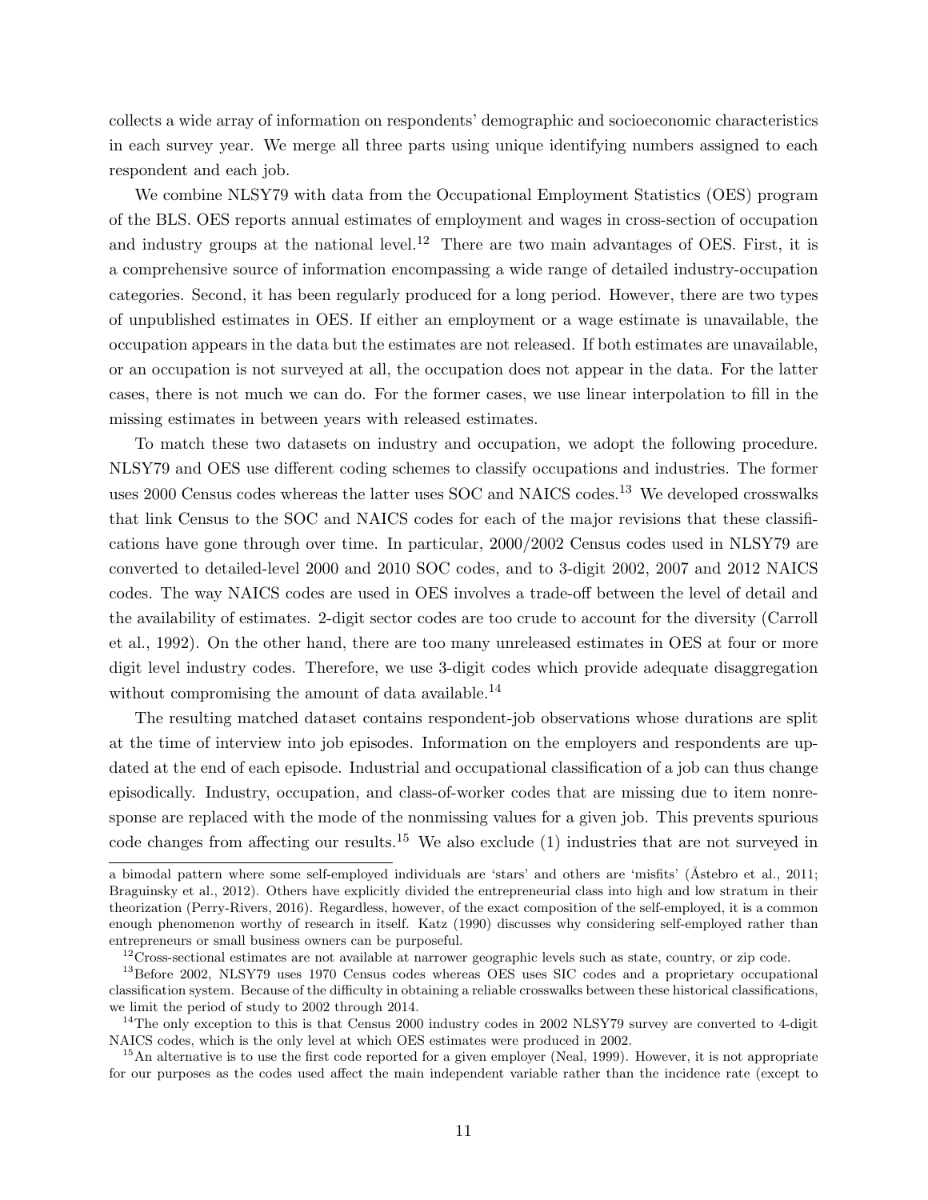collects a wide array of information on respondents' demographic and socioeconomic characteristics in each survey year. We merge all three parts using unique identifying numbers assigned to each respondent and each job.

We combine NLSY79 with data from the Occupational Employment Statistics (OES) program of the BLS. OES reports annual estimates of employment and wages in cross-section of occupation and industry groups at the national level.[12] There are two main advantages of OES. First, it is a comprehensive source of information encompassing a wide range of detailed industry-occupation categories. Second, it has been regularly produced for a long period. However, there are two types of unpublished estimates in OES. If either an employment or a wage estimate is unavailable, the occupation appears in the data but the estimates are not released. If both estimates are unavailable, or an occupation is not surveyed at all, the occupation does not appear in the data. For the latter cases, there is not much we can do. For the former cases, we use linear interpolation to fill in the missing estimates in between years with released estimates.

To match these two datasets on industry and occupation, we adopt the following procedure. NLSY79 and OES use different coding schemes to classify occupations and industries. The former uses 2000 Census codes whereas the latter uses SOC and NAICS codes.[13] We developed crosswalks that link Census to the SOC and NAICS codes for each of the major revisions that these classifications have gone through over time. In particular, 2000/2002 Census codes used in NLSY79 are converted to detailed-level 2000 and 2010 SOC codes, and to 3-digit 2002, 2007 and 2012 NAICS codes. The way NAICS codes are used in OES involves a trade-off between the level of detail and the availability of estimates. 2-digit sector codes are too crude to account for the diversity (Carroll et al., 1992). On the other hand, there are too many unreleased estimates in OES at four or more digit level industry codes. Therefore, we use 3-digit codes which provide adequate disaggregation without compromising the amount of data available.[14]

The resulting matched dataset contains respondent-job observations whose durations are split at the time of interview into job episodes. Information on the employers and respondents are updated at the end of each episode. Industrial and occupational classification of a job can thus change episodically. Industry, occupation, and class-of-worker codes that are missing due to item nonresponse are replaced with the mode of the nonmissing values for a given job. This prevents spurious code changes from affecting our results.[15] We also exclude (1) industries that are not surveyed in

---

a bimodal pattern where some self-employed individuals are 'stars' and others are 'misfits' (Åstebro et al., 2011; Braguinsky et al., 2012). Others have explicitly divided the entrepreneurial class into high and low stratum in their theorization (Perry-Rivers, 2016). Regardless, however, of the exact composition of the self-employed, it is a common enough phenomenon worthy of research in itself. Katz (1990) discusses why considering self-employed rather than entrepreneurs or small business owners can be purposeful.

[12] Cross-sectional estimates are not available at narrower geographic levels such as state, country, or zip code.

[13] Before 2002, NLSY79 uses 1970 Census codes whereas OES uses SIC codes and a proprietary occupational classification system. Because of the difficulty in obtaining a reliable crosswalks between these historical classifications, we limit the period of study to 2002 through 2014.

[14] The only exception to this is that Census 2000 industry codes in 2002 NLSY79 survey are converted to 4-digit NAICS codes, which is the only level at which OES estimates were produced in 2002.

[15] An alternative is to use the first code reported for a given employer (Neal, 1999). However, it is not appropriate for our purposes as the codes used affect the main independent variable rather than the incidence rate (except to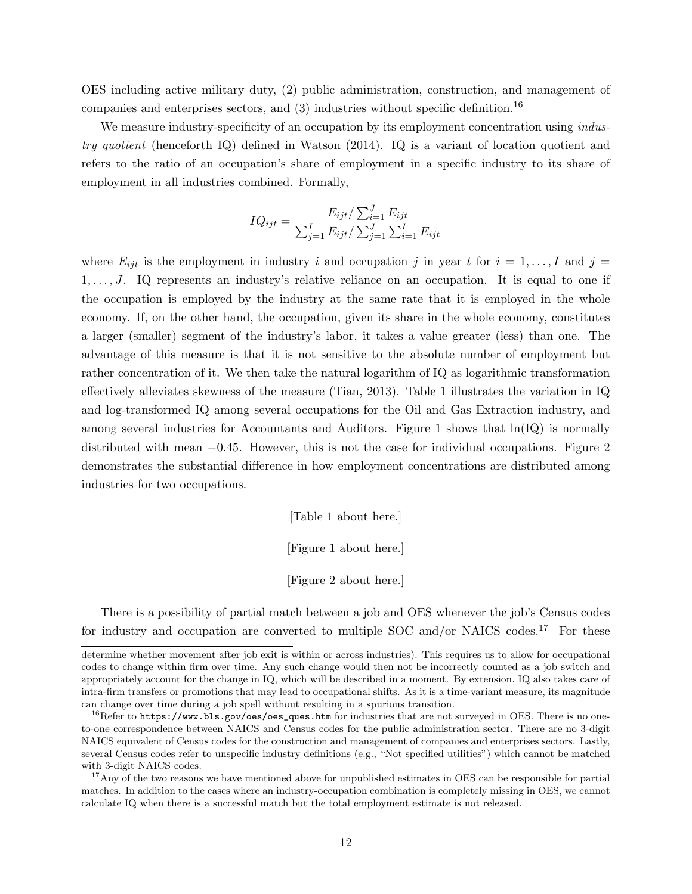OES including active military duty, (2) public administration, construction, and management of companies and enterprises sectors, and (3) industries without specific definition.[16]

We measure industry-specificity of an occupation by its employment concentration using *industry quotient* (henceforth IQ) defined in Watson (2014). IQ is a variant of location quotient and refers to the ratio of an occupation's share of employment in a specific industry to its share of employment in all industries combined. Formally,

$$IQ_{ijt} = \frac{E_{ijt} / \sum_{i=1}^{J} E_{ijt}}{\sum_{j=1}^{I} E_{ijt} / \sum_{j=1}^{J} \sum_{i=1}^{I} E_{ijt}}$$

where $E_{ijt}$ is the employment in industry $i$ and occupation $j$ in year $t$ for $i = 1, \ldots, I$ and $j = 1, \ldots, J$. IQ represents an industry's relative reliance on an occupation. It is equal to one if the occupation is employed by the industry at the same rate that it is employed in the whole economy. If, on the other hand, the occupation, given its share in the whole economy, constitutes a larger (smaller) segment of the industry's labor, it takes a value greater (less) than one. The advantage of this measure is that it is not sensitive to the absolute number of employment but rather concentration of it. We then take the natural logarithm of IQ as logarithmic transformation effectively alleviates skewness of the measure (Tian, 2013). Table 1 illustrates the variation in IQ and log-transformed IQ among several occupations for the Oil and Gas Extraction industry, and among several industries for Accountants and Auditors. Figure 1 shows that ln(IQ) is normally distributed with mean $-0.45$. However, this is not the case for individual occupations. Figure 2 demonstrates the substantial difference in how employment concentrations are distributed among industries for two occupations.

[Table 1 about here.]

[Figure 1 about here.]

[Figure 2 about here.]

There is a possibility of partial match between a job and OES whenever the job's Census codes for industry and occupation are converted to multiple SOC and/or NAICS codes.[17] For these

---

determine whether movement after job exit is within or across industries). This requires us to allow for occupational codes to change within firm over time. Any such change would then not be incorrectly counted as a job switch and appropriately account for the change in IQ, which will be described in a moment. By extension, IQ also takes care of intra-firm transfers or promotions that may lead to occupational shifts. As it is a time-variant measure, its magnitude can change over time during a job spell without resulting in a spurious transition.

[16] Refer to `https://www.bls.gov/oes/oes_ques.htm` for industries that are not surveyed in OES. There is no one-to-one correspondence between NAICS and Census codes for the public administration sector. There are no 3-digit NAICS equivalent of Census codes for the construction and management of companies and enterprises sectors. Lastly, several Census codes refer to unspecific industry definitions (e.g., "Not specified utilities") which cannot be matched with 3-digit NAICS codes.

[17] Any of the two reasons we have mentioned above for unpublished estimates in OES can be responsible for partial matches. In addition to the cases where an industry-occupation combination is completely missing in OES, we cannot calculate IQ when there is a successful match but the total employment estimate is not released.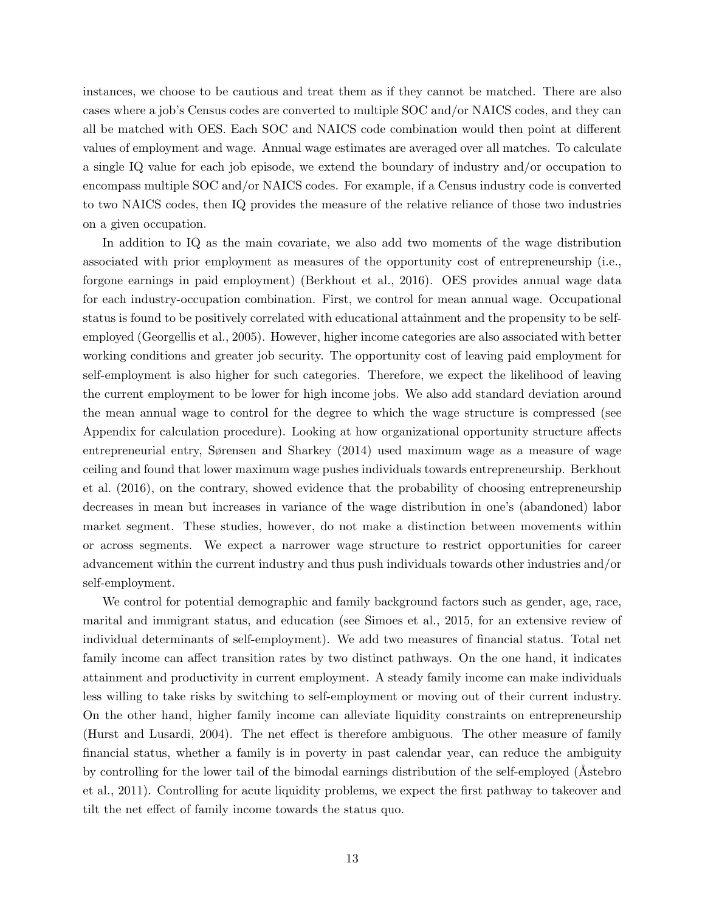instances, we choose to be cautious and treat them as if they cannot be matched. There are also cases where a job's Census codes are converted to multiple SOC and/or NAICS codes, and they can all be matched with OES. Each SOC and NAICS code combination would then point at different values of employment and wage. Annual wage estimates are averaged over all matches. To calculate a single IQ value for each job episode, we extend the boundary of industry and/or occupation to encompass multiple SOC and/or NAICS codes. For example, if a Census industry code is converted to two NAICS codes, then IQ provides the measure of the relative reliance of those two industries on a given occupation.

In addition to IQ as the main covariate, we also add two moments of the wage distribution associated with prior employment as measures of the opportunity cost of entrepreneurship (i.e., forgone earnings in paid employment) (Berkhout et al., 2016). OES provides annual wage data for each industry-occupation combination. First, we control for mean annual wage. Occupational status is found to be positively correlated with educational attainment and the propensity to be self-employed (Georgellis et al., 2005). However, higher income categories are also associated with better working conditions and greater job security. The opportunity cost of leaving paid employment for self-employment is also higher for such categories. Therefore, we expect the likelihood of leaving the current employment to be lower for high income jobs. We also add standard deviation around the mean annual wage to control for the degree to which the wage structure is compressed (see Appendix for calculation procedure). Looking at how organizational opportunity structure affects entrepreneurial entry, Sørensen and Sharkey (2014) used maximum wage as a measure of wage ceiling and found that lower maximum wage pushes individuals towards entrepreneurship. Berkhout et al. (2016), on the contrary, showed evidence that the probability of choosing entrepreneurship decreases in mean but increases in variance of the wage distribution in one's (abandoned) labor market segment. These studies, however, do not make a distinction between movements within or across segments. We expect a narrower wage structure to restrict opportunities for career advancement within the current industry and thus push individuals towards other industries and/or self-employment.

We control for potential demographic and family background factors such as gender, age, race, marital and immigrant status, and education (see Simoes et al., 2015, for an extensive review of individual determinants of self-employment). We add two measures of financial status. Total net family income can affect transition rates by two distinct pathways. On the one hand, it indicates attainment and productivity in current employment. A steady family income can make individuals less willing to take risks by switching to self-employment or moving out of their current industry. On the other hand, higher family income can alleviate liquidity constraints on entrepreneurship (Hurst and Lusardi, 2004). The net effect is therefore ambiguous. The other measure of family financial status, whether a family is in poverty in past calendar year, can reduce the ambiguity by controlling for the lower tail of the bimodal earnings distribution of the self-employed (Åstebro et al., 2011). Controlling for acute liquidity problems, we expect the first pathway to takeover and tilt the net effect of family income towards the status quo.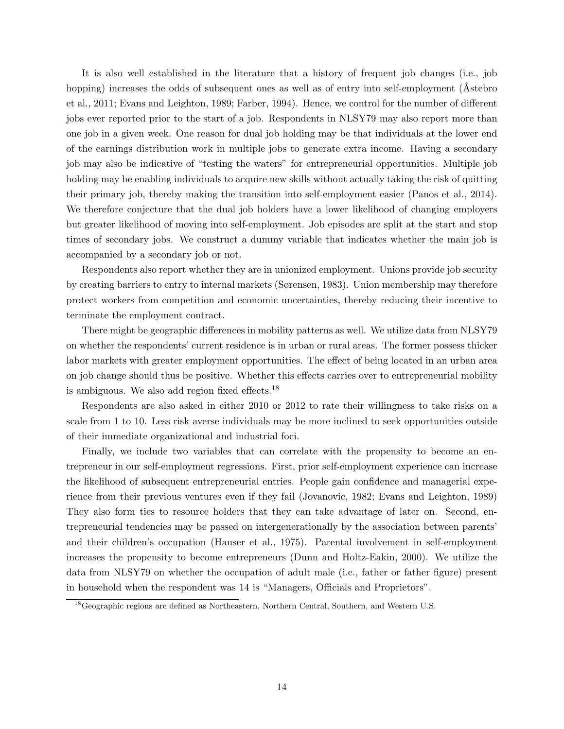It is also well established in the literature that a history of frequent job changes (i.e., job hopping) increases the odds of subsequent ones as well as of entry into self-employment (Åstebro et al., 2011; Evans and Leighton, 1989; Farber, 1994). Hence, we control for the number of different jobs ever reported prior to the start of a job. Respondents in NLSY79 may also report more than one job in a given week. One reason for dual job holding may be that individuals at the lower end of the earnings distribution work in multiple jobs to generate extra income. Having a secondary job may also be indicative of "testing the waters" for entrepreneurial opportunities. Multiple job holding may be enabling individuals to acquire new skills without actually taking the risk of quitting their primary job, thereby making the transition into self-employment easier (Panos et al., 2014). We therefore conjecture that the dual job holders have a lower likelihood of changing employers but greater likelihood of moving into self-employment. Job episodes are split at the start and stop times of secondary jobs. We construct a dummy variable that indicates whether the main job is accompanied by a secondary job or not.

Respondents also report whether they are in unionized employment. Unions provide job security by creating barriers to entry to internal markets (Sørensen, 1983). Union membership may therefore protect workers from competition and economic uncertainties, thereby reducing their incentive to terminate the employment contract.

There might be geographic differences in mobility patterns as well. We utilize data from NLSY79 on whether the respondents' current residence is in urban or rural areas. The former possess thicker labor markets with greater employment opportunities. The effect of being located in an urban area on job change should thus be positive. Whether this effects carries over to entrepreneurial mobility is ambiguous. We also add region fixed effects.[18]

Respondents are also asked in either 2010 or 2012 to rate their willingness to take risks on a scale from 1 to 10. Less risk averse individuals may be more inclined to seek opportunities outside of their immediate organizational and industrial foci.

Finally, we include two variables that can correlate with the propensity to become an entrepreneur in our self-employment regressions. First, prior self-employment experience can increase the likelihood of subsequent entrepreneurial entries. People gain confidence and managerial experience from their previous ventures even if they fail (Jovanovic, 1982; Evans and Leighton, 1989) They also form ties to resource holders that they can take advantage of later on. Second, entrepreneurial tendencies may be passed on intergenerationally by the association between parents' and their children's occupation (Hauser et al., 1975). Parental involvement in self-employment increases the propensity to become entrepreneurs (Dunn and Holtz-Eakin, 2000). We utilize the data from NLSY79 on whether the occupation of adult male (i.e., father or father figure) present in household when the respondent was 14 is "Managers, Officials and Proprietors".

[18] Geographic regions are defined as Northeastern, Northern Central, Southern, and Western U.S.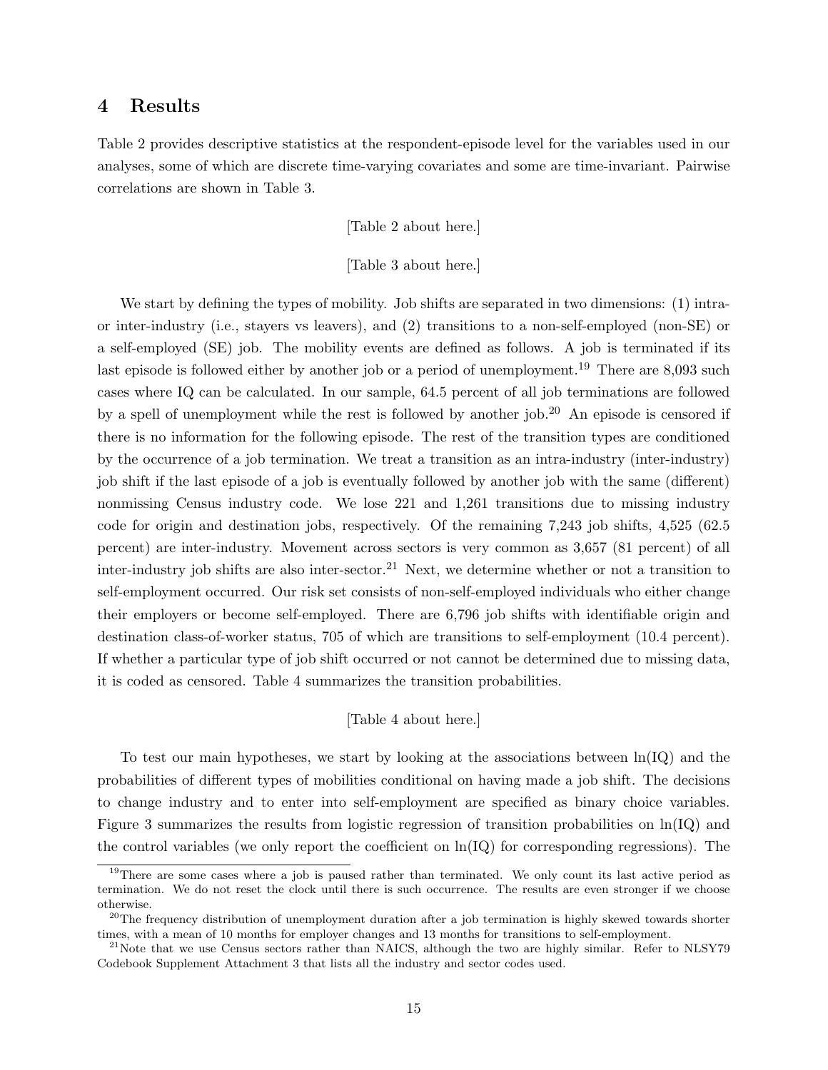## 4 Results

Table 2 provides descriptive statistics at the respondent-episode level for the variables used in our analyses, some of which are discrete time-varying covariates and some are time-invariant. Pairwise correlations are shown in Table 3.

[Table 2 about here.]

[Table 3 about here.]

We start by defining the types of mobility. Job shifts are separated in two dimensions: (1) intra- or inter-industry (i.e., stayers vs leavers), and (2) transitions to a non-self-employed (non-SE) or a self-employed (SE) job. The mobility events are defined as follows. A job is terminated if its last episode is followed either by another job or a period of unemployment.[19] There are 8,093 such cases where IQ can be calculated. In our sample, 64.5 percent of all job terminations are followed by a spell of unemployment while the rest is followed by another job.[20] An episode is censored if there is no information for the following episode. The rest of the transition types are conditioned by the occurrence of a job termination. We treat a transition as an intra-industry (inter-industry) job shift if the last episode of a job is eventually followed by another job with the same (different) nonmissing Census industry code. We lose 221 and 1,261 transitions due to missing industry code for origin and destination jobs, respectively. Of the remaining 7,243 job shifts, 4,525 (62.5 percent) are inter-industry. Movement across sectors is very common as 3,657 (81 percent) of all inter-industry job shifts are also inter-sector.[21] Next, we determine whether or not a transition to self-employment occurred. Our risk set consists of non-self-employed individuals who either change their employers or become self-employed. There are 6,796 job shifts with identifiable origin and destination class-of-worker status, 705 of which are transitions to self-employment (10.4 percent). If whether a particular type of job shift occurred or not cannot be determined due to missing data, it is coded as censored. Table 4 summarizes the transition probabilities.

[Table 4 about here.]

To test our main hypotheses, we start by looking at the associations between ln(IQ) and the probabilities of different types of mobilities conditional on having made a job shift. The decisions to change industry and to enter into self-employment are specified as binary choice variables. Figure 3 summarizes the results from logistic regression of transition probabilities on ln(IQ) and the control variables (we only report the coefficient on ln(IQ) for corresponding regressions). The

---

[19] There are some cases where a job is paused rather than terminated. We only count its last active period as termination. We do not reset the clock until there is such occurrence. The results are even stronger if we choose otherwise.

[20] The frequency distribution of unemployment duration after a job termination is highly skewed towards shorter times, with a mean of 10 months for employer changes and 13 months for transitions to self-employment.

[21] Note that we use Census sectors rather than NAICS, although the two are highly similar. Refer to NLSY79 Codebook Supplement Attachment 3 that lists all the industry and sector codes used.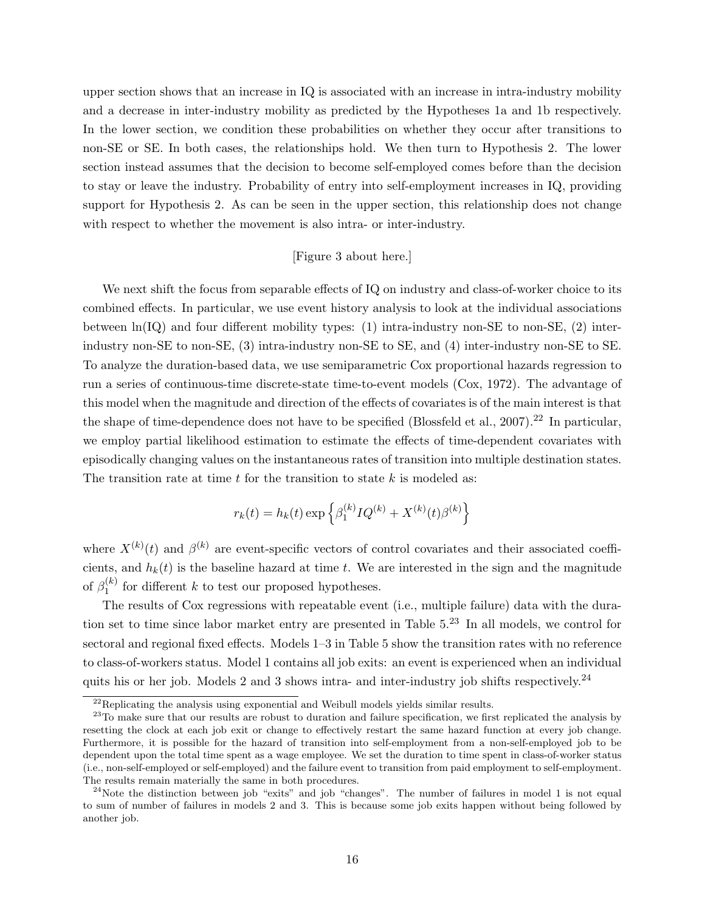upper section shows that an increase in IQ is associated with an increase in intra-industry mobility and a decrease in inter-industry mobility as predicted by the Hypotheses 1a and 1b respectively. In the lower section, we condition these probabilities on whether they occur after transitions to non-SE or SE. In both cases, the relationships hold. We then turn to Hypothesis 2. The lower section instead assumes that the decision to become self-employed comes before than the decision to stay or leave the industry. Probability of entry into self-employment increases in IQ, providing support for Hypothesis 2. As can be seen in the upper section, this relationship does not change with respect to whether the movement is also intra- or inter-industry.

[Figure 3 about here.]

We next shift the focus from separable effects of IQ on industry and class-of-worker choice to its combined effects. In particular, we use event history analysis to look at the individual associations between ln(IQ) and four different mobility types: (1) intra-industry non-SE to non-SE, (2) inter-industry non-SE to non-SE, (3) intra-industry non-SE to SE, and (4) inter-industry non-SE to SE. To analyze the duration-based data, we use semiparametric Cox proportional hazards regression to run a series of continuous-time discrete-state time-to-event models (Cox, 1972). The advantage of this model when the magnitude and direction of the effects of covariates is of the main interest is that the shape of time-dependence does not have to be specified (Blossfeld et al., 2007).[22] In particular, we employ partial likelihood estimation to estimate the effects of time-dependent covariates with episodically changing values on the instantaneous rates of transition into multiple destination states. The transition rate at time $t$ for the transition to state $k$ is modeled as:

$$r_k(t) = h_k(t) \exp\left\{\beta_1^{(k)} IQ^{(k)} + X^{(k)}(t)\beta^{(k)}\right\}$$

where $X^{(k)}(t)$ and $\beta^{(k)}$ are event-specific vectors of control covariates and their associated coefficients, and $h_k(t)$ is the baseline hazard at time $t$. We are interested in the sign and the magnitude of $\beta_1^{(k)}$ for different $k$ to test our proposed hypotheses.

The results of Cox regressions with repeatable event (i.e., multiple failure) data with the duration set to time since labor market entry are presented in Table 5.[23] In all models, we control for sectoral and regional fixed effects. Models 1–3 in Table 5 show the transition rates with no reference to class-of-workers status. Model 1 contains all job exits: an event is experienced when an individual quits his or her job. Models 2 and 3 shows intra- and inter-industry job shifts respectively.[24]

[22] Replicating the analysis using exponential and Weibull models yields similar results.

[23] To make sure that our results are robust to duration and failure specification, we first replicated the analysis by resetting the clock at each job exit or change to effectively restart the same hazard function at every job change. Furthermore, it is possible for the hazard of transition into self-employment from a non-self-employed job to be dependent upon the total time spent as a wage employee. We set the duration to time spent in class-of-worker status (i.e., non-self-employed or self-employed) and the failure event to transition from paid employment to self-employment. The results remain materially the same in both procedures.

[24] Note the distinction between job "exits" and job "changes". The number of failures in model 1 is not equal to sum of number of failures in models 2 and 3. This is because some job exits happen without being followed by another job.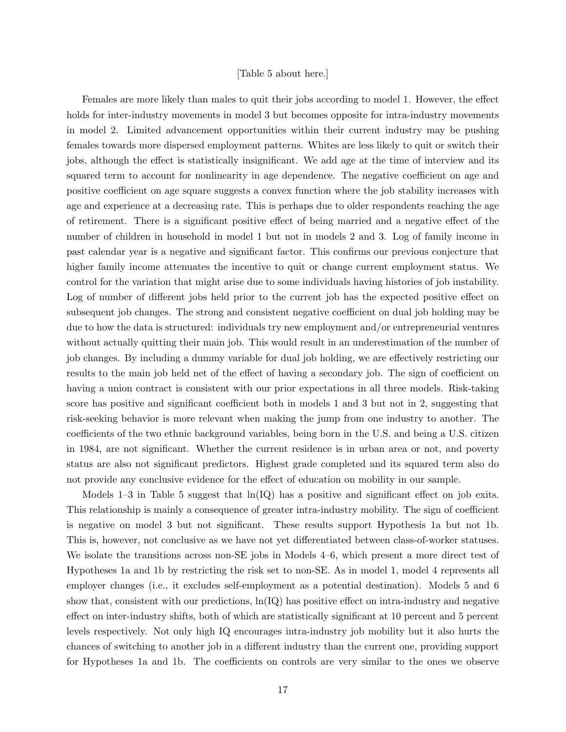[Table 5 about here.]

Females are more likely than males to quit their jobs according to model 1. However, the effect holds for inter-industry movements in model 3 but becomes opposite for intra-industry movements in model 2. Limited advancement opportunities within their current industry may be pushing females towards more dispersed employment patterns. Whites are less likely to quit or switch their jobs, although the effect is statistically insignificant. We add age at the time of interview and its squared term to account for nonlinearity in age dependence. The negative coefficient on age and positive coefficient on age square suggests a convex function where the job stability increases with age and experience at a decreasing rate. This is perhaps due to older respondents reaching the age of retirement. There is a significant positive effect of being married and a negative effect of the number of children in household in model 1 but not in models 2 and 3. Log of family income in past calendar year is a negative and significant factor. This confirms our previous conjecture that higher family income attenuates the incentive to quit or change current employment status. We control for the variation that might arise due to some individuals having histories of job instability. Log of number of different jobs held prior to the current job has the expected positive effect on subsequent job changes. The strong and consistent negative coefficient on dual job holding may be due to how the data is structured: individuals try new employment and/or entrepreneurial ventures without actually quitting their main job. This would result in an underestimation of the number of job changes. By including a dummy variable for dual job holding, we are effectively restricting our results to the main job held net of the effect of having a secondary job. The sign of coefficient on having a union contract is consistent with our prior expectations in all three models. Risk-taking score has positive and significant coefficient both in models 1 and 3 but not in 2, suggesting that risk-seeking behavior is more relevant when making the jump from one industry to another. The coefficients of the two ethnic background variables, being born in the U.S. and being a U.S. citizen in 1984, are not significant. Whether the current residence is in urban area or not, and poverty status are also not significant predictors. Highest grade completed and its squared term also do not provide any conclusive evidence for the effect of education on mobility in our sample.

Models 1–3 in Table 5 suggest that ln(IQ) has a positive and significant effect on job exits. This relationship is mainly a consequence of greater intra-industry mobility. The sign of coefficient is negative on model 3 but not significant. These results support Hypothesis 1a but not 1b. This is, however, not conclusive as we have not yet differentiated between class-of-worker statuses. We isolate the transitions across non-SE jobs in Models 4–6, which present a more direct test of Hypotheses 1a and 1b by restricting the risk set to non-SE. As in model 1, model 4 represents all employer changes (i.e., it excludes self-employment as a potential destination). Models 5 and 6 show that, consistent with our predictions, ln(IQ) has positive effect on intra-industry and negative effect on inter-industry shifts, both of which are statistically significant at 10 percent and 5 percent levels respectively. Not only high IQ encourages intra-industry job mobility but it also hurts the chances of switching to another job in a different industry than the current one, providing support for Hypotheses 1a and 1b. The coefficients on controls are very similar to the ones we observe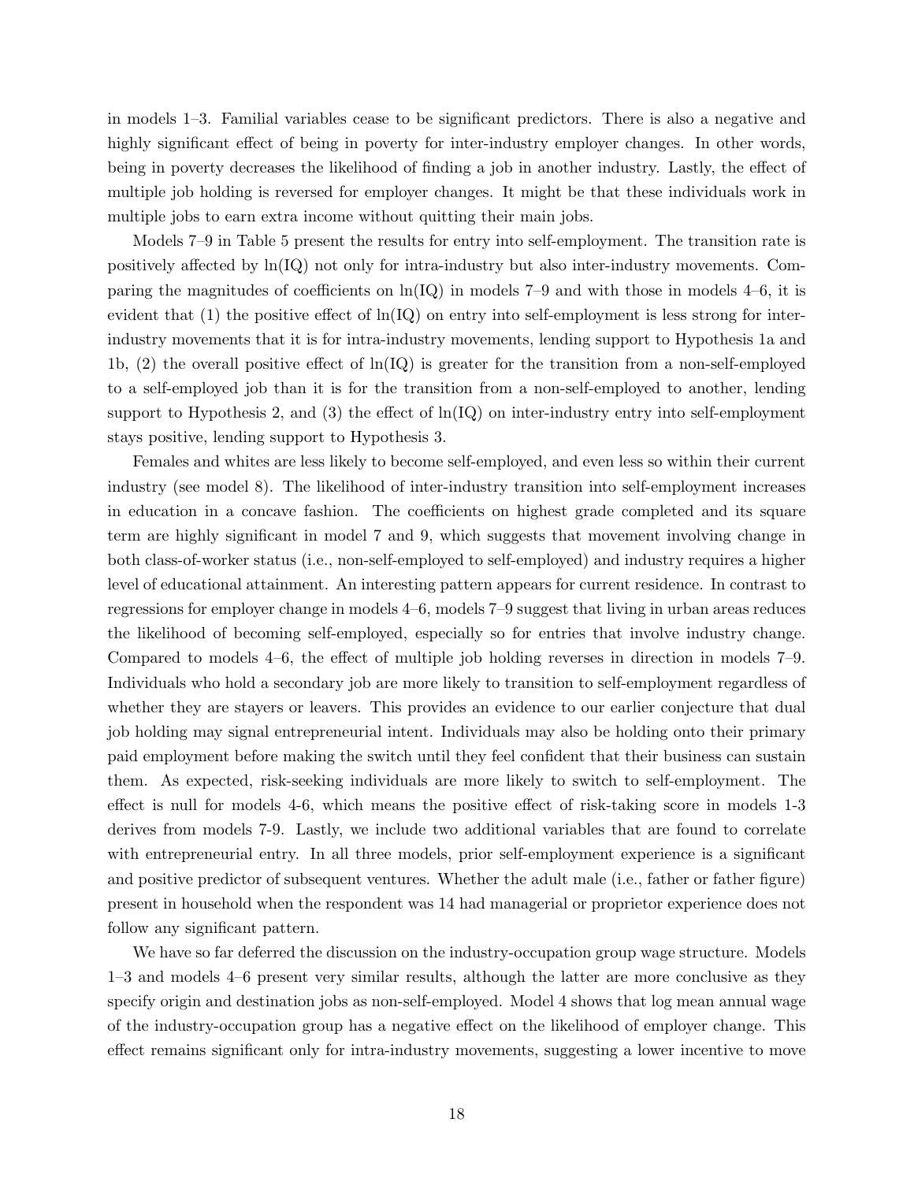in models 1–3. Familial variables cease to be significant predictors. There is also a negative and highly significant effect of being in poverty for inter-industry employer changes. In other words, being in poverty decreases the likelihood of finding a job in another industry. Lastly, the effect of multiple job holding is reversed for employer changes. It might be that these individuals work in multiple jobs to earn extra income without quitting their main jobs.

Models 7–9 in Table 5 present the results for entry into self-employment. The transition rate is positively affected by ln(IQ) not only for intra-industry but also inter-industry movements. Comparing the magnitudes of coefficients on ln(IQ) in models 7–9 and with those in models 4–6, it is evident that (1) the positive effect of ln(IQ) on entry into self-employment is less strong for inter-industry movements that it is for intra-industry movements, lending support to Hypothesis 1a and 1b, (2) the overall positive effect of ln(IQ) is greater for the transition from a non-self-employed to a self-employed job than it is for the transition from a non-self-employed to another, lending support to Hypothesis 2, and (3) the effect of ln(IQ) on inter-industry entry into self-employment stays positive, lending support to Hypothesis 3.

Females and whites are less likely to become self-employed, and even less so within their current industry (see model 8). The likelihood of inter-industry transition into self-employment increases in education in a concave fashion. The coefficients on highest grade completed and its square term are highly significant in model 7 and 9, which suggests that movement involving change in both class-of-worker status (i.e., non-self-employed to self-employed) and industry requires a higher level of educational attainment. An interesting pattern appears for current residence. In contrast to regressions for employer change in models 4–6, models 7–9 suggest that living in urban areas reduces the likelihood of becoming self-employed, especially so for entries that involve industry change. Compared to models 4–6, the effect of multiple job holding reverses in direction in models 7–9. Individuals who hold a secondary job are more likely to transition to self-employment regardless of whether they are stayers or leavers. This provides an evidence to our earlier conjecture that dual job holding may signal entrepreneurial intent. Individuals may also be holding onto their primary paid employment before making the switch until they feel confident that their business can sustain them. As expected, risk-seeking individuals are more likely to switch to self-employment. The effect is null for models 4-6, which means the positive effect of risk-taking score in models 1-3 derives from models 7-9. Lastly, we include two additional variables that are found to correlate with entrepreneurial entry. In all three models, prior self-employment experience is a significant and positive predictor of subsequent ventures. Whether the adult male (i.e., father or father figure) present in household when the respondent was 14 had managerial or proprietor experience does not follow any significant pattern.

We have so far deferred the discussion on the industry-occupation group wage structure. Models 1–3 and models 4–6 present very similar results, although the latter are more conclusive as they specify origin and destination jobs as non-self-employed. Model 4 shows that log mean annual wage of the industry-occupation group has a negative effect on the likelihood of employer change. This effect remains significant only for intra-industry movements, suggesting a lower incentive to move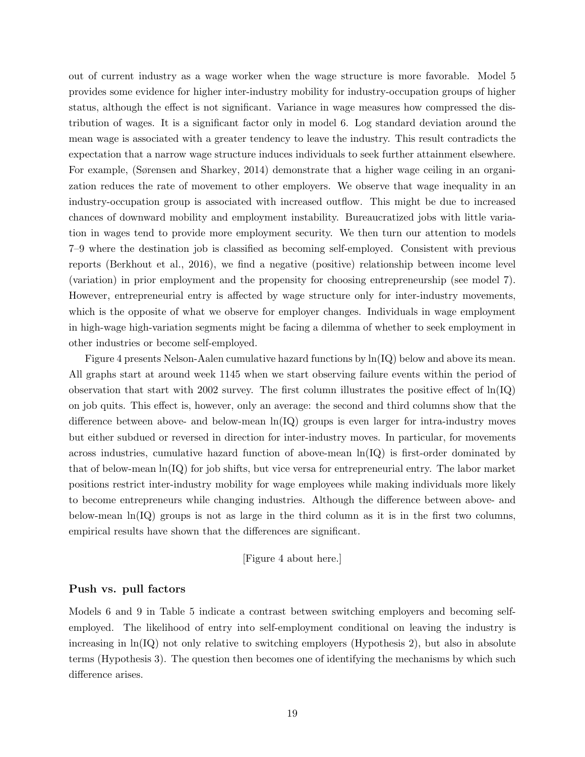out of current industry as a wage worker when the wage structure is more favorable. Model 5 provides some evidence for higher inter-industry mobility for industry-occupation groups of higher status, although the effect is not significant. Variance in wage measures how compressed the distribution of wages. It is a significant factor only in model 6. Log standard deviation around the mean wage is associated with a greater tendency to leave the industry. This result contradicts the expectation that a narrow wage structure induces individuals to seek further attainment elsewhere. For example, (Sørensen and Sharkey, 2014) demonstrate that a higher wage ceiling in an organization reduces the rate of movement to other employers. We observe that wage inequality in an industry-occupation group is associated with increased outflow. This might be due to increased chances of downward mobility and employment instability. Bureaucratized jobs with little variation in wages tend to provide more employment security. We then turn our attention to models 7–9 where the destination job is classified as becoming self-employed. Consistent with previous reports (Berkhout et al., 2016), we find a negative (positive) relationship between income level (variation) in prior employment and the propensity for choosing entrepreneurship (see model 7). However, entrepreneurial entry is affected by wage structure only for inter-industry movements, which is the opposite of what we observe for employer changes. Individuals in wage employment in high-wage high-variation segments might be facing a dilemma of whether to seek employment in other industries or become self-employed.

Figure 4 presents Nelson-Aalen cumulative hazard functions by ln(IQ) below and above its mean. All graphs start at around week 1145 when we start observing failure events within the period of observation that start with 2002 survey. The first column illustrates the positive effect of ln(IQ) on job quits. This effect is, however, only an average: the second and third columns show that the difference between above- and below-mean ln(IQ) groups is even larger for intra-industry moves but either subdued or reversed in direction for inter-industry moves. In particular, for movements across industries, cumulative hazard function of above-mean ln(IQ) is first-order dominated by that of below-mean ln(IQ) for job shifts, but vice versa for entrepreneurial entry. The labor market positions restrict inter-industry mobility for wage employees while making individuals more likely to become entrepreneurs while changing industries. Although the difference between above- and below-mean ln(IQ) groups is not as large in the third column as it is in the first two columns, empirical results have shown that the differences are significant.

[Figure 4 about here.]

### Push vs. pull factors

Models 6 and 9 in Table 5 indicate a contrast between switching employers and becoming self-employed. The likelihood of entry into self-employment conditional on leaving the industry is increasing in ln(IQ) not only relative to switching employers (Hypothesis 2), but also in absolute terms (Hypothesis 3). The question then becomes one of identifying the mechanisms by which such difference arises.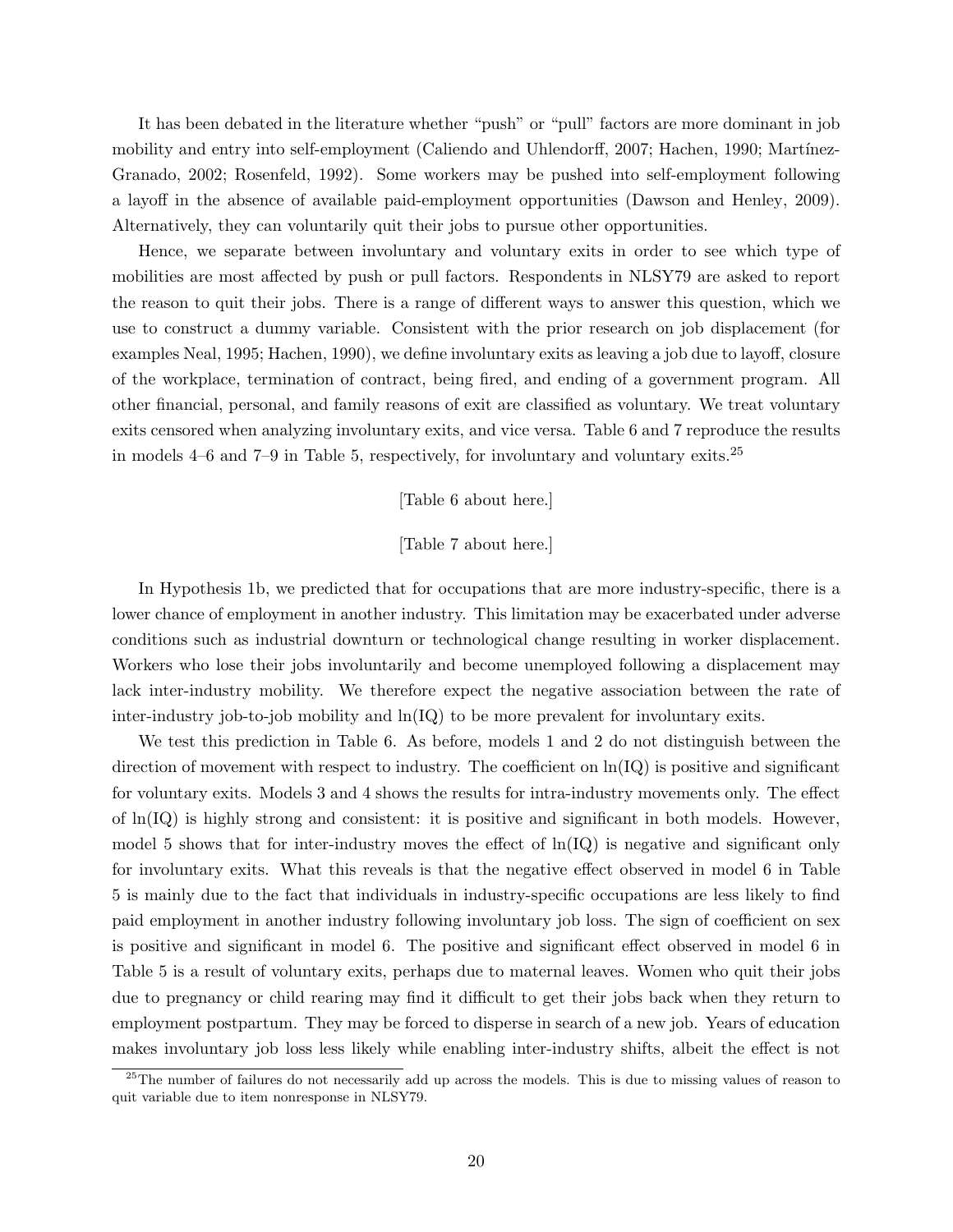It has been debated in the literature whether "push" or "pull" factors are more dominant in job mobility and entry into self-employment (Caliendo and Uhlendorff, 2007; Hachen, 1990; Martínez-Granado, 2002; Rosenfeld, 1992). Some workers may be pushed into self-employment following a layoff in the absence of available paid-employment opportunities (Dawson and Henley, 2009). Alternatively, they can voluntarily quit their jobs to pursue other opportunities.

Hence, we separate between involuntary and voluntary exits in order to see which type of mobilities are most affected by push or pull factors. Respondents in NLSY79 are asked to report the reason to quit their jobs. There is a range of different ways to answer this question, which we use to construct a dummy variable. Consistent with the prior research on job displacement (for examples Neal, 1995; Hachen, 1990), we define involuntary exits as leaving a job due to layoff, closure of the workplace, termination of contract, being fired, and ending of a government program. All other financial, personal, and family reasons of exit are classified as voluntary. We treat voluntary exits censored when analyzing involuntary exits, and vice versa. Table 6 and 7 reproduce the results in models 4–6 and 7–9 in Table 5, respectively, for involuntary and voluntary exits.[25]

[Table 6 about here.]

[Table 7 about here.]

In Hypothesis 1b, we predicted that for occupations that are more industry-specific, there is a lower chance of employment in another industry. This limitation may be exacerbated under adverse conditions such as industrial downturn or technological change resulting in worker displacement. Workers who lose their jobs involuntarily and become unemployed following a displacement may lack inter-industry mobility. We therefore expect the negative association between the rate of inter-industry job-to-job mobility and ln(IQ) to be more prevalent for involuntary exits.

We test this prediction in Table 6. As before, models 1 and 2 do not distinguish between the direction of movement with respect to industry. The coefficient on ln(IQ) is positive and significant for voluntary exits. Models 3 and 4 shows the results for intra-industry movements only. The effect of ln(IQ) is highly strong and consistent: it is positive and significant in both models. However, model 5 shows that for inter-industry moves the effect of ln(IQ) is negative and significant only for involuntary exits. What this reveals is that the negative effect observed in model 6 in Table 5 is mainly due to the fact that individuals in industry-specific occupations are less likely to find paid employment in another industry following involuntary job loss. The sign of coefficient on sex is positive and significant in model 6. The positive and significant effect observed in model 6 in Table 5 is a result of voluntary exits, perhaps due to maternal leaves. Women who quit their jobs due to pregnancy or child rearing may find it difficult to get their jobs back when they return to employment postpartum. They may be forced to disperse in search of a new job. Years of education makes involuntary job loss less likely while enabling inter-industry shifts, albeit the effect is not

[25] The number of failures do not necessarily add up across the models. This is due to missing values of reason to quit variable due to item nonresponse in NLSY79.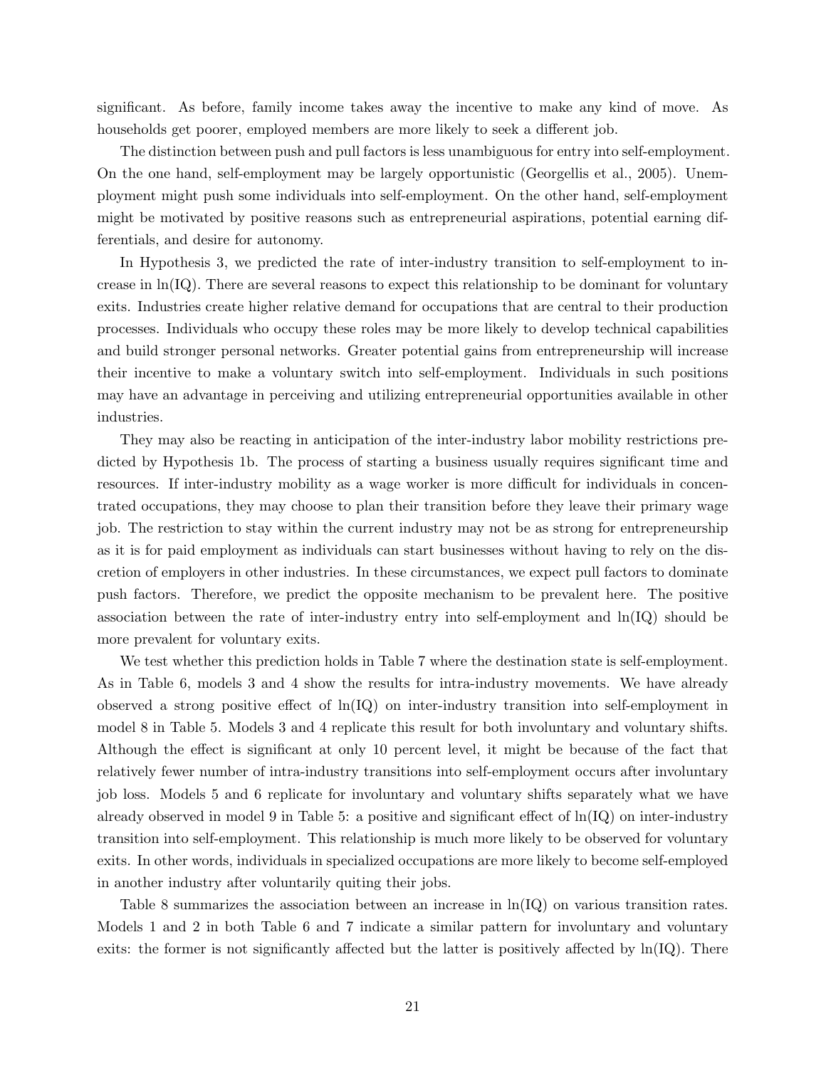significant. As before, family income takes away the incentive to make any kind of move. As households get poorer, employed members are more likely to seek a different job.

The distinction between push and pull factors is less unambiguous for entry into self-employment. On the one hand, self-employment may be largely opportunistic (Georgellis et al., 2005). Unemployment might push some individuals into self-employment. On the other hand, self-employment might be motivated by positive reasons such as entrepreneurial aspirations, potential earning differentials, and desire for autonomy.

In Hypothesis 3, we predicted the rate of inter-industry transition to self-employment to increase in ln(IQ). There are several reasons to expect this relationship to be dominant for voluntary exits. Industries create higher relative demand for occupations that are central to their production processes. Individuals who occupy these roles may be more likely to develop technical capabilities and build stronger personal networks. Greater potential gains from entrepreneurship will increase their incentive to make a voluntary switch into self-employment. Individuals in such positions may have an advantage in perceiving and utilizing entrepreneurial opportunities available in other industries.

They may also be reacting in anticipation of the inter-industry labor mobility restrictions predicted by Hypothesis 1b. The process of starting a business usually requires significant time and resources. If inter-industry mobility as a wage worker is more difficult for individuals in concentrated occupations, they may choose to plan their transition before they leave their primary wage job. The restriction to stay within the current industry may not be as strong for entrepreneurship as it is for paid employment as individuals can start businesses without having to rely on the discretion of employers in other industries. In these circumstances, we expect pull factors to dominate push factors. Therefore, we predict the opposite mechanism to be prevalent here. The positive association between the rate of inter-industry entry into self-employment and ln(IQ) should be more prevalent for voluntary exits.

We test whether this prediction holds in Table 7 where the destination state is self-employment. As in Table 6, models 3 and 4 show the results for intra-industry movements. We have already observed a strong positive effect of ln(IQ) on inter-industry transition into self-employment in model 8 in Table 5. Models 3 and 4 replicate this result for both involuntary and voluntary shifts. Although the effect is significant at only 10 percent level, it might be because of the fact that relatively fewer number of intra-industry transitions into self-employment occurs after involuntary job loss. Models 5 and 6 replicate for involuntary and voluntary shifts separately what we have already observed in model 9 in Table 5: a positive and significant effect of ln(IQ) on inter-industry transition into self-employment. This relationship is much more likely to be observed for voluntary exits. In other words, individuals in specialized occupations are more likely to become self-employed in another industry after voluntarily quiting their jobs.

Table 8 summarizes the association between an increase in ln(IQ) on various transition rates. Models 1 and 2 in both Table 6 and 7 indicate a similar pattern for involuntary and voluntary exits: the former is not significantly affected but the latter is positively affected by ln(IQ). There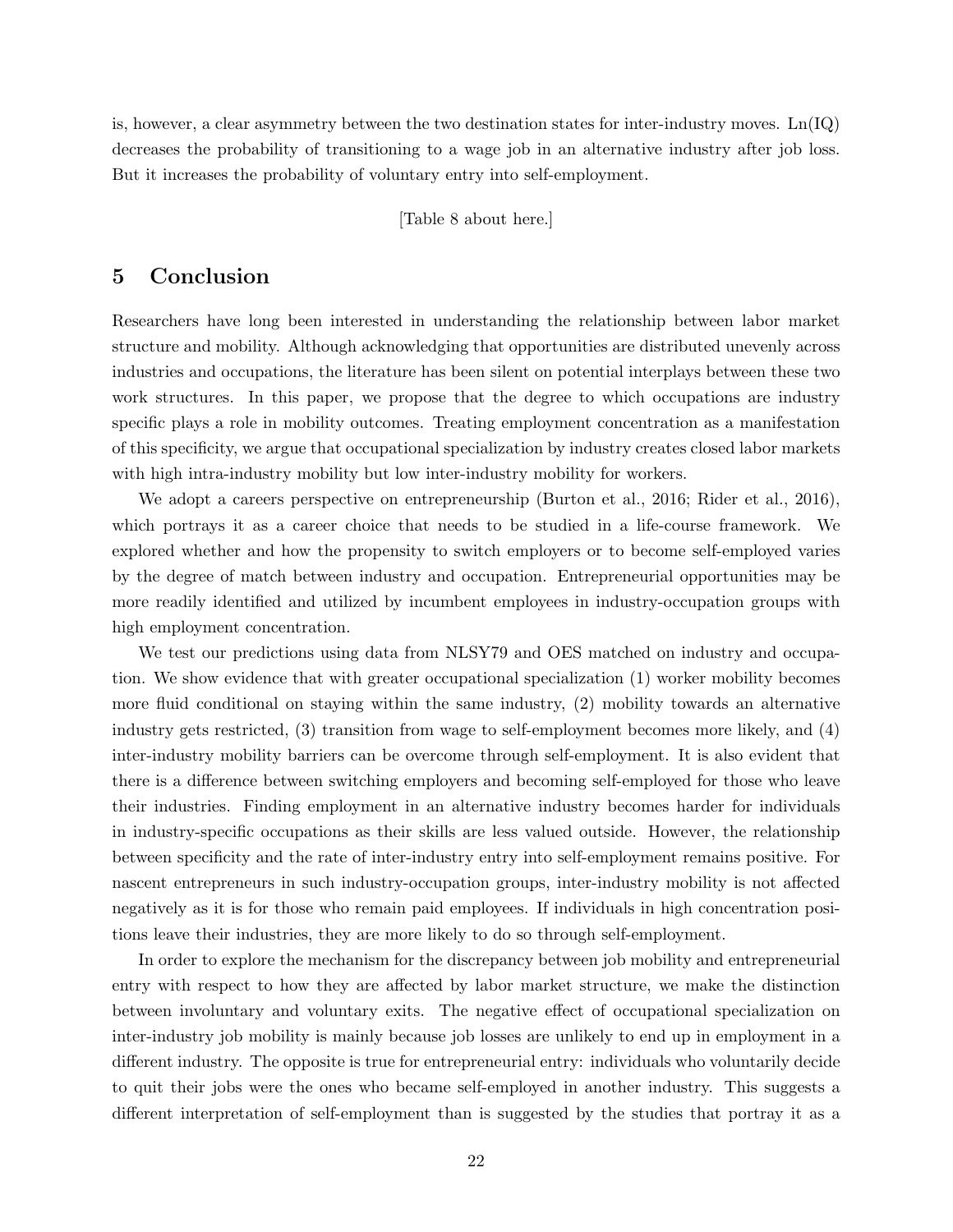is, however, a clear asymmetry between the two destination states for inter-industry moves. Ln(IQ) decreases the probability of transitioning to a wage job in an alternative industry after job loss. But it increases the probability of voluntary entry into self-employment.

[Table 8 about here.]

# 5 Conclusion

Researchers have long been interested in understanding the relationship between labor market structure and mobility. Although acknowledging that opportunities are distributed unevenly across industries and occupations, the literature has been silent on potential interplays between these two work structures. In this paper, we propose that the degree to which occupations are industry specific plays a role in mobility outcomes. Treating employment concentration as a manifestation of this specificity, we argue that occupational specialization by industry creates closed labor markets with high intra-industry mobility but low inter-industry mobility for workers.

We adopt a careers perspective on entrepreneurship (Burton et al., 2016; Rider et al., 2016), which portrays it as a career choice that needs to be studied in a life-course framework. We explored whether and how the propensity to switch employers or to become self-employed varies by the degree of match between industry and occupation. Entrepreneurial opportunities may be more readily identified and utilized by incumbent employees in industry-occupation groups with high employment concentration.

We test our predictions using data from NLSY79 and OES matched on industry and occupation. We show evidence that with greater occupational specialization (1) worker mobility becomes more fluid conditional on staying within the same industry, (2) mobility towards an alternative industry gets restricted, (3) transition from wage to self-employment becomes more likely, and (4) inter-industry mobility barriers can be overcome through self-employment. It is also evident that there is a difference between switching employers and becoming self-employed for those who leave their industries. Finding employment in an alternative industry becomes harder for individuals in industry-specific occupations as their skills are less valued outside. However, the relationship between specificity and the rate of inter-industry entry into self-employment remains positive. For nascent entrepreneurs in such industry-occupation groups, inter-industry mobility is not affected negatively as it is for those who remain paid employees. If individuals in high concentration positions leave their industries, they are more likely to do so through self-employment.

In order to explore the mechanism for the discrepancy between job mobility and entrepreneurial entry with respect to how they are affected by labor market structure, we make the distinction between involuntary and voluntary exits. The negative effect of occupational specialization on inter-industry job mobility is mainly because job losses are unlikely to end up in employment in a different industry. The opposite is true for entrepreneurial entry: individuals who voluntarily decide to quit their jobs were the ones who became self-employed in another industry. This suggests a different interpretation of self-employment than is suggested by the studies that portray it as a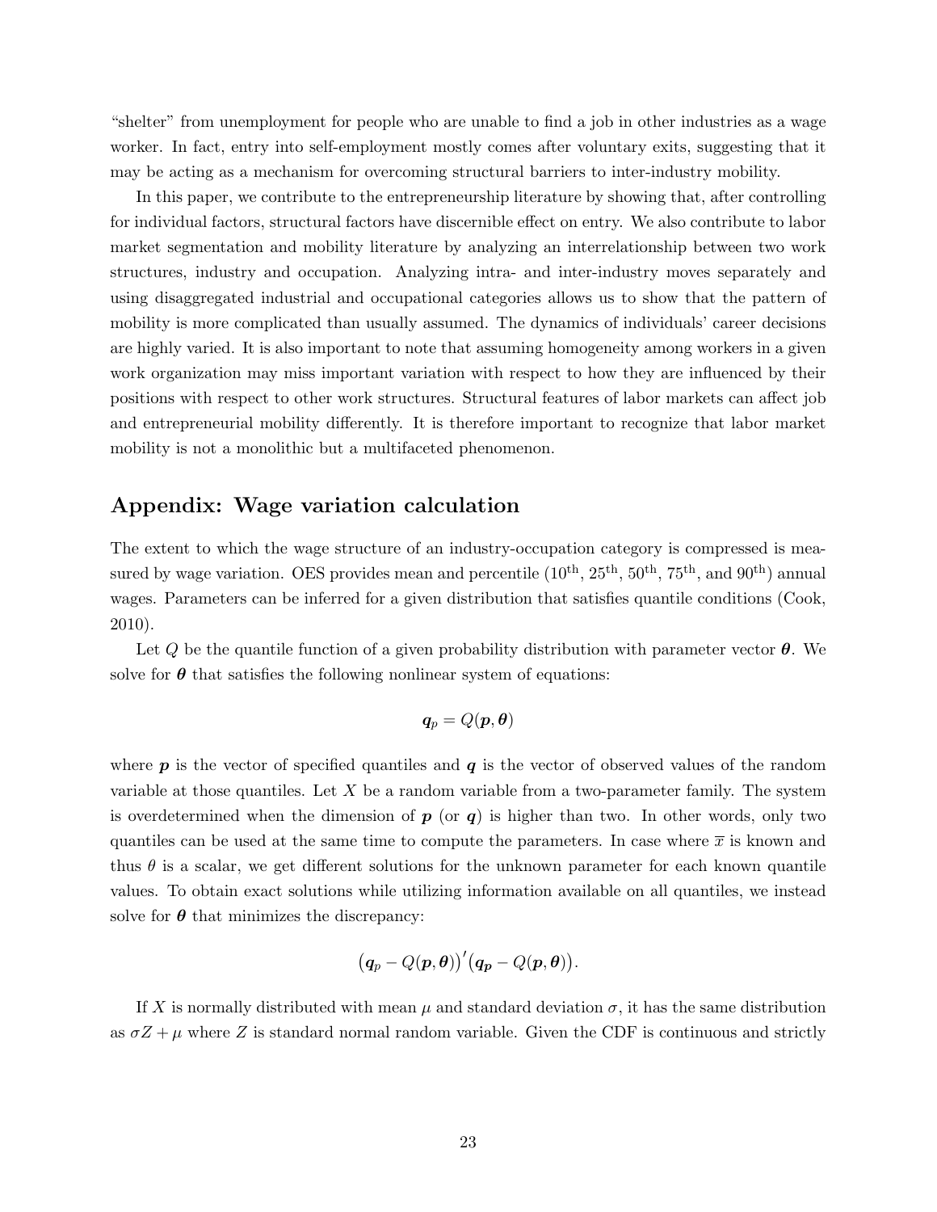"shelter" from unemployment for people who are unable to find a job in other industries as a wage worker. In fact, entry into self-employment mostly comes after voluntary exits, suggesting that it may be acting as a mechanism for overcoming structural barriers to inter-industry mobility.

In this paper, we contribute to the entrepreneurship literature by showing that, after controlling for individual factors, structural factors have discernible effect on entry. We also contribute to labor market segmentation and mobility literature by analyzing an interrelationship between two work structures, industry and occupation. Analyzing intra- and inter-industry moves separately and using disaggregated industrial and occupational categories allows us to show that the pattern of mobility is more complicated than usually assumed. The dynamics of individuals' career decisions are highly varied. It is also important to note that assuming homogeneity among workers in a given work organization may miss important variation with respect to how they are influenced by their positions with respect to other work structures. Structural features of labor markets can affect job and entrepreneurial mobility differently. It is therefore important to recognize that labor market mobility is not a monolithic but a multifaceted phenomenon.

## Appendix: Wage variation calculation

The extent to which the wage structure of an industry-occupation category is compressed is measured by wage variation. OES provides mean and percentile ($10^{\text{th}}$, $25^{\text{th}}$, $50^{\text{th}}$, $75^{\text{th}}$, and $90^{\text{th}}$) annual wages. Parameters can be inferred for a given distribution that satisfies quantile conditions (Cook, 2010).

Let $Q$ be the quantile function of a given probability distribution with parameter vector $\boldsymbol{\theta}$. We solve for $\boldsymbol{\theta}$ that satisfies the following nonlinear system of equations:

$$\boldsymbol{q}_p = Q(\boldsymbol{p}, \boldsymbol{\theta})$$

where $\boldsymbol{p}$ is the vector of specified quantiles and $\boldsymbol{q}$ is the vector of observed values of the random variable at those quantiles. Let $X$ be a random variable from a two-parameter family. The system is overdetermined when the dimension of $\boldsymbol{p}$ (or $\boldsymbol{q}$) is higher than two. In other words, only two quantiles can be used at the same time to compute the parameters. In case where $\overline{x}$ is known and thus $\theta$ is a scalar, we get different solutions for the unknown parameter for each known quantile values. To obtain exact solutions while utilizing information available on all quantiles, we instead solve for $\boldsymbol{\theta}$ that minimizes the discrepancy:

$$\big(\boldsymbol{q}_p - Q(\boldsymbol{p}, \boldsymbol{\theta})\big)'\big(\boldsymbol{q}_{\boldsymbol{p}} - Q(\boldsymbol{p}, \boldsymbol{\theta})\big).$$

If $X$ is normally distributed with mean $\mu$ and standard deviation $\sigma$, it has the same distribution as $\sigma Z + \mu$ where $Z$ is standard normal random variable. Given the CDF is continuous and strictly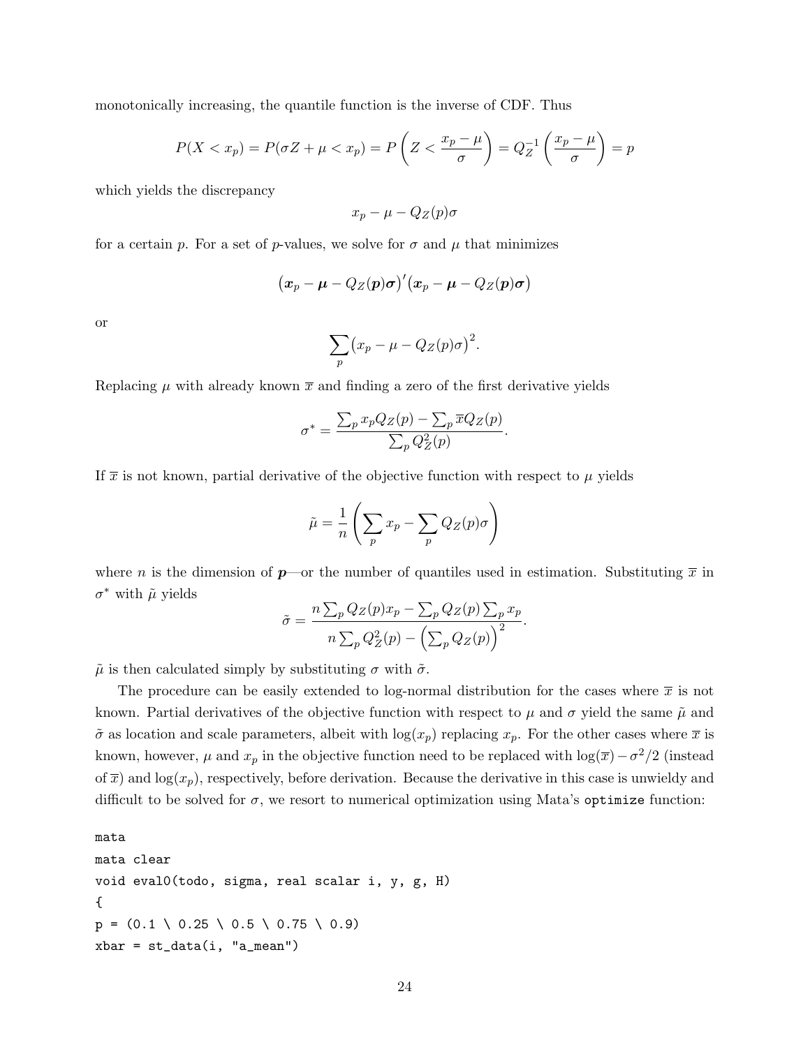monotonically increasing, the quantile function is the inverse of CDF. Thus

$$P(X < x_p) = P(\sigma Z + \mu < x_p) = P\left(Z < \frac{x_p - \mu}{\sigma}\right) = Q_Z^{-1}\left(\frac{x_p - \mu}{\sigma}\right) = p$$

which yields the discrepancy

$$x_p - \mu - Q_Z(p)\sigma$$

for a certain $p$. For a set of $p$-values, we solve for $\sigma$ and $\mu$ that minimizes

$$\big(\boldsymbol{x}_p - \boldsymbol{\mu} - Q_Z(\boldsymbol{p})\boldsymbol{\sigma}\big)'\big(\boldsymbol{x}_p - \boldsymbol{\mu} - Q_Z(\boldsymbol{p})\boldsymbol{\sigma}\big)$$

or

$$\sum_p \big(x_p - \mu - Q_Z(p)\sigma\big)^2.$$

Replacing $\mu$ with already known $\overline{x}$ and finding a zero of the first derivative yields

$$\sigma^* = \frac{\sum_p x_p Q_Z(p) - \sum_p \overline{x} Q_Z(p)}{\sum_p Q_Z^2(p)}.$$

If $\overline{x}$ is not known, partial derivative of the objective function with respect to $\mu$ yields

$$\tilde{\mu} = \frac{1}{n}\left(\sum_p x_p - \sum_p Q_Z(p)\sigma\right)$$

where $n$ is the dimension of $\boldsymbol{p}$—or the number of quantiles used in estimation. Substituting $\overline{x}$ in $\sigma^*$ with $\tilde{\mu}$ yields

$$\tilde{\sigma} = \frac{n\sum_p Q_Z(p)x_p - \sum_p Q_Z(p)\sum_p x_p}{n\sum_p Q_Z^2(p) - \left(\sum_p Q_Z(p)\right)^2}.$$

$\tilde{\mu}$ is then calculated simply by substituting $\sigma$ with $\tilde{\sigma}$.

The procedure can be easily extended to log-normal distribution for the cases where $\overline{x}$ is not known. Partial derivatives of the objective function with respect to $\mu$ and $\sigma$ yield the same $\tilde{\mu}$ and $\tilde{\sigma}$ as location and scale parameters, albeit with $\log(x_p)$ replacing $x_p$. For the other cases where $\overline{x}$ is known, however, $\mu$ and $x_p$ in the objective function need to be replaced with $\log(\overline{x}) - \sigma^2/2$ (instead of $\overline{x}$) and $\log(x_p)$, respectively, before derivation. Because the derivative in this case is unwieldy and difficult to be solved for $\sigma$, we resort to numerical optimization using Mata's `optimize` function:

```
mata
mata clear
void eval0(todo, sigma, real scalar i, y, g, H)
{
p = (0.1 \ 0.25 \ 0.5 \ 0.75 \ 0.9)
xbar = st_data(i, "a_mean")
```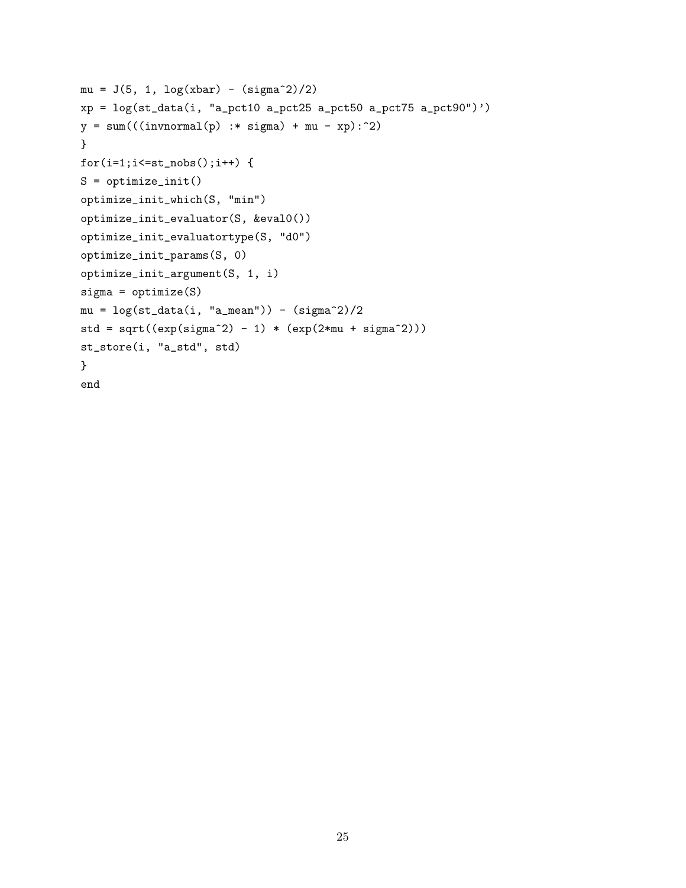```
mu = J(5, 1, log(xbar) - (sigma^2)/2)
xp = log(st_data(i, "a_pct10 a_pct25 a_pct50 a_pct75 a_pct90")')
y = sum(((invnormal(p) :* sigma) + mu - xp):^2)
}
for(i=1;i<=st_nobs();i++) {
S = optimize_init()
optimize_init_which(S, "min")
optimize_init_evaluator(S, &eval0())
optimize_init_evaluatortype(S, "d0")
optimize_init_params(S, 0)
optimize_init_argument(S, 1, i)
sigma = optimize(S)
mu = log(st_data(i, "a_mean")) - (sigma^2)/2
std = sqrt((exp(sigma^2) - 1) * (exp(2*mu + sigma^2)))
st_store(i, "a_std", std)
}
end
```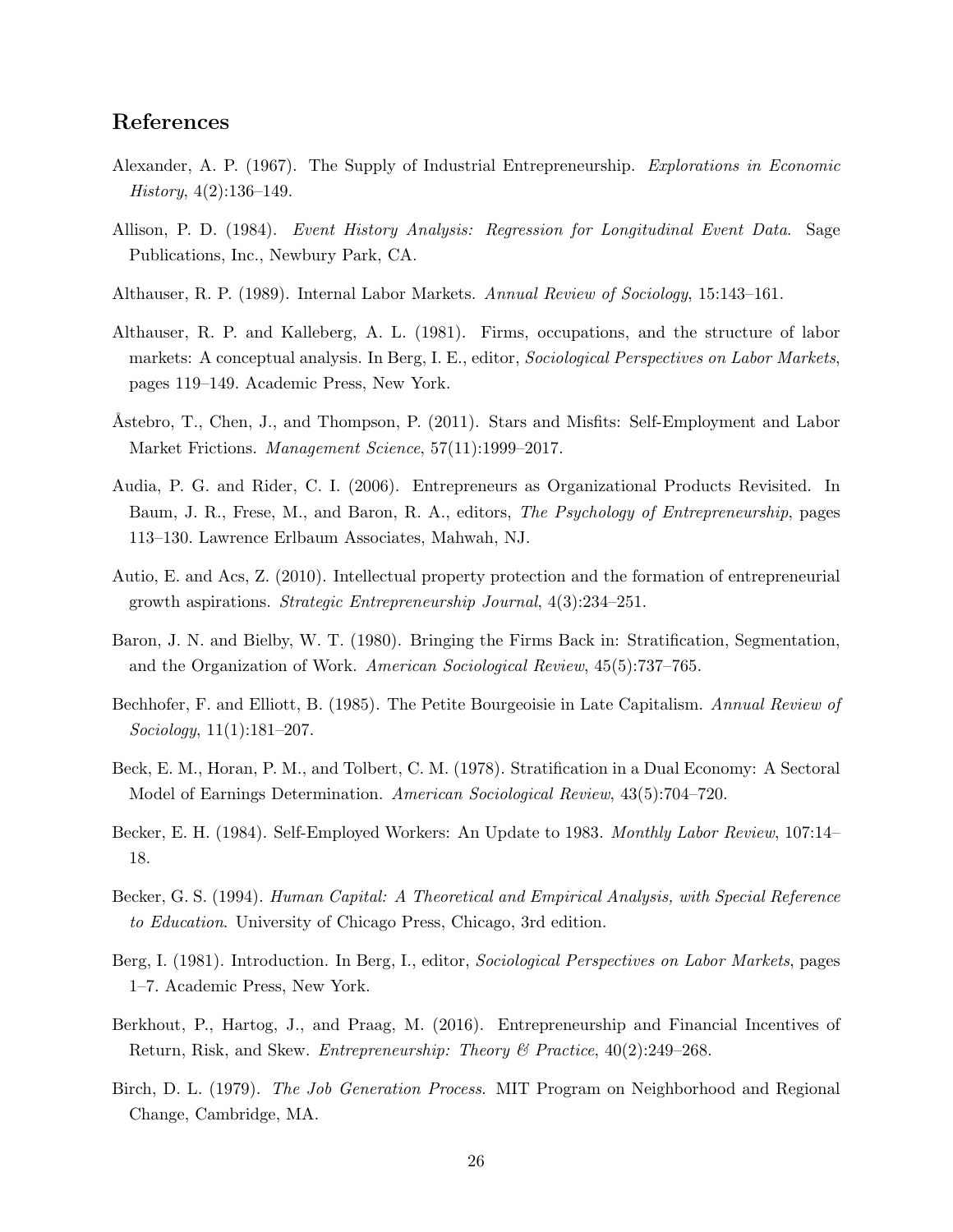## References

Alexander, A. P. (1967). The Supply of Industrial Entrepreneurship. *Explorations in Economic History*, 4(2):136–149.

Allison, P. D. (1984). *Event History Analysis: Regression for Longitudinal Event Data*. Sage Publications, Inc., Newbury Park, CA.

Althauser, R. P. (1989). Internal Labor Markets. *Annual Review of Sociology*, 15:143–161.

Althauser, R. P. and Kalleberg, A. L. (1981). Firms, occupations, and the structure of labor markets: A conceptual analysis. In Berg, I. E., editor, *Sociological Perspectives on Labor Markets*, pages 119–149. Academic Press, New York.

Åstebro, T., Chen, J., and Thompson, P. (2011). Stars and Misfits: Self-Employment and Labor Market Frictions. *Management Science*, 57(11):1999–2017.

Audia, P. G. and Rider, C. I. (2006). Entrepreneurs as Organizational Products Revisited. In Baum, J. R., Frese, M., and Baron, R. A., editors, *The Psychology of Entrepreneurship*, pages 113–130. Lawrence Erlbaum Associates, Mahwah, NJ.

Autio, E. and Acs, Z. (2010). Intellectual property protection and the formation of entrepreneurial growth aspirations. *Strategic Entrepreneurship Journal*, 4(3):234–251.

Baron, J. N. and Bielby, W. T. (1980). Bringing the Firms Back in: Stratification, Segmentation, and the Organization of Work. *American Sociological Review*, 45(5):737–765.

Bechhofer, F. and Elliott, B. (1985). The Petite Bourgeoisie in Late Capitalism. *Annual Review of Sociology*, 11(1):181–207.

Beck, E. M., Horan, P. M., and Tolbert, C. M. (1978). Stratification in a Dual Economy: A Sectoral Model of Earnings Determination. *American Sociological Review*, 43(5):704–720.

Becker, E. H. (1984). Self-Employed Workers: An Update to 1983. *Monthly Labor Review*, 107:14–18.

Becker, G. S. (1994). *Human Capital: A Theoretical and Empirical Analysis, with Special Reference to Education*. University of Chicago Press, Chicago, 3rd edition.

Berg, I. (1981). Introduction. In Berg, I., editor, *Sociological Perspectives on Labor Markets*, pages 1–7. Academic Press, New York.

Berkhout, P., Hartog, J., and Praag, M. (2016). Entrepreneurship and Financial Incentives of Return, Risk, and Skew. *Entrepreneurship: Theory & Practice*, 40(2):249–268.

Birch, D. L. (1979). *The Job Generation Process*. MIT Program on Neighborhood and Regional Change, Cambridge, MA.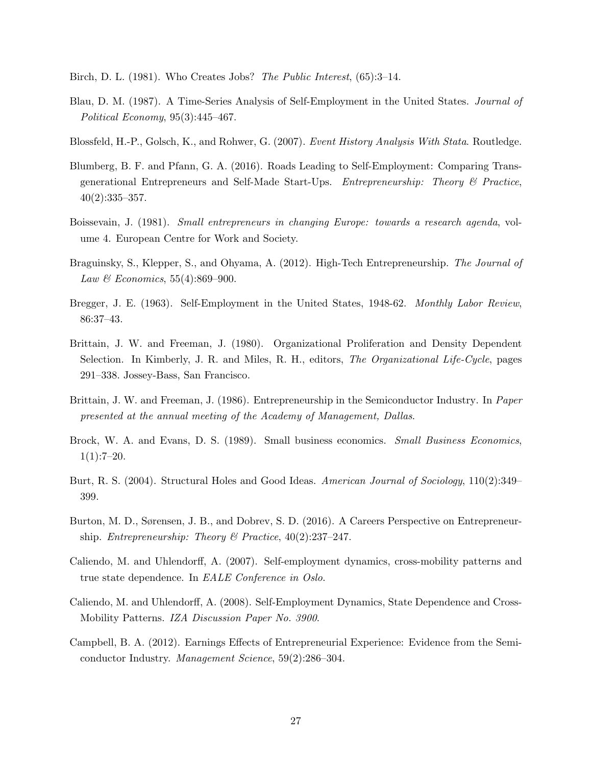Birch, D. L. (1981). Who Creates Jobs? *The Public Interest*, (65):3–14.

Blau, D. M. (1987). A Time-Series Analysis of Self-Employment in the United States. *Journal of Political Economy*, 95(3):445–467.

Blossfeld, H.-P., Golsch, K., and Rohwer, G. (2007). *Event History Analysis With Stata*. Routledge.

Blumberg, B. F. and Pfann, G. A. (2016). Roads Leading to Self-Employment: Comparing Transgenerational Entrepreneurs and Self-Made Start-Ups. *Entrepreneurship: Theory & Practice*, 40(2):335–357.

Boissevain, J. (1981). *Small entrepreneurs in changing Europe: towards a research agenda*, volume 4. European Centre for Work and Society.

Braguinsky, S., Klepper, S., and Ohyama, A. (2012). High-Tech Entrepreneurship. *The Journal of Law & Economics*, 55(4):869–900.

Bregger, J. E. (1963). Self-Employment in the United States, 1948-62. *Monthly Labor Review*, 86:37–43.

Brittain, J. W. and Freeman, J. (1980). Organizational Proliferation and Density Dependent Selection. In Kimberly, J. R. and Miles, R. H., editors, *The Organizational Life-Cycle*, pages 291–338. Jossey-Bass, San Francisco.

Brittain, J. W. and Freeman, J. (1986). Entrepreneurship in the Semiconductor Industry. In *Paper presented at the annual meeting of the Academy of Management, Dallas*.

Brock, W. A. and Evans, D. S. (1989). Small business economics. *Small Business Economics*, 1(1):7–20.

Burt, R. S. (2004). Structural Holes and Good Ideas. *American Journal of Sociology*, 110(2):349–399.

Burton, M. D., Sørensen, J. B., and Dobrev, S. D. (2016). A Careers Perspective on Entrepreneurship. *Entrepreneurship: Theory & Practice*, 40(2):237–247.

Caliendo, M. and Uhlendorff, A. (2007). Self-employment dynamics, cross-mobility patterns and true state dependence. In *EALE Conference in Oslo*.

Caliendo, M. and Uhlendorff, A. (2008). Self-Employment Dynamics, State Dependence and Cross-Mobility Patterns. *IZA Discussion Paper No. 3900*.

Campbell, B. A. (2012). Earnings Effects of Entrepreneurial Experience: Evidence from the Semiconductor Industry. *Management Science*, 59(2):286–304.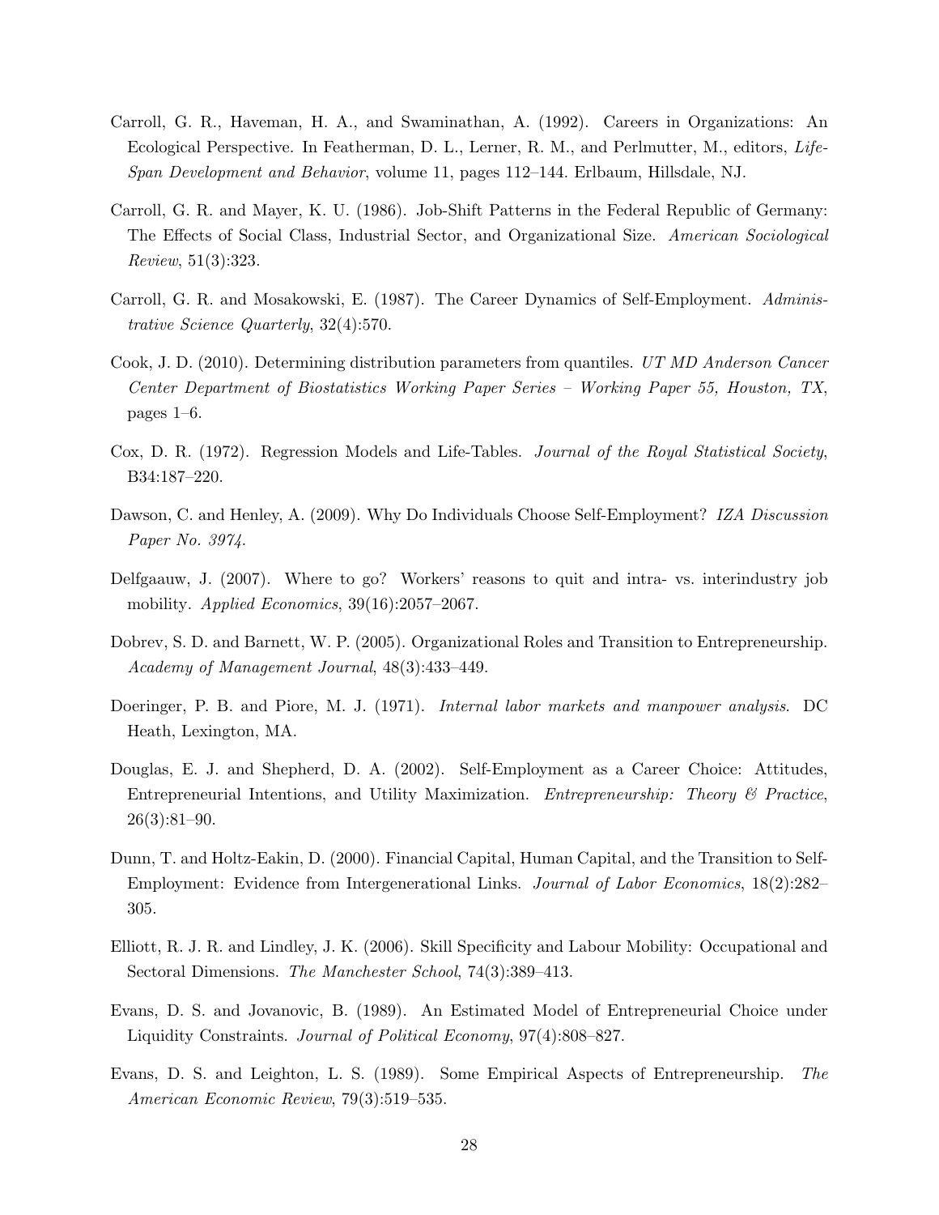Carroll, G. R., Haveman, H. A., and Swaminathan, A. (1992). Careers in Organizations: An Ecological Perspective. In Featherman, D. L., Lerner, R. M., and Perlmutter, M., editors, *Life-Span Development and Behavior*, volume 11, pages 112–144. Erlbaum, Hillsdale, NJ.

Carroll, G. R. and Mayer, K. U. (1986). Job-Shift Patterns in the Federal Republic of Germany: The Effects of Social Class, Industrial Sector, and Organizational Size. *American Sociological Review*, 51(3):323.

Carroll, G. R. and Mosakowski, E. (1987). The Career Dynamics of Self-Employment. *Administrative Science Quarterly*, 32(4):570.

Cook, J. D. (2010). Determining distribution parameters from quantiles. *UT MD Anderson Cancer Center Department of Biostatistics Working Paper Series – Working Paper 55, Houston, TX*, pages 1–6.

Cox, D. R. (1972). Regression Models and Life-Tables. *Journal of the Royal Statistical Society*, B34:187–220.

Dawson, C. and Henley, A. (2009). Why Do Individuals Choose Self-Employment? *IZA Discussion Paper No. 3974*.

Delfgaauw, J. (2007). Where to go? Workers' reasons to quit and intra- vs. interindustry job mobility. *Applied Economics*, 39(16):2057–2067.

Dobrev, S. D. and Barnett, W. P. (2005). Organizational Roles and Transition to Entrepreneurship. *Academy of Management Journal*, 48(3):433–449.

Doeringer, P. B. and Piore, M. J. (1971). *Internal labor markets and manpower analysis*. DC Heath, Lexington, MA.

Douglas, E. J. and Shepherd, D. A. (2002). Self-Employment as a Career Choice: Attitudes, Entrepreneurial Intentions, and Utility Maximization. *Entrepreneurship: Theory & Practice*, 26(3):81–90.

Dunn, T. and Holtz-Eakin, D. (2000). Financial Capital, Human Capital, and the Transition to Self-Employment: Evidence from Intergenerational Links. *Journal of Labor Economics*, 18(2):282–305.

Elliott, R. J. R. and Lindley, J. K. (2006). Skill Specificity and Labour Mobility: Occupational and Sectoral Dimensions. *The Manchester School*, 74(3):389–413.

Evans, D. S. and Jovanovic, B. (1989). An Estimated Model of Entrepreneurial Choice under Liquidity Constraints. *Journal of Political Economy*, 97(4):808–827.

Evans, D. S. and Leighton, L. S. (1989). Some Empirical Aspects of Entrepreneurship. *The American Economic Review*, 79(3):519–535.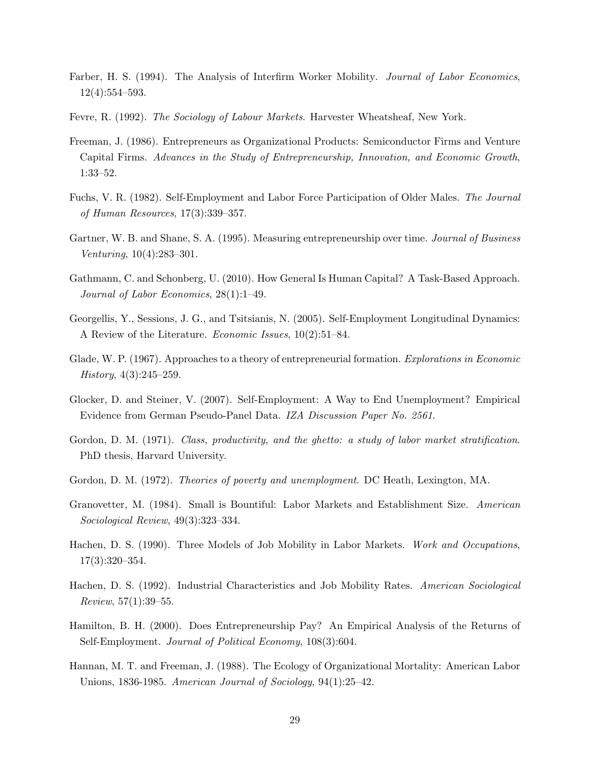Farber, H. S. (1994). The Analysis of Interfirm Worker Mobility. *Journal of Labor Economics*, 12(4):554–593.

Fevre, R. (1992). *The Sociology of Labour Markets*. Harvester Wheatsheaf, New York.

Freeman, J. (1986). Entrepreneurs as Organizational Products: Semiconductor Firms and Venture Capital Firms. *Advances in the Study of Entrepreneurship, Innovation, and Economic Growth*, 1:33–52.

Fuchs, V. R. (1982). Self-Employment and Labor Force Participation of Older Males. *The Journal of Human Resources*, 17(3):339–357.

Gartner, W. B. and Shane, S. A. (1995). Measuring entrepreneurship over time. *Journal of Business Venturing*, 10(4):283–301.

Gathmann, C. and Schonberg, U. (2010). How General Is Human Capital? A Task-Based Approach. *Journal of Labor Economics*, 28(1):1–49.

Georgellis, Y., Sessions, J. G., and Tsitsianis, N. (2005). Self-Employment Longitudinal Dynamics: A Review of the Literature. *Economic Issues*, 10(2):51–84.

Glade, W. P. (1967). Approaches to a theory of entrepreneurial formation. *Explorations in Economic History*, 4(3):245–259.

Glocker, D. and Steiner, V. (2007). Self-Employment: A Way to End Unemployment? Empirical Evidence from German Pseudo-Panel Data. *IZA Discussion Paper No. 2561*.

Gordon, D. M. (1971). *Class, productivity, and the ghetto: a study of labor market stratification*. PhD thesis, Harvard University.

Gordon, D. M. (1972). *Theories of poverty and unemployment*. DC Heath, Lexington, MA.

Granovetter, M. (1984). Small is Bountiful: Labor Markets and Establishment Size. *American Sociological Review*, 49(3):323–334.

Hachen, D. S. (1990). Three Models of Job Mobility in Labor Markets. *Work and Occupations*, 17(3):320–354.

Hachen, D. S. (1992). Industrial Characteristics and Job Mobility Rates. *American Sociological Review*, 57(1):39–55.

Hamilton, B. H. (2000). Does Entrepreneurship Pay? An Empirical Analysis of the Returns of Self-Employment. *Journal of Political Economy*, 108(3):604.

Hannan, M. T. and Freeman, J. (1988). The Ecology of Organizational Mortality: American Labor Unions, 1836-1985. *American Journal of Sociology*, 94(1):25–42.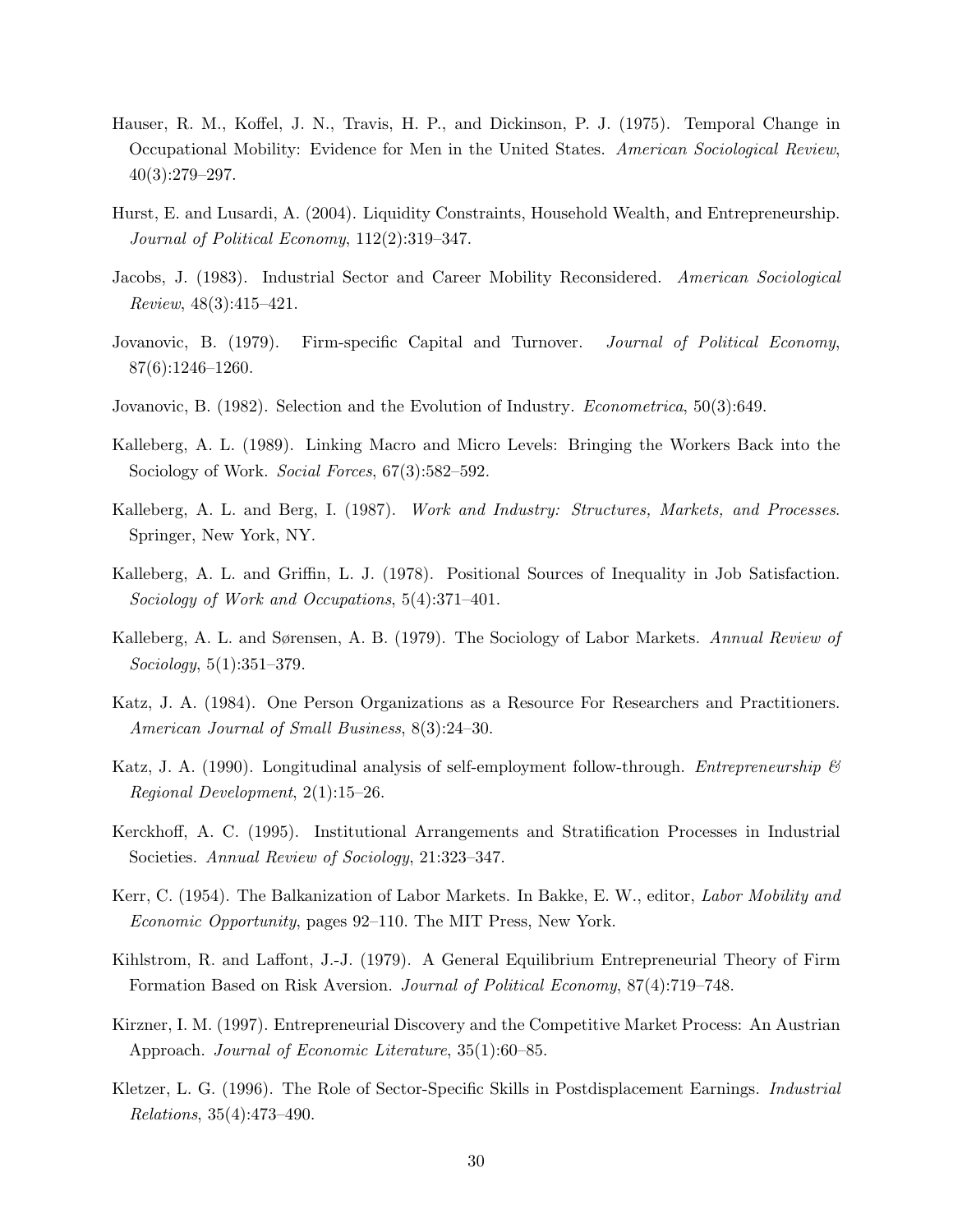Hauser, R. M., Koffel, J. N., Travis, H. P., and Dickinson, P. J. (1975). Temporal Change in Occupational Mobility: Evidence for Men in the United States. *American Sociological Review*, 40(3):279–297.

Hurst, E. and Lusardi, A. (2004). Liquidity Constraints, Household Wealth, and Entrepreneurship. *Journal of Political Economy*, 112(2):319–347.

Jacobs, J. (1983). Industrial Sector and Career Mobility Reconsidered. *American Sociological Review*, 48(3):415–421.

Jovanovic, B. (1979). Firm-specific Capital and Turnover. *Journal of Political Economy*, 87(6):1246–1260.

Jovanovic, B. (1982). Selection and the Evolution of Industry. *Econometrica*, 50(3):649.

Kalleberg, A. L. (1989). Linking Macro and Micro Levels: Bringing the Workers Back into the Sociology of Work. *Social Forces*, 67(3):582–592.

Kalleberg, A. L. and Berg, I. (1987). *Work and Industry: Structures, Markets, and Processes*. Springer, New York, NY.

Kalleberg, A. L. and Griffin, L. J. (1978). Positional Sources of Inequality in Job Satisfaction. *Sociology of Work and Occupations*, 5(4):371–401.

Kalleberg, A. L. and Sørensen, A. B. (1979). The Sociology of Labor Markets. *Annual Review of Sociology*, 5(1):351–379.

Katz, J. A. (1984). One Person Organizations as a Resource For Researchers and Practitioners. *American Journal of Small Business*, 8(3):24–30.

Katz, J. A. (1990). Longitudinal analysis of self-employment follow-through. *Entrepreneurship & Regional Development*, 2(1):15–26.

Kerckhoff, A. C. (1995). Institutional Arrangements and Stratification Processes in Industrial Societies. *Annual Review of Sociology*, 21:323–347.

Kerr, C. (1954). The Balkanization of Labor Markets. In Bakke, E. W., editor, *Labor Mobility and Economic Opportunity*, pages 92–110. The MIT Press, New York.

Kihlstrom, R. and Laffont, J.-J. (1979). A General Equilibrium Entrepreneurial Theory of Firm Formation Based on Risk Aversion. *Journal of Political Economy*, 87(4):719–748.

Kirzner, I. M. (1997). Entrepreneurial Discovery and the Competitive Market Process: An Austrian Approach. *Journal of Economic Literature*, 35(1):60–85.

Kletzer, L. G. (1996). The Role of Sector-Specific Skills in Postdisplacement Earnings. *Industrial Relations*, 35(4):473–490.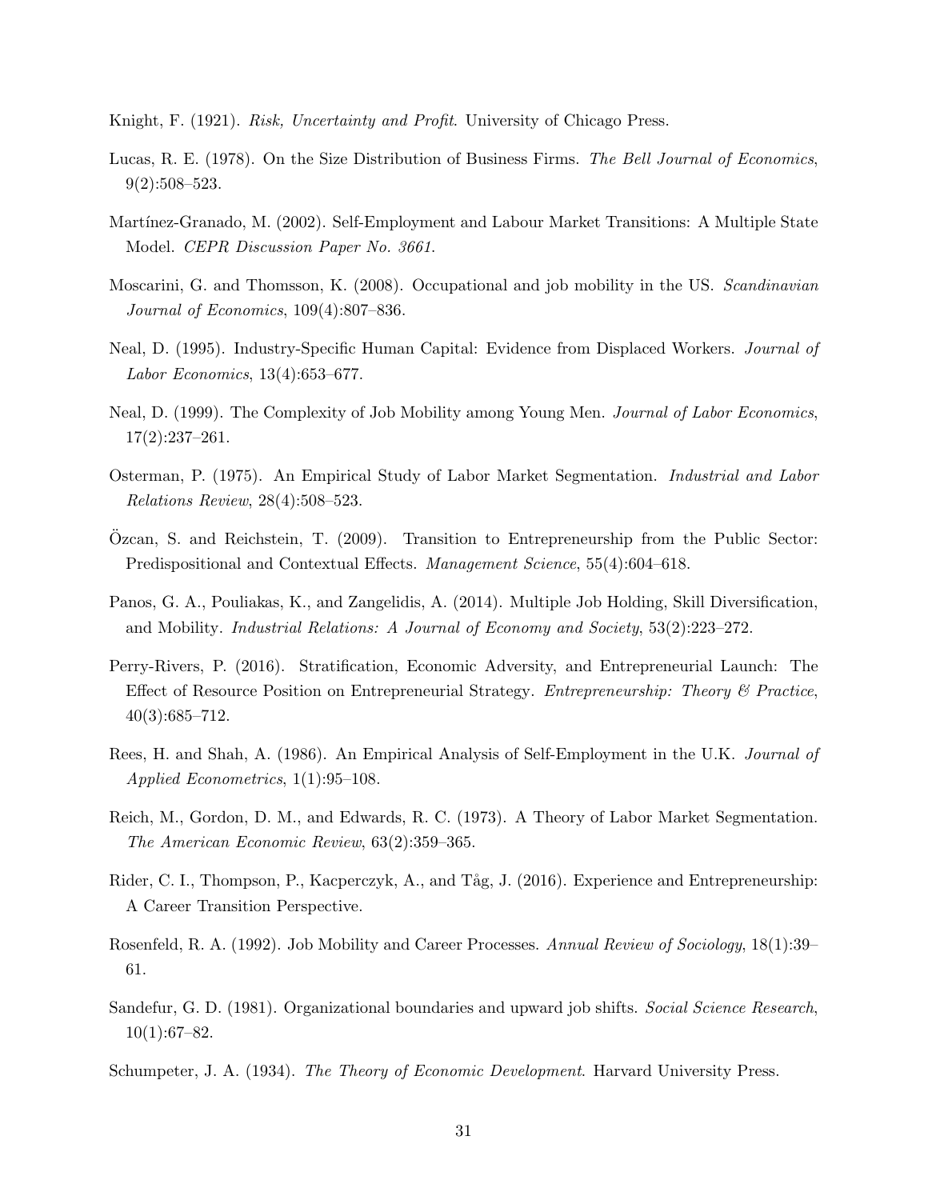Knight, F. (1921). *Risk, Uncertainty and Profit*. University of Chicago Press.

Lucas, R. E. (1978). On the Size Distribution of Business Firms. *The Bell Journal of Economics*, 9(2):508–523.

Martínez-Granado, M. (2002). Self-Employment and Labour Market Transitions: A Multiple State Model. *CEPR Discussion Paper No. 3661*.

Moscarini, G. and Thomsson, K. (2008). Occupational and job mobility in the US. *Scandinavian Journal of Economics*, 109(4):807–836.

Neal, D. (1995). Industry-Specific Human Capital: Evidence from Displaced Workers. *Journal of Labor Economics*, 13(4):653–677.

Neal, D. (1999). The Complexity of Job Mobility among Young Men. *Journal of Labor Economics*, 17(2):237–261.

Osterman, P. (1975). An Empirical Study of Labor Market Segmentation. *Industrial and Labor Relations Review*, 28(4):508–523.

Özcan, S. and Reichstein, T. (2009). Transition to Entrepreneurship from the Public Sector: Predispositional and Contextual Effects. *Management Science*, 55(4):604–618.

Panos, G. A., Pouliakas, K., and Zangelidis, A. (2014). Multiple Job Holding, Skill Diversification, and Mobility. *Industrial Relations: A Journal of Economy and Society*, 53(2):223–272.

Perry-Rivers, P. (2016). Stratification, Economic Adversity, and Entrepreneurial Launch: The Effect of Resource Position on Entrepreneurial Strategy. *Entrepreneurship: Theory & Practice*, 40(3):685–712.

Rees, H. and Shah, A. (1986). An Empirical Analysis of Self-Employment in the U.K. *Journal of Applied Econometrics*, 1(1):95–108.

Reich, M., Gordon, D. M., and Edwards, R. C. (1973). A Theory of Labor Market Segmentation. *The American Economic Review*, 63(2):359–365.

Rider, C. I., Thompson, P., Kacperczyk, A., and Tåg, J. (2016). Experience and Entrepreneurship: A Career Transition Perspective.

Rosenfeld, R. A. (1992). Job Mobility and Career Processes. *Annual Review of Sociology*, 18(1):39–61.

Sandefur, G. D. (1981). Organizational boundaries and upward job shifts. *Social Science Research*, 10(1):67–82.

Schumpeter, J. A. (1934). *The Theory of Economic Development*. Harvard University Press.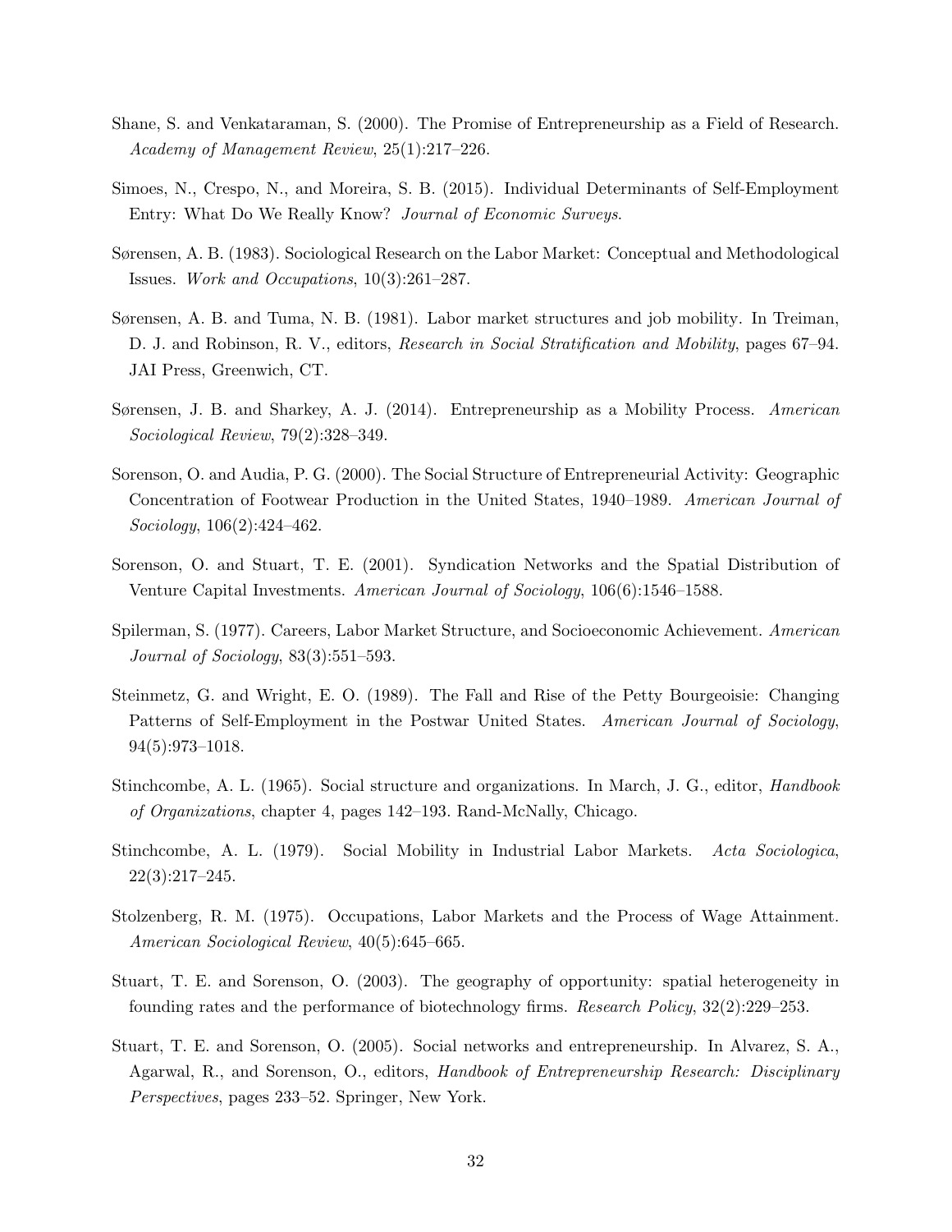Shane, S. and Venkataraman, S. (2000). The Promise of Entrepreneurship as a Field of Research. *Academy of Management Review*, 25(1):217–226.

Simoes, N., Crespo, N., and Moreira, S. B. (2015). Individual Determinants of Self-Employment Entry: What Do We Really Know? *Journal of Economic Surveys*.

Sørensen, A. B. (1983). Sociological Research on the Labor Market: Conceptual and Methodological Issues. *Work and Occupations*, 10(3):261–287.

Sørensen, A. B. and Tuma, N. B. (1981). Labor market structures and job mobility. In Treiman, D. J. and Robinson, R. V., editors, *Research in Social Stratification and Mobility*, pages 67–94. JAI Press, Greenwich, CT.

Sørensen, J. B. and Sharkey, A. J. (2014). Entrepreneurship as a Mobility Process. *American Sociological Review*, 79(2):328–349.

Sorenson, O. and Audia, P. G. (2000). The Social Structure of Entrepreneurial Activity: Geographic Concentration of Footwear Production in the United States, 1940–1989. *American Journal of Sociology*, 106(2):424–462.

Sorenson, O. and Stuart, T. E. (2001). Syndication Networks and the Spatial Distribution of Venture Capital Investments. *American Journal of Sociology*, 106(6):1546–1588.

Spilerman, S. (1977). Careers, Labor Market Structure, and Socioeconomic Achievement. *American Journal of Sociology*, 83(3):551–593.

Steinmetz, G. and Wright, E. O. (1989). The Fall and Rise of the Petty Bourgeoisie: Changing Patterns of Self-Employment in the Postwar United States. *American Journal of Sociology*, 94(5):973–1018.

Stinchcombe, A. L. (1965). Social structure and organizations. In March, J. G., editor, *Handbook of Organizations*, chapter 4, pages 142–193. Rand-McNally, Chicago.

Stinchcombe, A. L. (1979). Social Mobility in Industrial Labor Markets. *Acta Sociologica*, 22(3):217–245.

Stolzenberg, R. M. (1975). Occupations, Labor Markets and the Process of Wage Attainment. *American Sociological Review*, 40(5):645–665.

Stuart, T. E. and Sorenson, O. (2003). The geography of opportunity: spatial heterogeneity in founding rates and the performance of biotechnology firms. *Research Policy*, 32(2):229–253.

Stuart, T. E. and Sorenson, O. (2005). Social networks and entrepreneurship. In Alvarez, S. A., Agarwal, R., and Sorenson, O., editors, *Handbook of Entrepreneurship Research: Disciplinary Perspectives*, pages 233–52. Springer, New York.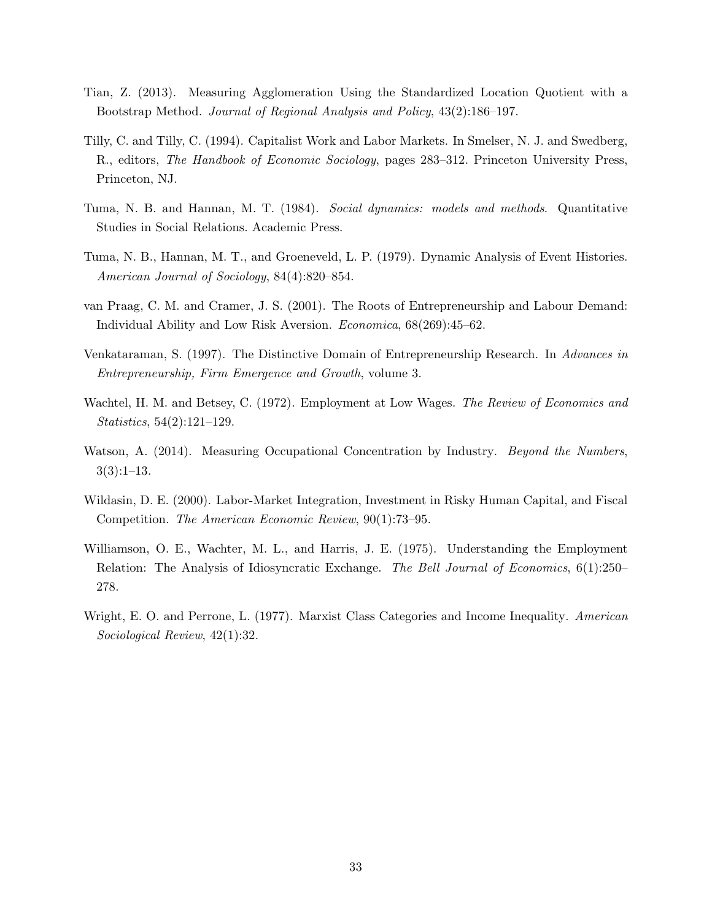Tian, Z. (2013). Measuring Agglomeration Using the Standardized Location Quotient with a Bootstrap Method. *Journal of Regional Analysis and Policy*, 43(2):186–197.

Tilly, C. and Tilly, C. (1994). Capitalist Work and Labor Markets. In Smelser, N. J. and Swedberg, R., editors, *The Handbook of Economic Sociology*, pages 283–312. Princeton University Press, Princeton, NJ.

Tuma, N. B. and Hannan, M. T. (1984). *Social dynamics: models and methods*. Quantitative Studies in Social Relations. Academic Press.

Tuma, N. B., Hannan, M. T., and Groeneveld, L. P. (1979). Dynamic Analysis of Event Histories. *American Journal of Sociology*, 84(4):820–854.

van Praag, C. M. and Cramer, J. S. (2001). The Roots of Entrepreneurship and Labour Demand: Individual Ability and Low Risk Aversion. *Economica*, 68(269):45–62.

Venkataraman, S. (1997). The Distinctive Domain of Entrepreneurship Research. In *Advances in Entrepreneurship, Firm Emergence and Growth*, volume 3.

Wachtel, H. M. and Betsey, C. (1972). Employment at Low Wages. *The Review of Economics and Statistics*, 54(2):121–129.

Watson, A. (2014). Measuring Occupational Concentration by Industry. *Beyond the Numbers*, 3(3):1–13.

Wildasin, D. E. (2000). Labor-Market Integration, Investment in Risky Human Capital, and Fiscal Competition. *The American Economic Review*, 90(1):73–95.

Williamson, O. E., Wachter, M. L., and Harris, J. E. (1975). Understanding the Employment Relation: The Analysis of Idiosyncratic Exchange. *The Bell Journal of Economics*, 6(1):250–278.

Wright, E. O. and Perrone, L. (1977). Marxist Class Categories and Income Inequality. *American Sociological Review*, 42(1):32.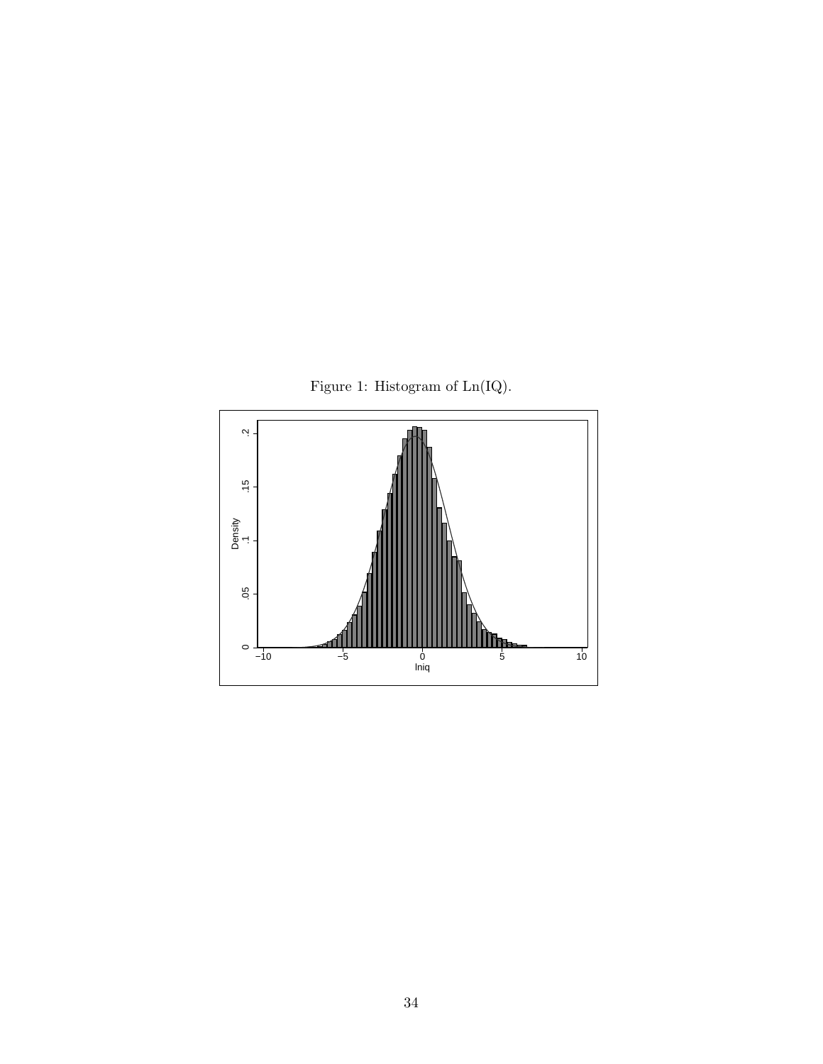Figure 1: Histogram of Ln(IQ).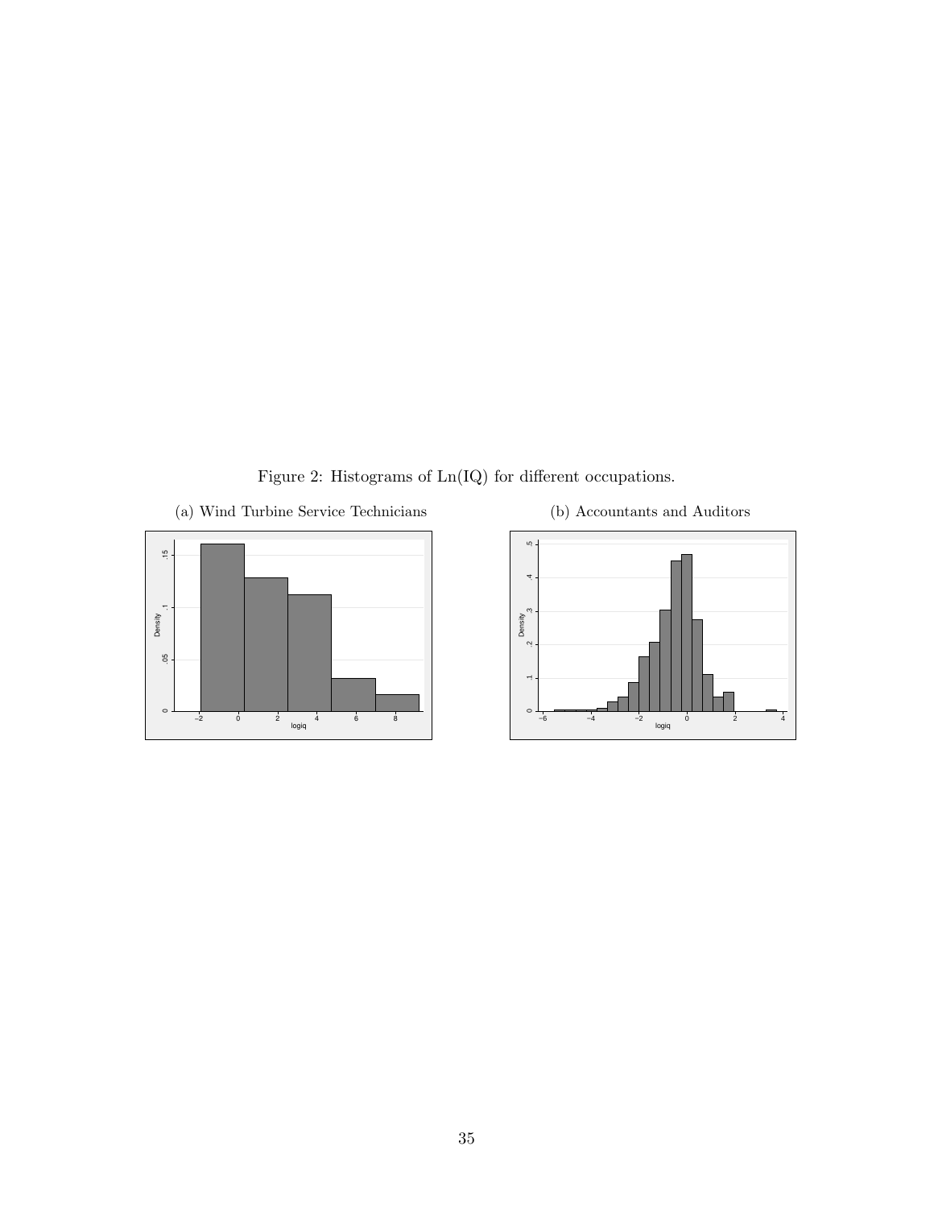Figure 2: Histograms of Ln(IQ) for different occupations.

(a) Wind Turbine Service Technicians

(b) Accountants and Auditors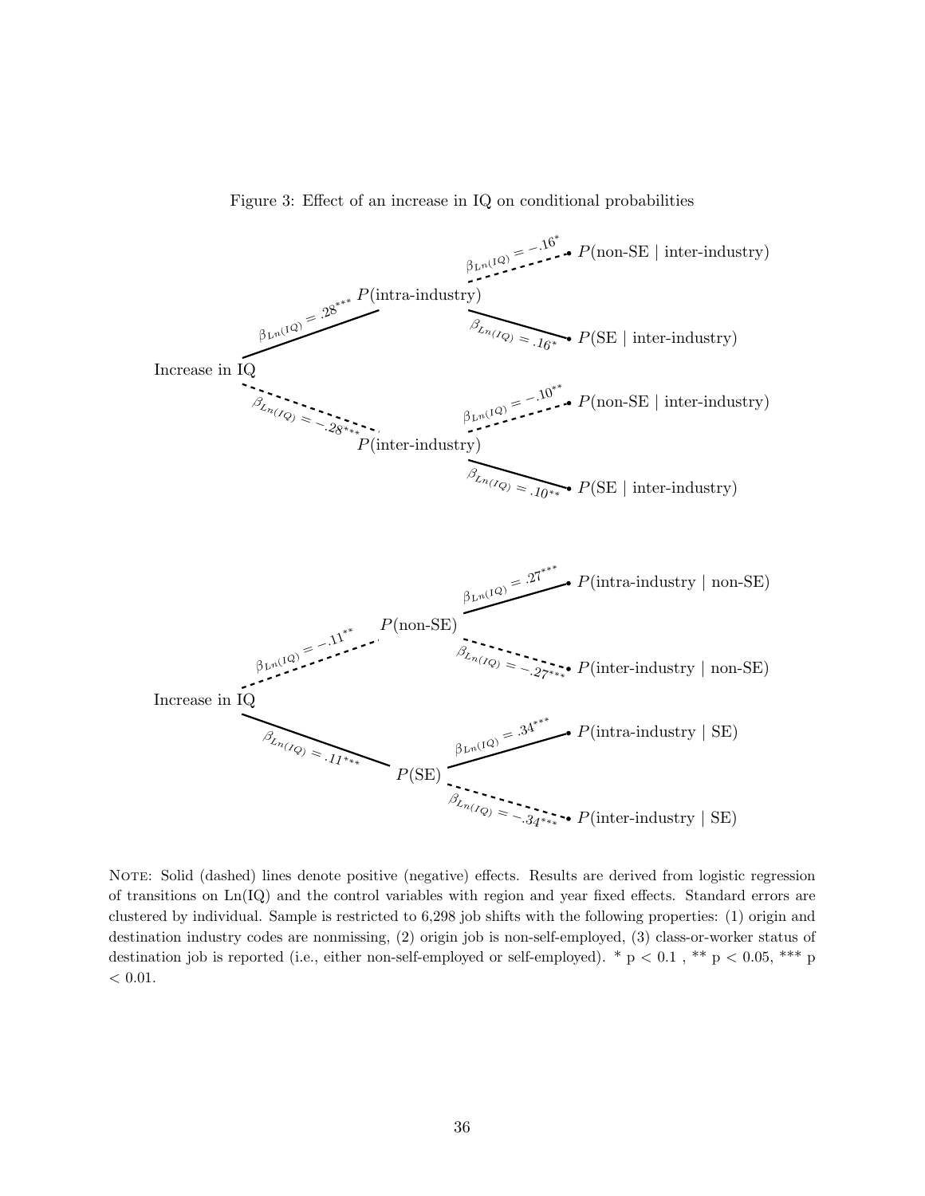Figure 3: Effect of an increase in IQ on conditional probabilities

Increase in IQ

- $\beta_{Ln(IQ)} = .28^{***}$ → $P$(intra-industry)
  - $\beta_{Ln(IQ)} = -.16^{*}$ → $P$(non-SE | inter-industry)
  - $\beta_{Ln(IQ)} = .16^{*}$ → $P$(SE | inter-industry)
- $\beta_{Ln(IQ)} = -.28^{***}$ → $P$(inter-industry)
  - $\beta_{Ln(IQ)} = -.10^{**}$ → $P$(non-SE | inter-industry)
  - $\beta_{Ln(IQ)} = .10^{**}$ → $P$(SE | inter-industry)

Increase in IQ

- $\beta_{Ln(IQ)} = -.11^{**}$ → $P$(non-SE)
  - $\beta_{Ln(IQ)} = .27^{***}$ → $P$(intra-industry | non-SE)
  - $\beta_{Ln(IQ)} = -.27^{***}$ → $P$(inter-industry | non-SE)
- $\beta_{Ln(IQ)} = .11^{***}$ → $P$(SE)
  - $\beta_{Ln(IQ)} = .34^{***}$ → $P$(intra-industry | SE)
  - $\beta_{Ln(IQ)} = -.34^{***}$ → $P$(inter-industry | SE)

NOTE: Solid (dashed) lines denote positive (negative) effects. Results are derived from logistic regression of transitions on Ln(IQ) and the control variables with region and year fixed effects. Standard errors are clustered by individual. Sample is restricted to 6,298 job shifts with the following properties: (1) origin and destination industry codes are nonmissing, (2) origin job is non-self-employed, (3) class-or-worker status of destination job is reported (i.e., either non-self-employed or self-employed). * $p < 0.1$ , ** $p < 0.05$, *** $p < 0.01$.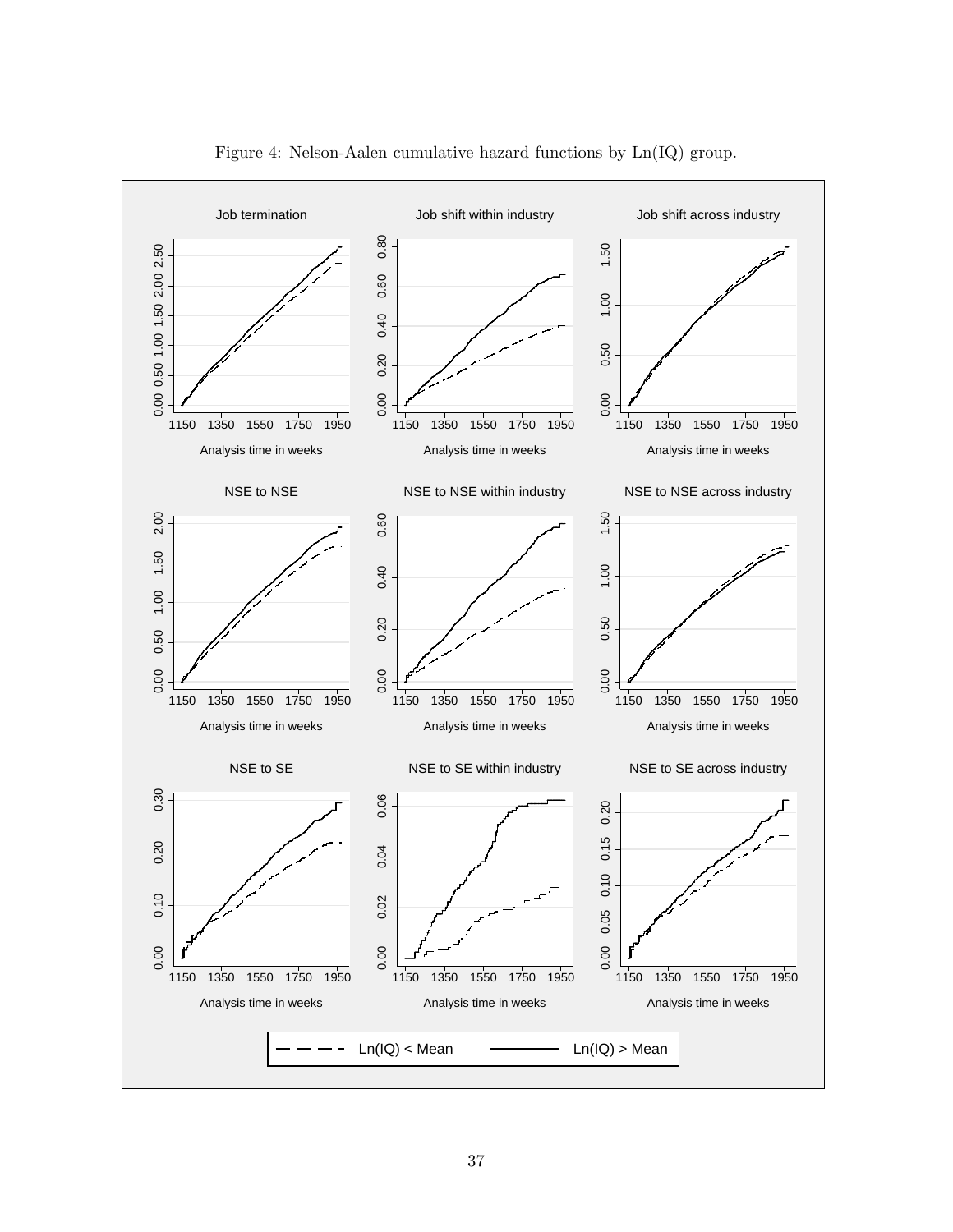Figure 4: Nelson-Aalen cumulative hazard functions by Ln(IQ) group.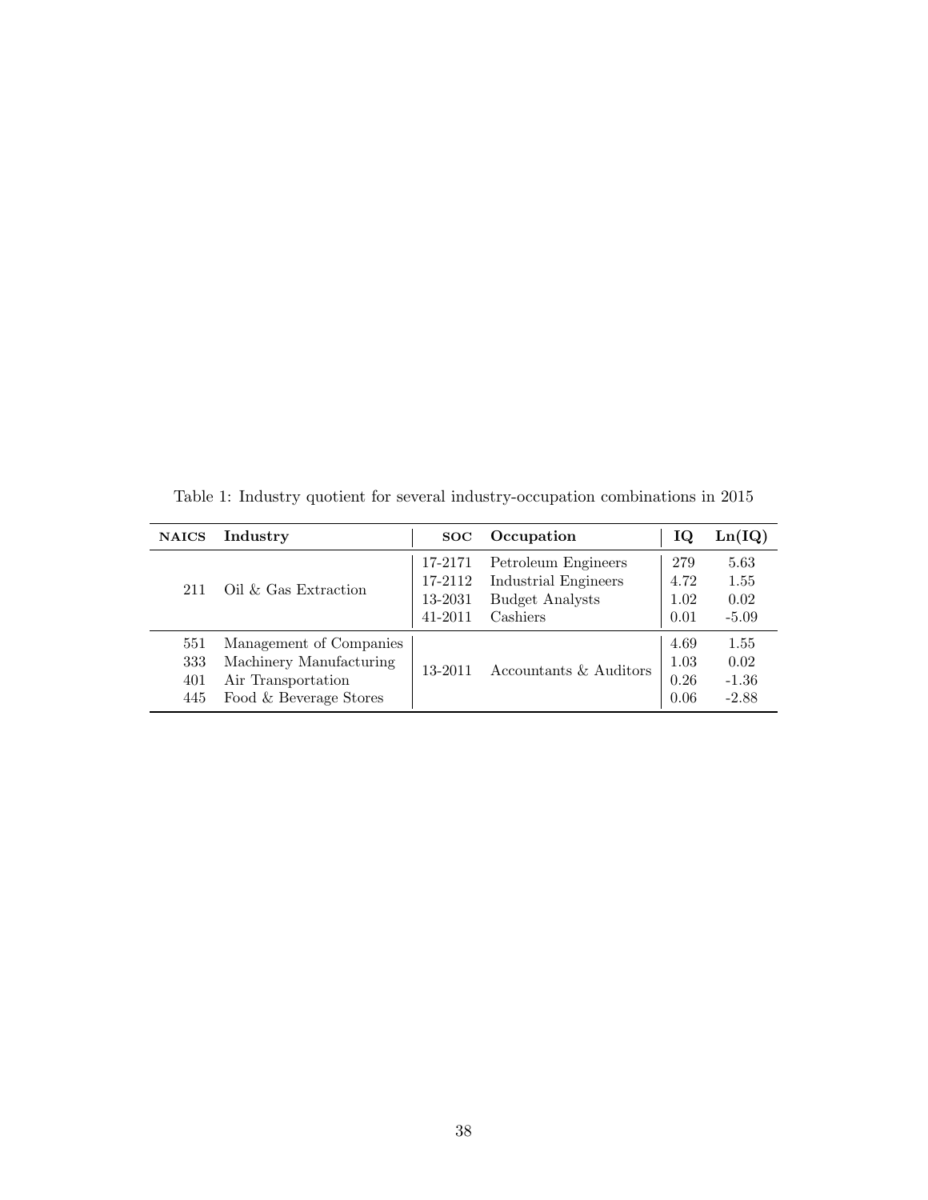Table 1: Industry quotient for several industry-occupation combinations in 2015

| NAICS | Industry | SOC | Occupation | IQ | Ln(IQ) |
|---|---|---|---|---|---|
| 211 | Oil & Gas Extraction | 17-2171 | Petroleum Engineers | 279 | 5.63 |
| | | 17-2112 | Industrial Engineers | 4.72 | 1.55 |
| | | 13-2031 | Budget Analysts | 1.02 | 0.02 |
| | | 41-2011 | Cashiers | 0.01 | -5.09 |
| 551 | Management of Companies | 13-2011 | Accountants & Auditors | 4.69 | 1.55 |
| 333 | Machinery Manufacturing | | | 1.03 | 0.02 |
| 401 | Air Transportation | | | 0.26 | -1.36 |
| 445 | Food & Beverage Stores | | | 0.06 | -2.88 |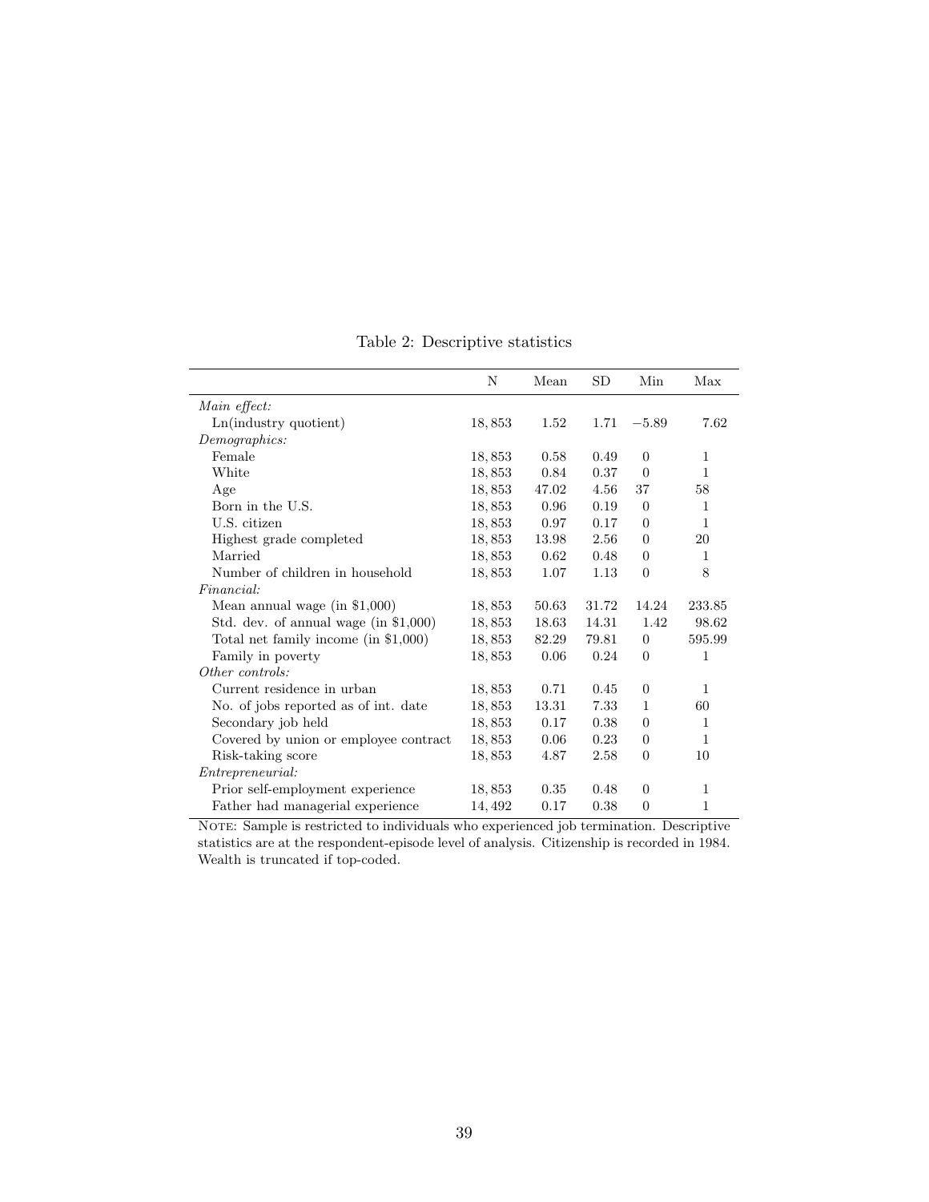Table 2: Descriptive statistics

| | N | Mean | SD | Min | Max |
|---|---|---|---|---|---|
| *Main effect:* | | | | | |
| Ln(industry quotient) | 18,853 | 1.52 | 1.71 | −5.89 | 7.62 |
| *Demographics:* | | | | | |
| Female | 18,853 | 0.58 | 0.49 | 0 | 1 |
| White | 18,853 | 0.84 | 0.37 | 0 | 1 |
| Age | 18,853 | 47.02 | 4.56 | 37 | 58 |
| Born in the U.S. | 18,853 | 0.96 | 0.19 | 0 | 1 |
| U.S. citizen | 18,853 | 0.97 | 0.17 | 0 | 1 |
| Highest grade completed | 18,853 | 13.98 | 2.56 | 0 | 20 |
| Married | 18,853 | 0.62 | 0.48 | 0 | 1 |
| Number of children in household | 18,853 | 1.07 | 1.13 | 0 | 8 |
| *Financial:* | | | | | |
| Mean annual wage (in $1,000) | 18,853 | 50.63 | 31.72 | 14.24 | 233.85 |
| Std. dev. of annual wage (in $1,000) | 18,853 | 18.63 | 14.31 | 1.42 | 98.62 |
| Total net family income (in $1,000) | 18,853 | 82.29 | 79.81 | 0 | 595.99 |
| Family in poverty | 18,853 | 0.06 | 0.24 | 0 | 1 |
| *Other controls:* | | | | | |
| Current residence in urban | 18,853 | 0.71 | 0.45 | 0 | 1 |
| No. of jobs reported as of int. date | 18,853 | 13.31 | 7.33 | 1 | 60 |
| Secondary job held | 18,853 | 0.17 | 0.38 | 0 | 1 |
| Covered by union or employee contract | 18,853 | 0.06 | 0.23 | 0 | 1 |
| Risk-taking score | 18,853 | 4.87 | 2.58 | 0 | 10 |
| *Entrepreneurial:* | | | | | |
| Prior self-employment experience | 18,853 | 0.35 | 0.48 | 0 | 1 |
| Father had managerial experience | 14,492 | 0.17 | 0.38 | 0 | 1 |

NOTE: Sample is restricted to individuals who experienced job termination. Descriptive statistics are at the respondent-episode level of analysis. Citizenship is recorded in 1984. Wealth is truncated if top-coded.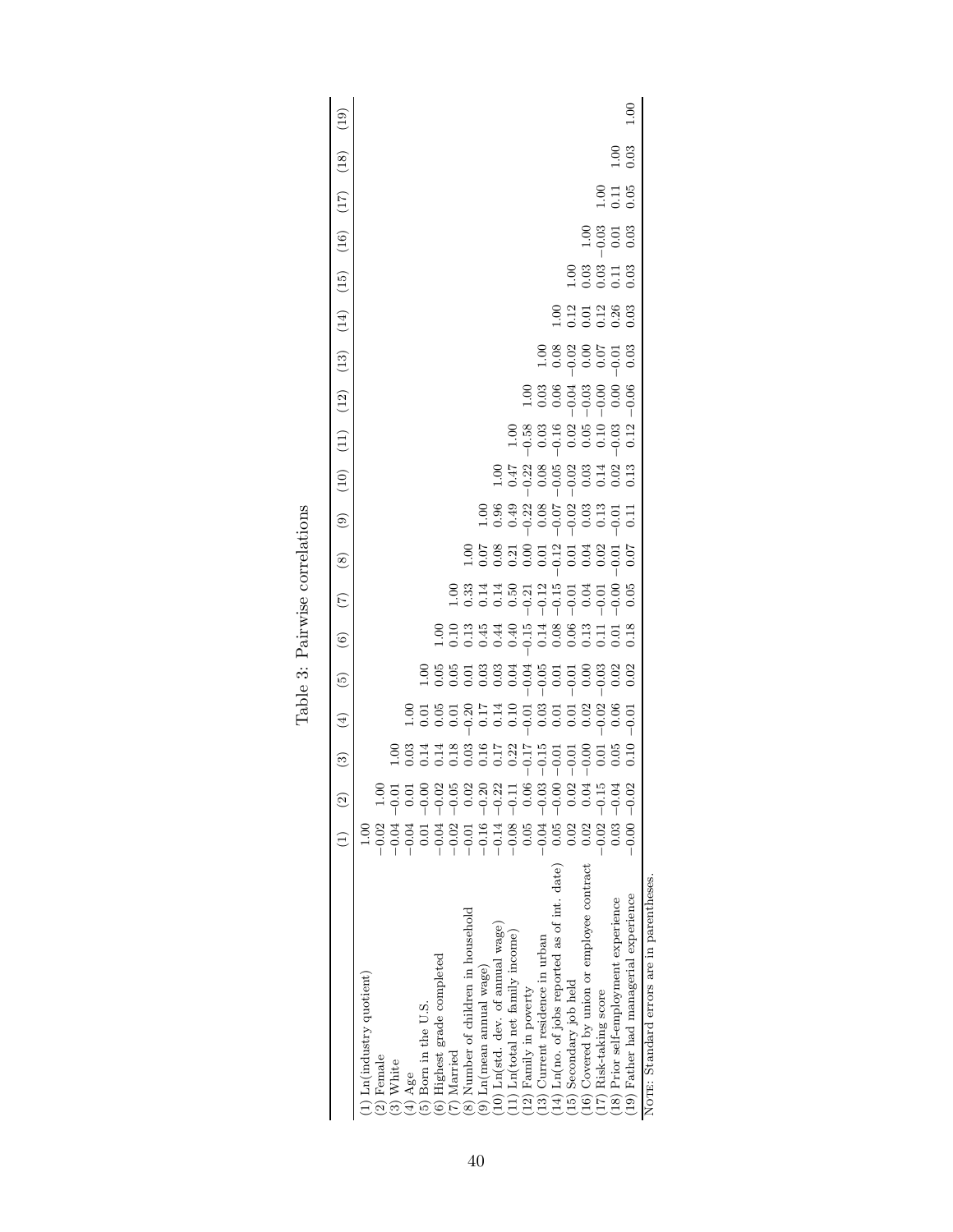## Table 3: Pairwise correlations

| | (1) | (2) | (3) | (4) | (5) | (6) | (7) | (8) | (9) | (10) | (11) | (12) | (13) | (14) | (15) | (16) | (17) | (18) | (19) |
|---|---|---|---|---|---|---|---|---|---|---|---|---|---|---|---|---|---|---|---|
| (1) Ln(industry quotient) | 1.00 | | | | | | | | | | | | | | | | | | |
| (2) Female | −0.02 | 1.00 | | | | | | | | | | | | | | | | | |
| (3) White | −0.04 | −0.01 | 1.00 | | | | | | | | | | | | | | | | |
| (4) Age | −0.04 | 0.01 | 0.03 | 1.00 | | | | | | | | | | | | | | | |
| (5) Born in the U.S. | 0.01 | −0.00 | 0.14 | 0.01 | 1.00 | | | | | | | | | | | | | | |
| (6) Highest grade completed | −0.04 | −0.02 | 0.14 | 0.05 | 0.05 | 1.00 | | | | | | | | | | | | | |
| (7) Married | −0.02 | −0.05 | 0.18 | 0.01 | 0.05 | 0.10 | 1.00 | | | | | | | | | | | | |
| (8) Number of children in household | −0.01 | 0.02 | 0.03 | −0.20 | 0.01 | 0.13 | 0.33 | 1.00 | | | | | | | | | | | |
| (9) Ln(mean annual wage) | −0.16 | −0.20 | 0.16 | 0.17 | 0.03 | 0.45 | 0.14 | 0.07 | 1.00 | | | | | | | | | | |
| (10) Ln(std. dev. of annual wage) | −0.14 | −0.22 | 0.17 | 0.14 | 0.03 | 0.44 | 0.14 | 0.08 | 0.96 | 1.00 | | | | | | | | | |
| (11) Ln(total net family income) | −0.08 | −0.11 | 0.22 | 0.10 | 0.04 | 0.40 | 0.50 | 0.21 | 0.49 | 0.47 | 1.00 | | | | | | | | |
| (12) Family in poverty | 0.05 | 0.06 | −0.17 | −0.01 | −0.04 | −0.15 | −0.21 | 0.00 | −0.22 | −0.22 | −0.58 | 1.00 | | | | | | | |
| (13) Current residence in urban | −0.04 | −0.03 | −0.15 | 0.03 | −0.05 | 0.14 | −0.12 | 0.01 | 0.08 | 0.08 | 0.03 | 0.03 | 1.00 | | | | | | |
| (14) Ln(no. of jobs reported as of int. date) | 0.05 | −0.00 | −0.01 | 0.01 | 0.01 | 0.08 | −0.15 | −0.12 | −0.07 | −0.05 | −0.16 | 0.06 | 0.08 | 1.00 | | | | | |
| (15) Secondary job held | 0.02 | 0.02 | −0.01 | 0.01 | −0.01 | 0.06 | −0.01 | 0.01 | −0.02 | −0.02 | 0.02 | −0.04 | −0.02 | 0.12 | 1.00 | | | | |
| (16) Covered by union or employee contract | 0.02 | 0.04 | −0.00 | 0.02 | 0.00 | 0.13 | 0.04 | 0.04 | 0.03 | 0.03 | 0.05 | −0.03 | 0.00 | 0.01 | 0.03 | 1.00 | | | |
| (17) Risk-taking score | −0.02 | −0.15 | 0.01 | −0.02 | −0.03 | 0.11 | −0.01 | 0.02 | 0.13 | 0.14 | 0.10 | −0.00 | 0.07 | 0.12 | 0.03 | −0.03 | 1.00 | | |
| (18) Prior self-employment experience | 0.03 | −0.04 | 0.05 | 0.06 | 0.02 | 0.01 | −0.00 | −0.01 | −0.01 | 0.02 | −0.03 | 0.00 | −0.01 | 0.26 | 0.11 | 0.01 | 0.11 | 1.00 | |
| (19) Father had managerial experience | −0.00 | −0.02 | 0.10 | −0.01 | 0.02 | 0.18 | 0.05 | 0.07 | 0.11 | 0.13 | 0.12 | −0.06 | 0.03 | 0.03 | 0.03 | 0.03 | 0.05 | 0.03 | 1.00 |

Note: Standard errors are in parentheses.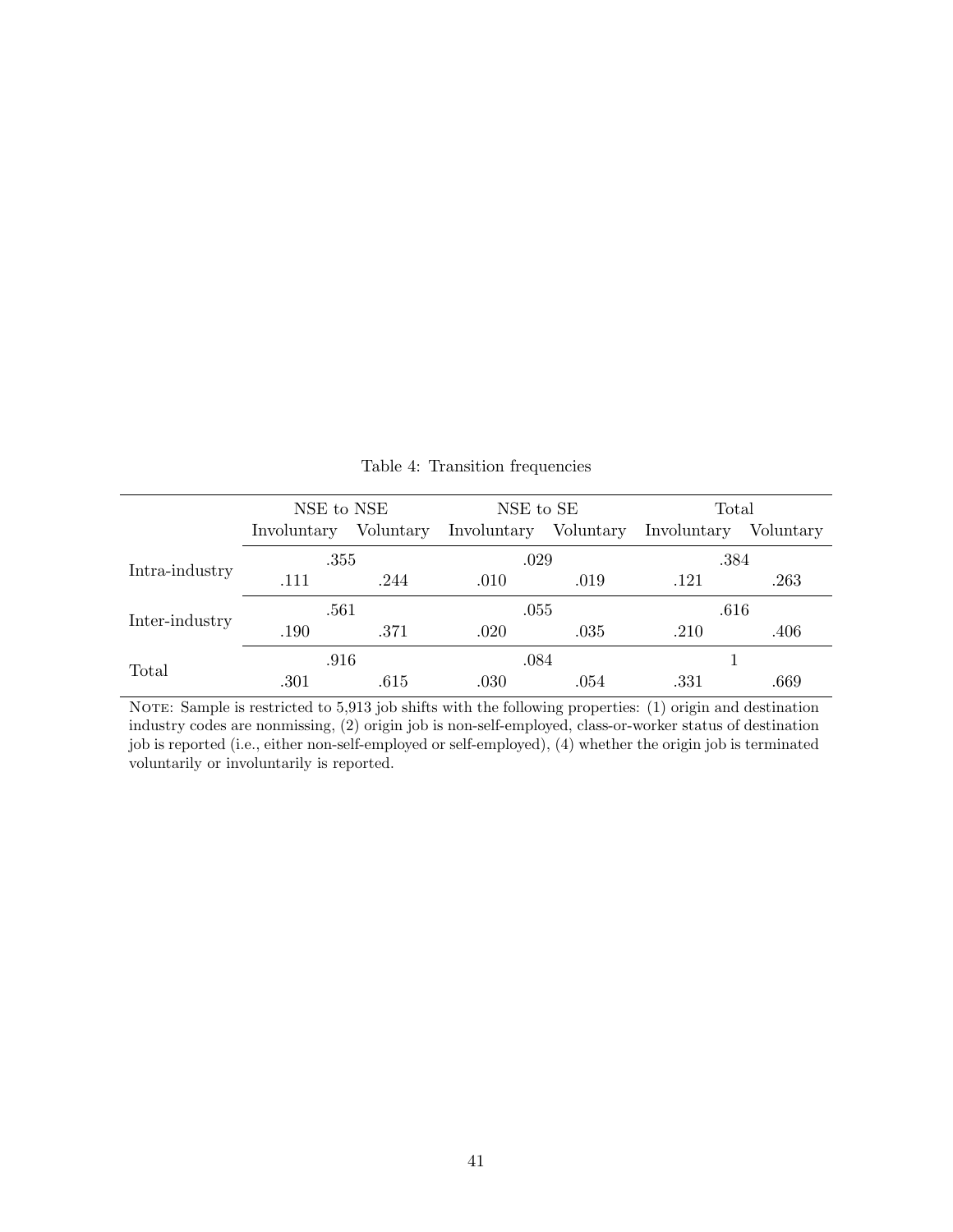Table 4: Transition frequencies

| | NSE to NSE | | NSE to SE | | Total | |
|---|---|---|---|---|---|---|
| | Involuntary | Voluntary | Involuntary | Voluntary | Involuntary | Voluntary |
| Intra-industry | .355 | | .029 | | .384 | |
| | .111 | .244 | .010 | .019 | .121 | .263 |
| Inter-industry | .561 | | .055 | | .616 | |
| | .190 | .371 | .020 | .035 | .210 | .406 |
| Total | .916 | | .084 | | 1 | |
| | .301 | .615 | .030 | .054 | .331 | .669 |

NOTE: Sample is restricted to 5,913 job shifts with the following properties: (1) origin and destination industry codes are nonmissing, (2) origin job is non-self-employed, class-or-worker status of destination job is reported (i.e., either non-self-employed or self-employed), (4) whether the origin job is terminated voluntarily or involuntarily is reported.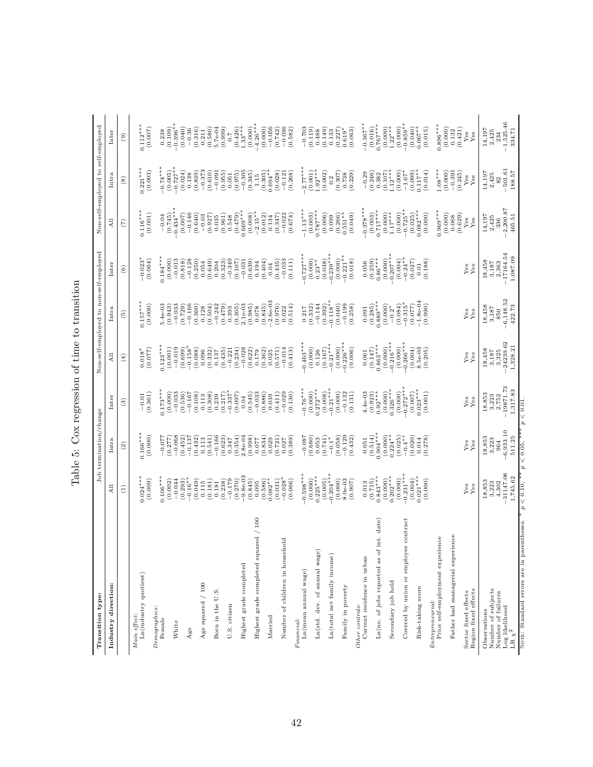Table 5: Cox regression of time to transition

| Transition type: | Job termination/change | | | Non-self-employed to non-self-employed | | | Non-self-employed to self-employed | | |
|---|---|---|---|---|---|---|---|---|---|
| Industry direction: | All | Intra | Inter | All | Intra | Inter | All | Intra | Inter |
| | (1) | (2) | (3) | (4) | (5) | (6) | (7) | (8) | (9) |
| *Main effect:* | | | | | | | | | |
| Ln(industry quotient) | 0.024*** | 0.166*** | −0.01 | 0.018* | 0.157*** | −0.023* | 0.116*** | 0.221*** | 0.112*** |
| | (0.009) | (0.000) | (0.361) | (0.077) | (0.000) | (0.064) | (0.001) | (0.003) | (0.007) |
| *Demographics:* | | | | | | | | | |
| Female | 0.106*** | −0.077 | 0.173*** | 0.123*** | 5.4e-03 | 0.184*** | −0.04 | −0.74*** | 0.238 |
| | (0.002) | (0.277) | (0.000) | (0.001) | (0.943) | (0.000) | (0.745) | (0.005) | (0.109) |
| White | −0.044 | −0.068 | −0.033 | −0.019 | −0.033 | −0.013 | −0.434*** | −0.727** | −0.396** |
| | (0.293) | (0.452) | (0.536) | (0.699) | (0.729) | (0.818) | (0.007) | (0.024) | (0.040) |
| Age | −0.16** | −0.137 | −0.167 | −0.158* | −0.166 | −0.128 | −0.146 | 0.138 | −0.36 |
| | (0.049) | (0.432) | (0.108) | (0.088) | (0.360) | (0.250) | (0.640) | (0.839) | (0.316) |
| Age squared / 100 | 0.115 | 0.113 | 0.113 | 0.096 | 0.128 | 0.054 | −0.03 | −0.373 | 0.211 |
| | (0.181) | (0.541) | (0.308) | (0.332) | (0.504) | (0.649) | (0.927) | (0.610) | (0.580) |
| Born in the U.S. | 0.181 | −0.166 | 0.239 | 0.137 | −0.242 | 0.204 | 0.035 | −0.091 | 5.7e-04 |
| | (0.238) | (0.623) | (0.217) | (0.435) | (0.479) | (0.323) | (0.961) | (0.955) | (0.999) |
| U.S. citizen | −0.179 | 0.347 | −0.337* | −0.221 | 0.393 | −0.349 | 0.548 | 0.051 | 0.7 |
| | (0.270) | (0.354) | (0.097) | (0.234) | (0.305) | (0.107) | (0.479) | (0.975) | (0.426) |
| Highest grade completed | −9.8e-03 | 2.8e-04 | 0.04 | −0.028 | 2.1e-03 | −0.031 | 0.669*** | −0.305 | 1.33*** |
| | (0.845) | (0.998) | (0.545) | (0.622) | (0.985) | (0.639) | (0.008) | (0.345) | (0.000) |
| Highest grade completed squared / 100 | 0.095 | 0.077 | −0.033 | 0.179 | 0.078 | 0.194 | −2.15** | 1.15 | −4.26*** |
| | (0.586) | (0.834) | (0.886) | (0.362) | (0.845) | (0.404) | (0.012) | (0.305) | (0.000) |
| Married | 0.082** | 0.029 | 0.039 | 0.025 | −2.6e-03 | 0.04 | 0.134 | 0.694** | −0.056 |
| | (0.031) | (0.721) | (0.411) | (0.571) | (0.976) | (0.435) | (0.347) | (0.028) | (0.742) |
| Number of children in household | −0.028* | 0.027 | −0.029 | −0.014 | 0.022 | −0.033 | −0.022 | −0.121 | −0.036 |
| | (0.066) | (0.389) | (0.130) | (0.413) | (0.514) | (0.111) | (0.674) | (0.268) | (0.582) |
| *Financial:* | | | | | | | | | |
| Ln(mean annual wage) | −0.598*** | −0.087 | −0.76*** | −0.463*** | 0.217 | −0.727*** | −1.13*** | −2.77*** | −0.703 |
| | (0.000) | (0.680) | (0.000) | (0.000) | (0.332) | (0.000) | (0.003) | (0.001) | (0.119) |
| Ln(std. dev. of annual wage) | 0.225*** | 0.053 | 0.272*** | 0.126 | −0.144 | 0.23** | 0.787*** | 1.92*** | 0.488 |
| | (0.005) | (0.741) | (0.008) | (0.167) | (0.392) | (0.038) | (0.006) | (0.002) | (0.149) |
| Ln(total net family income) | −0.204*** | −0.1* | −0.21*** | −0.21*** | −0.118** | −0.239*** | 0.099 | 0.2 | 0.133 |
| | (0.000) | (0.058) | (0.000) | (0.000) | (0.040) | (0.000) | (0.266) | (0.307) | (0.227) |
| Family in poverty | 8.0e-03 | −0.129 | −0.132 | −0.226*** | −0.199 | −0.221** | 0.551** | 0.738 | 0.619* |
| | (0.907) | (0.432) | (0.131) | (0.006) | (0.258) | (0.018) | (0.049) | (0.229) | (0.063) |
| *Other controls:* | | | | | | | | | |
| Current residence in urban | 0.013 | 0.051 | 4.4e-03 | 0.061 | 0.091 | 0.056 | −0.378*** | −0.29 | −0.367** |
| | (0.715) | (0.514) | (0.923) | (0.147) | (0.285) | (0.259) | (0.003) | (0.246) | (0.016) |
| Ln(no. of jobs reported as of int. date) | 0.843*** | 0.904*** | 0.92*** | 0.863*** | 0.889*** | 0.86*** | 0.717*** | 0.382 | 0.767*** |
| | (0.000) | (0.000) | (0.000) | (0.000) | (0.000) | (0.000) | (0.000) | (0.107) | (0.000) |
| Secondary job held | 0.202*** | 0.224** | 0.326*** | −0.216*** | −0.2* | −0.207*** | 1.17*** | 1.12*** | 1.22*** |
| | (0.000) | (0.025) | (0.000) | (0.000) | (0.084) | (0.004) | (0.000) | (0.000) | (0.000) |
| Covered by union or employee contract | −0.231*** | −0.4** | −0.272*** | −0.266*** | −0.315* | −0.24** | −0.725** | −1.67* | −0.859** |
| | (0.004) | (0.020) | (0.007) | (0.004) | (0.077) | (0.027) | (0.025) | (0.099) | (0.040) |
| Risk-taking score | 0.021*** | 0.014 | 0.023*** | 8.5e-03 | −1.8e-04 | 0.01 | 0.082*** | 0.117** | 0.067** |
| | (0.000) | (0.278) | (0.001) | (0.205) | (0.990) | (0.188) | (0.000) | (0.014) | (0.015) |
| *Entrepreneurial:* | | | | | | | | | |
| Prior self-employment experience | | | | | | | 0.969*** | 1.08*** | 0.896*** |
| | | | | | | | (0.000) | (0.000) | (0.000) |
| Father had managerial experience | | | | | | | 0.068 | −0.391 | 0.132 |
| | | | | | | | (0.629) | (0.245) | (0.421) |
| Sector fixed effects | Yes | Yes | Yes | Yes | Yes | Yes | Yes | Yes | Yes |
| Region fixed effects | Yes | Yes | Yes | Yes | Yes | Yes | Yes | Yes | Yes |
| Observations | 18,853 | 18,853 | 18,853 | 18,458 | 18,458 | 18,458 | 14,197 | 14,197 | 14,197 |
| Number of subjects | 3,223 | 3,223 | 3,223 | 3,187 | 3,187 | 3,187 | 2,425 | 2,425 | 2,425 |
| Number of failures | 4,302 | 964 | 2,752 | 3,325 | 850 | 2,363 | 336 | 82 | 234 |
| Log likelihood | −31147.08 | −6,933.10 | −19871.73 | −24239.62 | −6,148.52 | −17164.54 | −2,200.87 | −501.61 | −1,525.46 |
| LR $\chi^2$ | 1,745.62 | 511.25 | 1,317.83 | 1,328.21 | 422.73 | 1,087.09 | 465.51 | 188.57 | 334.71 |

NOTE: Standard errors are in parentheses. * $p < 0.10$, ** $p < 0.05$, *** $p < 0.01$.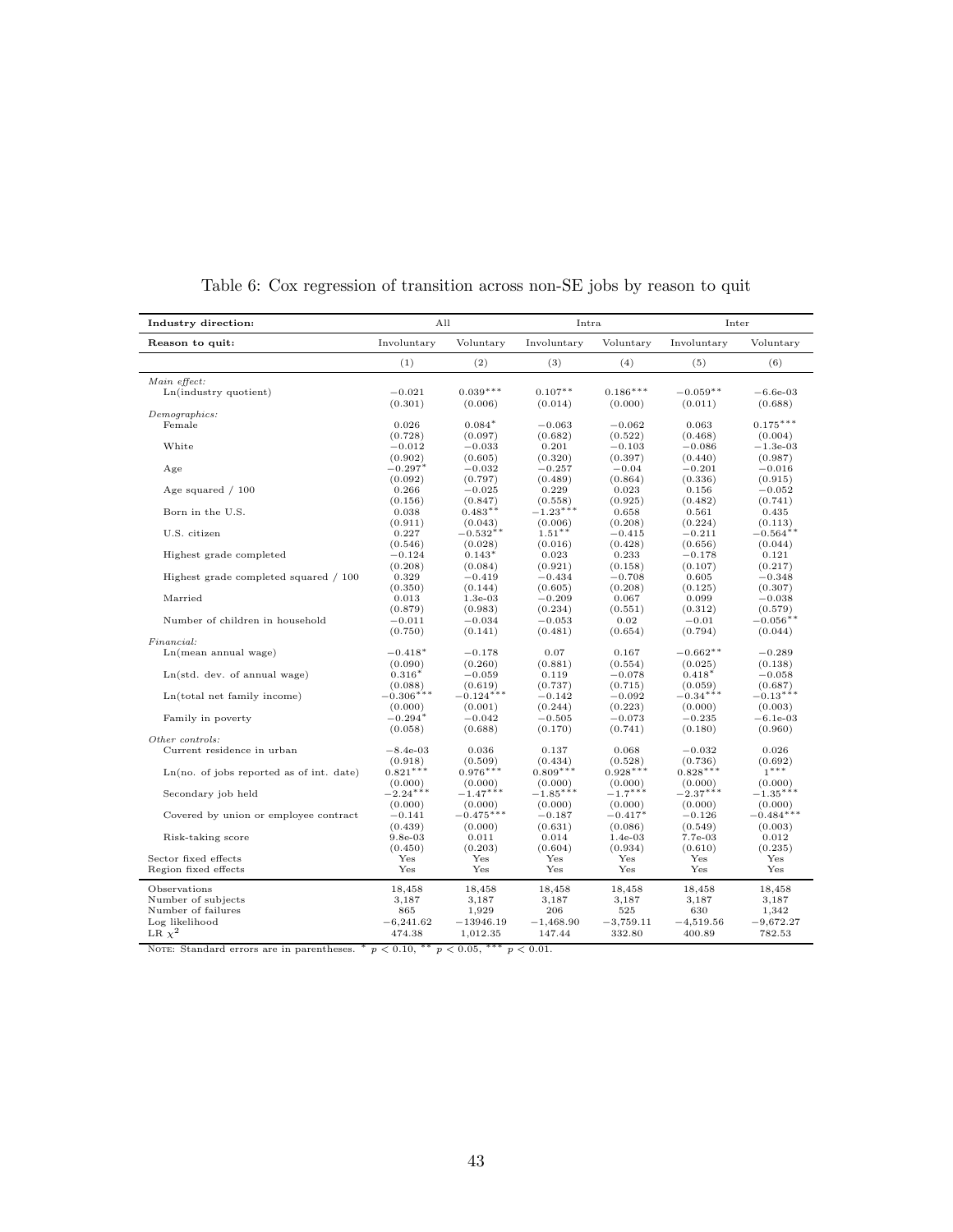Table 6: Cox regression of transition across non-SE jobs by reason to quit

| Industry direction: | All | | Intra | | Inter | |
|---|---|---|---|---|---|---|
| **Reason to quit:** | Involuntary | Voluntary | Involuntary | Voluntary | Involuntary | Voluntary |
| | (1) | (2) | (3) | (4) | (5) | (6) |
| *Main effect:* | | | | | | |
| Ln(industry quotient) | $-0.021$ | $0.039^{***}$ | $0.107^{**}$ | $0.186^{***}$ | $-0.059^{**}$ | $-6.6\text{e-}03$ |
| | (0.301) | (0.006) | (0.014) | (0.000) | (0.011) | (0.688) |
| *Demographics:* | | | | | | |
| Female | 0.026 | $0.084^{*}$ | $-0.063$ | $-0.062$ | 0.063 | $0.175^{***}$ |
| | (0.728) | (0.097) | (0.682) | (0.522) | (0.468) | (0.004) |
| White | $-0.012$ | $-0.033$ | 0.201 | $-0.103$ | $-0.086$ | $-1.3\text{e-}03$ |
| | (0.902) | (0.605) | (0.320) | (0.397) | (0.440) | (0.987) |
| Age | $-0.297^{*}$ | $-0.032$ | $-0.257$ | $-0.04$ | $-0.201$ | $-0.016$ |
| | (0.092) | (0.797) | (0.489) | (0.864) | (0.336) | (0.915) |
| Age squared / 100 | 0.266 | $-0.025$ | 0.229 | 0.023 | 0.156 | $-0.052$ |
| | (0.156) | (0.847) | (0.558) | (0.925) | (0.482) | (0.741) |
| Born in the U.S. | 0.038 | $0.483^{**}$ | $-1.23^{***}$ | 0.658 | 0.561 | 0.435 |
| | (0.911) | (0.043) | (0.006) | (0.208) | (0.224) | (0.113) |
| U.S. citizen | 0.227 | $-0.532^{**}$ | $1.51^{**}$ | $-0.415$ | $-0.211$ | $-0.564^{**}$ |
| | (0.546) | (0.028) | (0.016) | (0.428) | (0.656) | (0.044) |
| Highest grade completed | $-0.124$ | $0.143^{*}$ | 0.023 | 0.233 | $-0.178$ | 0.121 |
| | (0.208) | (0.084) | (0.921) | (0.158) | (0.107) | (0.217) |
| Highest grade completed squared / 100 | 0.329 | $-0.419$ | $-0.434$ | $-0.708$ | 0.605 | $-0.348$ |
| | (0.350) | (0.144) | (0.605) | (0.208) | (0.125) | (0.307) |
| Married | 0.013 | $1.3\text{e-}03$ | $-0.209$ | 0.067 | 0.099 | $-0.038$ |
| | (0.879) | (0.983) | (0.234) | (0.551) | (0.312) | (0.579) |
| Number of children in household | $-0.011$ | $-0.034$ | $-0.053$ | 0.02 | $-0.01$ | $-0.056^{**}$ |
| | (0.750) | (0.141) | (0.481) | (0.654) | (0.794) | (0.044) |
| *Financial:* | | | | | | |
| Ln(mean annual wage) | $-0.418^{*}$ | $-0.178$ | 0.07 | 0.167 | $-0.662^{**}$ | $-0.289$ |
| | (0.090) | (0.260) | (0.881) | (0.554) | (0.025) | (0.138) |
| Ln(std. dev. of annual wage) | $0.316^{*}$ | $-0.059$ | 0.119 | $-0.078$ | $0.418^{*}$ | $-0.058$ |
| | (0.088) | (0.619) | (0.737) | (0.715) | (0.059) | (0.687) |
| Ln(total net family income) | $-0.306^{***}$ | $-0.124^{***}$ | $-0.142$ | $-0.092$ | $-0.34^{***}$ | $-0.13^{***}$ |
| | (0.000) | (0.001) | (0.244) | (0.223) | (0.000) | (0.003) |
| Family in poverty | $-0.294^{*}$ | $-0.042$ | $-0.505$ | $-0.073$ | $-0.235$ | $-6.1\text{e-}03$ |
| | (0.058) | (0.688) | (0.170) | (0.741) | (0.180) | (0.960) |
| *Other controls:* | | | | | | |
| Current residence in urban | $-8.4\text{e-}03$ | 0.036 | 0.137 | 0.068 | $-0.032$ | 0.026 |
| | (0.918) | (0.509) | (0.434) | (0.528) | (0.736) | (0.692) |
| Ln(no. of jobs reported as of int. date) | $0.821^{***}$ | $0.976^{***}$ | $0.809^{***}$ | $0.928^{***}$ | $0.828^{***}$ | $1^{***}$ |
| | (0.000) | (0.000) | (0.000) | (0.000) | (0.000) | (0.000) |
| Secondary job held | $-2.24^{***}$ | $-1.47^{***}$ | $-1.85^{***}$ | $-1.7^{***}$ | $-2.37^{***}$ | $-1.35^{***}$ |
| | (0.000) | (0.000) | (0.000) | (0.000) | (0.000) | (0.000) |
| Covered by union or employee contract | $-0.141$ | $-0.475^{***}$ | $-0.187$ | $-0.417^{*}$ | $-0.126$ | $-0.484^{***}$ |
| | (0.439) | (0.000) | (0.631) | (0.086) | (0.549) | (0.003) |
| Risk-taking score | $9.8\text{e-}03$ | 0.011 | 0.014 | $1.4\text{e-}03$ | $7.7\text{e-}03$ | 0.012 |
| | (0.450) | (0.203) | (0.604) | (0.934) | (0.610) | (0.235) |
| Sector fixed effects | Yes | Yes | Yes | Yes | Yes | Yes |
| Region fixed effects | Yes | Yes | Yes | Yes | Yes | Yes |
| Observations | 18,458 | 18,458 | 18,458 | 18,458 | 18,458 | 18,458 |
| Number of subjects | 3,187 | 3,187 | 3,187 | 3,187 | 3,187 | 3,187 |
| Number of failures | 865 | 1,929 | 206 | 525 | 630 | 1,342 |
| Log likelihood | $-6{,}241.62$ | $-13946.19$ | $-1{,}468.90$ | $-3{,}759.11$ | $-4{,}519.56$ | $-9{,}672.27$ |
| LR $\chi^2$ | 474.38 | 1,012.35 | 147.44 | 332.80 | 400.89 | 782.53 |

NOTE: Standard errors are in parentheses. $^{*}$ $p < 0.10$, $^{**}$ $p < 0.05$, $^{***}$ $p < 0.01$.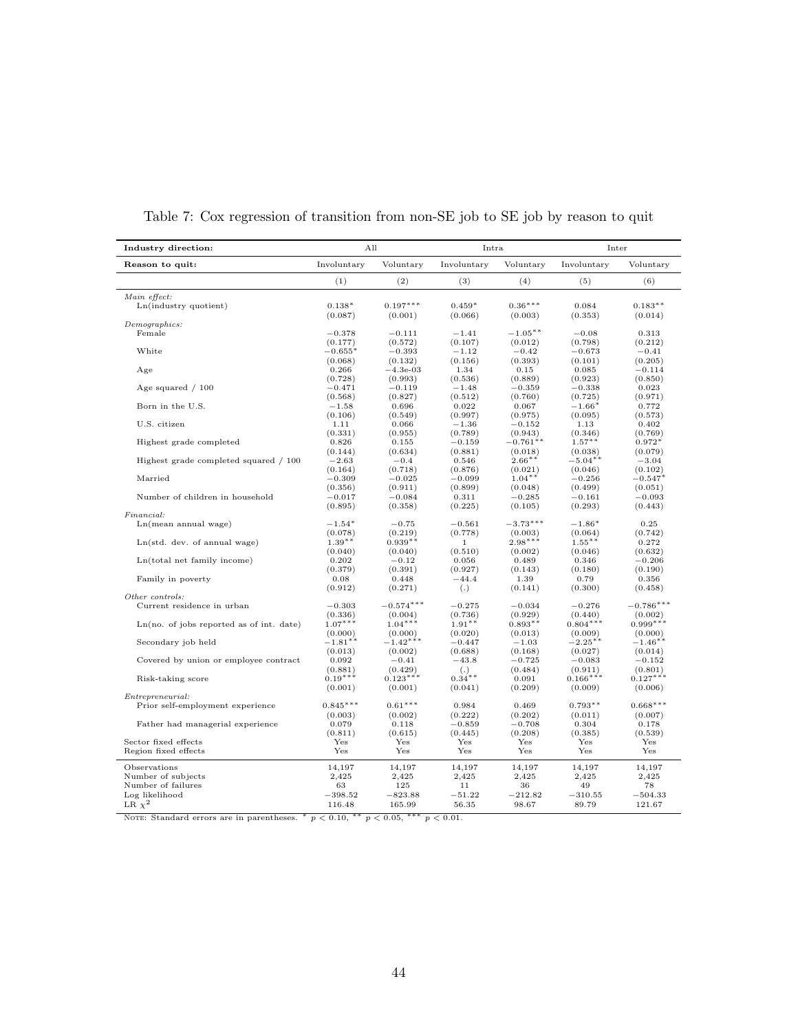Table 7: Cox regression of transition from non-SE job to SE job by reason to quit

| **Industry direction:** | All | | Intra | | Inter | |
|---|---|---|---|---|---|---|
| **Reason to quit:** | Involuntary | Voluntary | Involuntary | Voluntary | Involuntary | Voluntary |
| | (1) | (2) | (3) | (4) | (5) | (6) |
| *Main effect:* | | | | | | |
| Ln(industry quotient) | 0.138* | 0.197*** | 0.459* | 0.36*** | 0.084 | 0.183** |
| | (0.087) | (0.001) | (0.066) | (0.003) | (0.353) | (0.014) |
| *Demographics:* | | | | | | |
| Female | −0.378 | −0.111 | −1.41 | −1.05** | −0.08 | 0.313 |
| | (0.177) | (0.572) | (0.107) | (0.012) | (0.798) | (0.212) |
| White | −0.655* | −0.393 | −1.12 | −0.42 | −0.673 | −0.41 |
| | (0.068) | (0.132) | (0.156) | (0.393) | (0.101) | (0.205) |
| Age | 0.266 | −4.3e-03 | 1.34 | 0.15 | 0.085 | −0.114 |
| | (0.728) | (0.993) | (0.536) | (0.889) | (0.923) | (0.850) |
| Age squared / 100 | −0.471 | −0.119 | −1.48 | −0.359 | −0.338 | 0.023 |
| | (0.568) | (0.827) | (0.512) | (0.760) | (0.725) | (0.971) |
| Born in the U.S. | −1.58 | 0.696 | 0.022 | 0.067 | −1.66* | 0.772 |
| | (0.106) | (0.549) | (0.997) | (0.975) | (0.095) | (0.573) |
| U.S. citizen | 1.11 | 0.066 | −1.36 | −0.152 | 1.13 | 0.402 |
| | (0.331) | (0.955) | (0.789) | (0.943) | (0.346) | (0.769) |
| Highest grade completed | 0.826 | 0.155 | −0.159 | −0.761** | 1.57** | 0.972* |
| | (0.144) | (0.634) | (0.881) | (0.018) | (0.038) | (0.079) |
| Highest grade completed squared / 100 | −2.63 | −0.4 | 0.546 | 2.66** | −5.04** | −3.04 |
| | (0.164) | (0.718) | (0.876) | (0.021) | (0.046) | (0.102) |
| Married | −0.309 | −0.025 | −0.099 | 1.04** | −0.256 | −0.547* |
| | (0.356) | (0.911) | (0.899) | (0.048) | (0.499) | (0.051) |
| Number of children in household | −0.017 | −0.084 | 0.311 | −0.285 | −0.161 | −0.093 |
| | (0.895) | (0.358) | (0.225) | (0.105) | (0.293) | (0.443) |
| *Financial:* | | | | | | |
| Ln(mean annual wage) | −1.54* | −0.75 | −0.561 | −3.73*** | −1.86* | 0.25 |
| | (0.078) | (0.219) | (0.778) | (0.003) | (0.064) | (0.742) |
| Ln(std. dev. of annual wage) | 1.39** | 0.939** | 1 | 2.98*** | 1.55** | 0.272 |
| | (0.040) | (0.040) | (0.510) | (0.002) | (0.046) | (0.632) |
| Ln(total net family income) | 0.202 | −0.12 | 0.056 | 0.489 | 0.346 | −0.206 |
| | (0.379) | (0.391) | (0.927) | (0.143) | (0.180) | (0.190) |
| Family in poverty | 0.08 | 0.448 | −44.4 | 1.39 | 0.79 | 0.356 |
| | (0.912) | (0.271) | (.) | (0.141) | (0.300) | (0.458) |
| *Other controls:* | | | | | | |
| Current residence in urban | −0.303 | −0.574*** | −0.275 | −0.034 | −0.276 | −0.786*** |
| | (0.336) | (0.004) | (0.736) | (0.929) | (0.440) | (0.002) |
| Ln(no. of jobs reported as of int. date) | 1.07*** | 1.04*** | 1.91** | 0.893** | 0.804*** | 0.999*** |
| | (0.000) | (0.000) | (0.020) | (0.013) | (0.009) | (0.000) |
| Secondary job held | −1.81** | −1.42*** | −0.447 | −1.03 | −2.25** | −1.46** |
| | (0.013) | (0.002) | (0.688) | (0.168) | (0.027) | (0.014) |
| Covered by union or employee contract | 0.092 | −0.41 | −43.8 | −0.725 | −0.083 | −0.152 |
| | (0.881) | (0.429) | (.) | (0.484) | (0.911) | (0.801) |
| Risk-taking score | 0.19*** | 0.123*** | 0.34** | 0.091 | 0.166*** | 0.127*** |
| | (0.001) | (0.001) | (0.041) | (0.209) | (0.009) | (0.006) |
| *Entrepreneurial:* | | | | | | |
| Prior self-employment experience | 0.845*** | 0.61*** | 0.984 | 0.469 | 0.793** | 0.668*** |
| | (0.003) | (0.002) | (0.222) | (0.202) | (0.011) | (0.007) |
| Father had managerial experience | 0.079 | 0.118 | −0.859 | −0.708 | 0.304 | 0.178 |
| | (0.811) | (0.615) | (0.445) | (0.208) | (0.385) | (0.539) |
| Sector fixed effects | Yes | Yes | Yes | Yes | Yes | Yes |
| Region fixed effects | Yes | Yes | Yes | Yes | Yes | Yes |
| Observations | 14,197 | 14,197 | 14,197 | 14,197 | 14,197 | 14,197 |
| Number of subjects | 2,425 | 2,425 | 2,425 | 2,425 | 2,425 | 2,425 |
| Number of failures | 63 | 125 | 11 | 36 | 49 | 78 |
| Log likelihood | −398.52 | −823.88 | −51.22 | −212.82 | −310.55 | −504.33 |
| LR $\chi^2$ | 116.48 | 165.99 | 56.35 | 98.67 | 89.79 | 121.67 |

NOTE: Standard errors are in parentheses. * $p < 0.10$, ** $p < 0.05$, *** $p < 0.01$.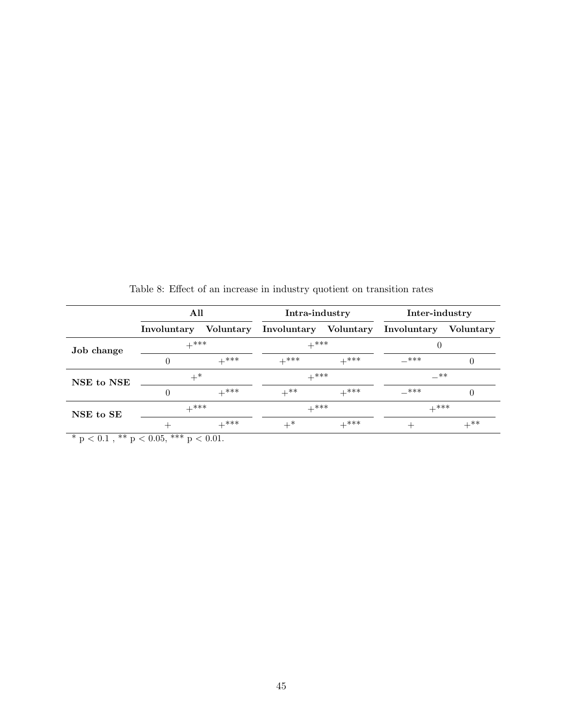Table 8: Effect of an increase in industry quotient on transition rates

| | **All** | | **Intra-industry** | | **Inter-industry** | |
|---|---|---|---|---|---|---|
| | **Involuntary** | **Voluntary** | **Involuntary** | **Voluntary** | **Involuntary** | **Voluntary** |
| **Job change** | $+^{***}$ | | $+^{***}$ | | $0$ | |
| | $0$ | $+^{***}$ | $+^{***}$ | $+^{***}$ | $-^{***}$ | $0$ |
| **NSE to NSE** | $+^{*}$ | | $+^{***}$ | | $-^{**}$ | |
| | $0$ | $+^{***}$ | $+^{**}$ | $+^{***}$ | $-^{***}$ | $0$ |
| **NSE to SE** | $+^{***}$ | | $+^{***}$ | | $+^{***}$ | |
| | $+$ | $+^{***}$ | $+^{*}$ | $+^{***}$ | $+$ | $+^{**}$ |

* $p < 0.1$ , ** $p < 0.05$, *** $p < 0.01$.